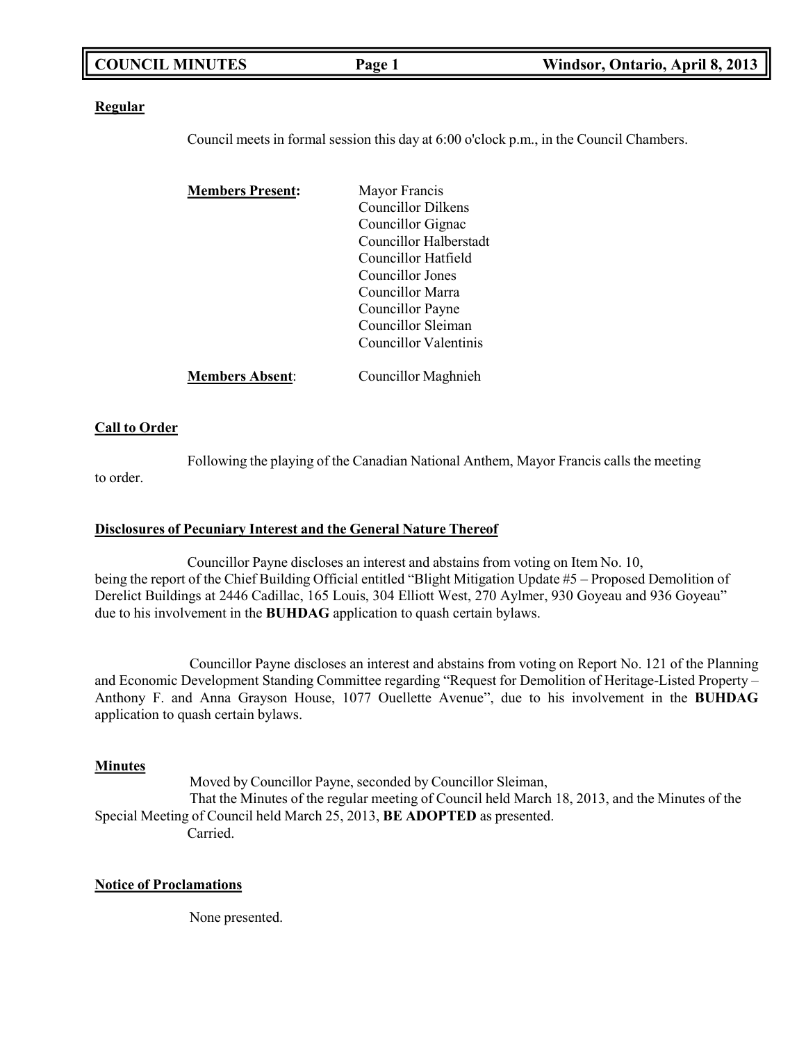**Regular**

Council meets in formal session this day at 6:00 o'clock p.m., in the Council Chambers.

**Members Present:**

Mayor Francis
Councillor Dilkens
Councillor Gignac
Councillor Halberstadt
Councillor Hatfield
Councillor Jones
Councillor Marra
Councillor Payne
Councillor Sleiman
Councillor Valentinis

**Members Absent**: Councillor Maghnieh

**Call to Order**

Following the playing of the Canadian National Anthem, Mayor Francis calls the meeting to order.

**Disclosures of Pecuniary Interest and the General Nature Thereof**

Councillor Payne discloses an interest and abstains from voting on Item No. 10, being the report of the Chief Building Official entitled "Blight Mitigation Update #5 – Proposed Demolition of Derelict Buildings at 2446 Cadillac, 165 Louis, 304 Elliott West, 270 Aylmer, 930 Goyeau and 936 Goyeau" due to his involvement in the **BUHDAG** application to quash certain bylaws.

Councillor Payne discloses an interest and abstains from voting on Report No. 121 of the Planning and Economic Development Standing Committee regarding "Request for Demolition of Heritage-Listed Property – Anthony F. and Anna Grayson House, 1077 Ouellette Avenue", due to his involvement in the **BUHDAG** application to quash certain bylaws.

**Minutes**

Moved by Councillor Payne, seconded by Councillor Sleiman,
That the Minutes of the regular meeting of Council held March 18, 2013, and the Minutes of the Special Meeting of Council held March 25, 2013, **BE ADOPTED** as presented.
Carried.

**Notice of Proclamations**

None presented.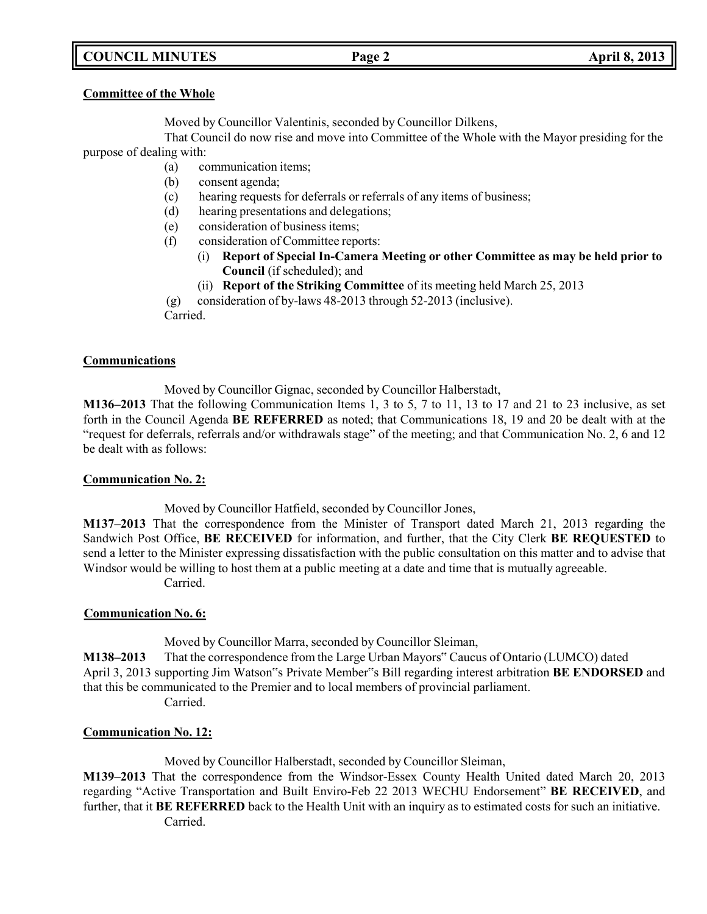**Committee of the Whole**

Moved by Councillor Valentinis, seconded by Councillor Dilkens,

That Council do now rise and move into Committee of the Whole with the Mayor presiding for the purpose of dealing with:

- (a) communication items;
- (b) consent agenda;
- (c) hearing requests for deferrals or referrals of any items of business;
- (d) hearing presentations and delegations;
- (e) consideration of business items;
- (f) consideration of Committee reports:
    - (i) **Report of Special In-Camera Meeting or other Committee as may be held prior to Council** (if scheduled); and
    - (ii) **Report of the Striking Committee** of its meeting held March 25, 2013
- (g) consideration of by-laws 48-2013 through 52-2013 (inclusive).

Carried.

**Communications**

Moved by Councillor Gignac, seconded by Councillor Halberstadt,

**M136–2013** That the following Communication Items 1, 3 to 5, 7 to 11, 13 to 17 and 21 to 23 inclusive, as set forth in the Council Agenda **BE REFERRED** as noted; that Communications 18, 19 and 20 be dealt with at the "request for deferrals, referrals and/or withdrawals stage" of the meeting; and that Communication No. 2, 6 and 12 be dealt with as follows:

**Communication No. 2:**

Moved by Councillor Hatfield, seconded by Councillor Jones,

**M137–2013** That the correspondence from the Minister of Transport dated March 21, 2013 regarding the Sandwich Post Office, **BE RECEIVED** for information, and further, that the City Clerk **BE REQUESTED** to send a letter to the Minister expressing dissatisfaction with the public consultation on this matter and to advise that Windsor would be willing to host them at a public meeting at a date and time that is mutually agreeable.

Carried.

**Communication No. 6:**

Moved by Councillor Marra, seconded by Councillor Sleiman,

**M138–2013** That the correspondence from the Large Urban Mayors" Caucus of Ontario (LUMCO) dated April 3, 2013 supporting Jim Watson"s Private Member"s Bill regarding interest arbitration **BE ENDORSED** and that this be communicated to the Premier and to local members of provincial parliament.

Carried.

**Communication No. 12:**

Moved by Councillor Halberstadt, seconded by Councillor Sleiman,

**M139–2013** That the correspondence from the Windsor-Essex County Health United dated March 20, 2013 regarding "Active Transportation and Built Enviro-Feb 22 2013 WECHU Endorsement" **BE RECEIVED**, and further, that it **BE REFERRED** back to the Health Unit with an inquiry as to estimated costs for such an initiative.

Carried.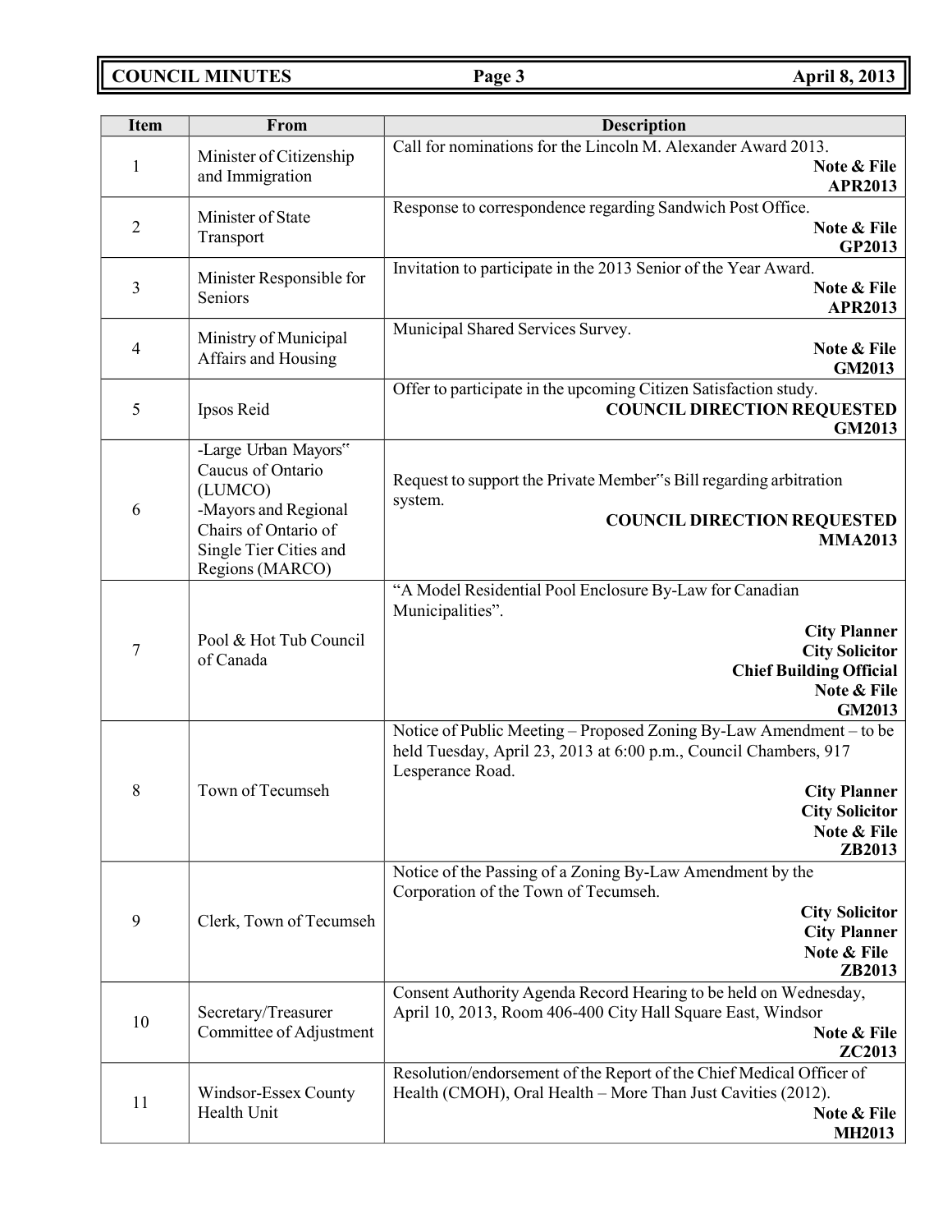| Item | From | Description |
|---|---|---|
| 1 | Minister of Citizenship and Immigration | Call for nominations for the Lincoln M. Alexander Award 2013. **Note & File** **APR2013** |
| 2 | Minister of State Transport | Response to correspondence regarding Sandwich Post Office. **Note & File** **GP2013** |
| 3 | Minister Responsible for Seniors | Invitation to participate in the 2013 Senior of the Year Award. **Note & File** **APR2013** |
| 4 | Ministry of Municipal Affairs and Housing | Municipal Shared Services Survey. **Note & File** **GM2013** |
| 5 | Ipsos Reid | Offer to participate in the upcoming Citizen Satisfaction study. **COUNCIL DIRECTION REQUESTED** **GM2013** |
| 6 | -Large Urban Mayors" Caucus of Ontario (LUMCO) -Mayors and Regional Chairs of Ontario of Single Tier Cities and Regions (MARCO) | Request to support the Private Member"s Bill regarding arbitration system. **COUNCIL DIRECTION REQUESTED** **MMA2013** |
| 7 | Pool & Hot Tub Council of Canada | "A Model Residential Pool Enclosure By-Law for Canadian Municipalities". **City Planner** **City Solicitor** **Chief Building Official** **Note & File** **GM2013** |
| 8 | Town of Tecumseh | Notice of Public Meeting – Proposed Zoning By-Law Amendment – to be held Tuesday, April 23, 2013 at 6:00 p.m., Council Chambers, 917 Lesperance Road. **City Planner** **City Solicitor** **Note & File** **ZB2013** |
| 9 | Clerk, Town of Tecumseh | Notice of the Passing of a Zoning By-Law Amendment by the Corporation of the Town of Tecumseh. **City Solicitor** **City Planner** **Note & File** **ZB2013** |
| 10 | Secretary/Treasurer Committee of Adjustment | Consent Authority Agenda Record Hearing to be held on Wednesday, April 10, 2013, Room 406-400 City Hall Square East, Windsor **Note & File** **ZC2013** |
| 11 | Windsor-Essex County Health Unit | Resolution/endorsement of the Report of the Chief Medical Officer of Health (CMOH), Oral Health – More Than Just Cavities (2012). **Note & File** **MH2013** |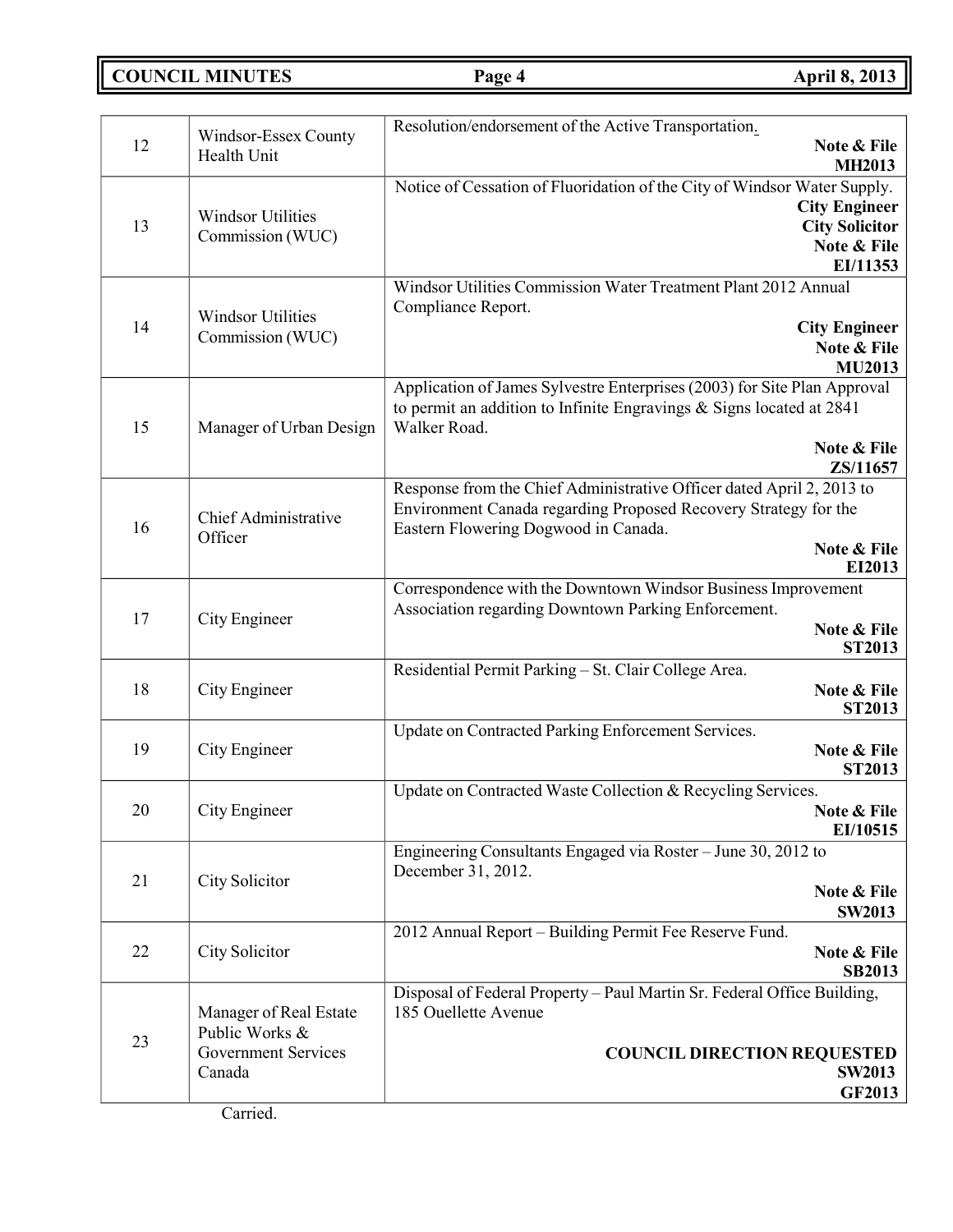| | | |
|---|---|---|
| 12 | Windsor-Essex County Health Unit | Resolution/endorsement of the Active Transportation.<br>**Note & File**<br>**MH2013** |
| 13 | Windsor Utilities Commission (WUC) | Notice of Cessation of Fluoridation of the City of Windsor Water Supply.<br>**City Engineer**<br>**City Solicitor**<br>**Note & File**<br>**EI/11353** |
| 14 | Windsor Utilities Commission (WUC) | Windsor Utilities Commission Water Treatment Plant 2012 Annual Compliance Report.<br>**City Engineer**<br>**Note & File**<br>**MU2013** |
| 15 | Manager of Urban Design | Application of James Sylvestre Enterprises (2003) for Site Plan Approval to permit an addition to Infinite Engravings & Signs located at 2841 Walker Road.<br>**Note & File**<br>**ZS/11657** |
| 16 | Chief Administrative Officer | Response from the Chief Administrative Officer dated April 2, 2013 to Environment Canada regarding Proposed Recovery Strategy for the Eastern Flowering Dogwood in Canada.<br>**Note & File**<br>**EI2013** |
| 17 | City Engineer | Correspondence with the Downtown Windsor Business Improvement Association regarding Downtown Parking Enforcement.<br>**Note & File**<br>**ST2013** |
| 18 | City Engineer | Residential Permit Parking – St. Clair College Area.<br>**Note & File**<br>**ST2013** |
| 19 | City Engineer | Update on Contracted Parking Enforcement Services.<br>**Note & File**<br>**ST2013** |
| 20 | City Engineer | Update on Contracted Waste Collection & Recycling Services.<br>**Note & File**<br>**EI/10515** |
| 21 | City Solicitor | Engineering Consultants Engaged via Roster – June 30, 2012 to December 31, 2012.<br>**Note & File**<br>**SW2013** |
| 22 | City Solicitor | 2012 Annual Report – Building Permit Fee Reserve Fund.<br>**Note & File**<br>**SB2013** |
| 23 | Manager of Real Estate Public Works & Government Services Canada | Disposal of Federal Property – Paul Martin Sr. Federal Office Building, 185 Ouellette Avenue<br>**COUNCIL DIRECTION REQUESTED**<br>**SW2013**<br>**GF2013** |

Carried.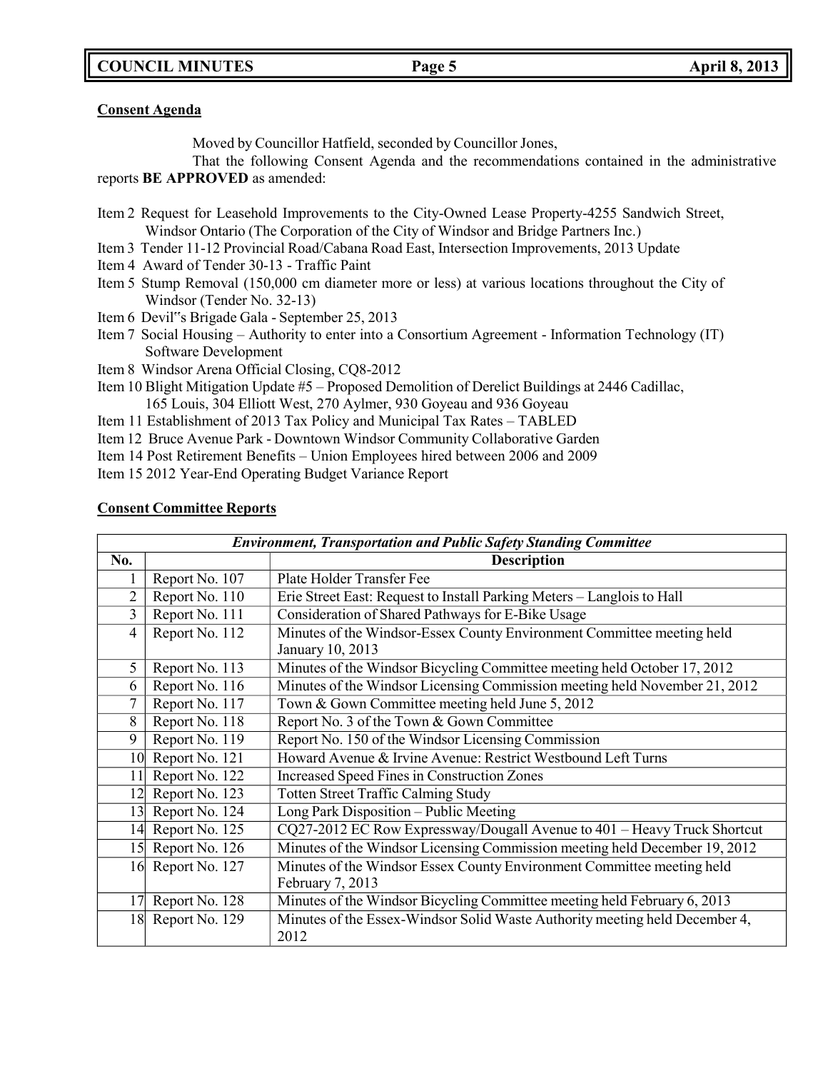**Consent Agenda**

Moved by Councillor Hatfield, seconded by Councillor Jones,

That the following Consent Agenda and the recommendations contained in the administrative reports **BE APPROVED** as amended:

Item 2 Request for Leasehold Improvements to the City-Owned Lease Property-4255 Sandwich Street, Windsor Ontario (The Corporation of the City of Windsor and Bridge Partners Inc.)
Item 3 Tender 11-12 Provincial Road/Cabana Road East, Intersection Improvements, 2013 Update
Item 4 Award of Tender 30-13 - Traffic Paint
Item 5 Stump Removal (150,000 cm diameter more or less) at various locations throughout the City of Windsor (Tender No. 32-13)
Item 6 Devil"s Brigade Gala - September 25, 2013
Item 7 Social Housing – Authority to enter into a Consortium Agreement - Information Technology (IT) Software Development
Item 8 Windsor Arena Official Closing, CQ8-2012
Item 10 Blight Mitigation Update #5 – Proposed Demolition of Derelict Buildings at 2446 Cadillac, 165 Louis, 304 Elliott West, 270 Aylmer, 930 Goyeau and 936 Goyeau
Item 11 Establishment of 2013 Tax Policy and Municipal Tax Rates – TABLED
Item 12 Bruce Avenue Park - Downtown Windsor Community Collaborative Garden
Item 14 Post Retirement Benefits – Union Employees hired between 2006 and 2009
Item 15 2012 Year-End Operating Budget Variance Report

**Consent Committee Reports**

| ***Environment, Transportation and Public Safety Standing Committee*** | | |
|---|---|---|
| **No.** | | **Description** |
| 1 | Report No. 107 | Plate Holder Transfer Fee |
| 2 | Report No. 110 | Erie Street East: Request to Install Parking Meters – Langlois to Hall |
| 3 | Report No. 111 | Consideration of Shared Pathways for E-Bike Usage |
| 4 | Report No. 112 | Minutes of the Windsor-Essex County Environment Committee meeting held January 10, 2013 |
| 5 | Report No. 113 | Minutes of the Windsor Bicycling Committee meeting held October 17, 2012 |
| 6 | Report No. 116 | Minutes of the Windsor Licensing Commission meeting held November 21, 2012 |
| 7 | Report No. 117 | Town & Gown Committee meeting held June 5, 2012 |
| 8 | Report No. 118 | Report No. 3 of the Town & Gown Committee |
| 9 | Report No. 119 | Report No. 150 of the Windsor Licensing Commission |
| 10 | Report No. 121 | Howard Avenue & Irvine Avenue: Restrict Westbound Left Turns |
| 11 | Report No. 122 | Increased Speed Fines in Construction Zones |
| 12 | Report No. 123 | Totten Street Traffic Calming Study |
| 13 | Report No. 124 | Long Park Disposition – Public Meeting |
| 14 | Report No. 125 | CQ27-2012 EC Row Expressway/Dougall Avenue to 401 – Heavy Truck Shortcut |
| 15 | Report No. 126 | Minutes of the Windsor Licensing Commission meeting held December 19, 2012 |
| 16 | Report No. 127 | Minutes of the Windsor Essex County Environment Committee meeting held February 7, 2013 |
| 17 | Report No. 128 | Minutes of the Windsor Bicycling Committee meeting held February 6, 2013 |
| 18 | Report No. 129 | Minutes of the Essex-Windsor Solid Waste Authority meeting held December 4, 2012 |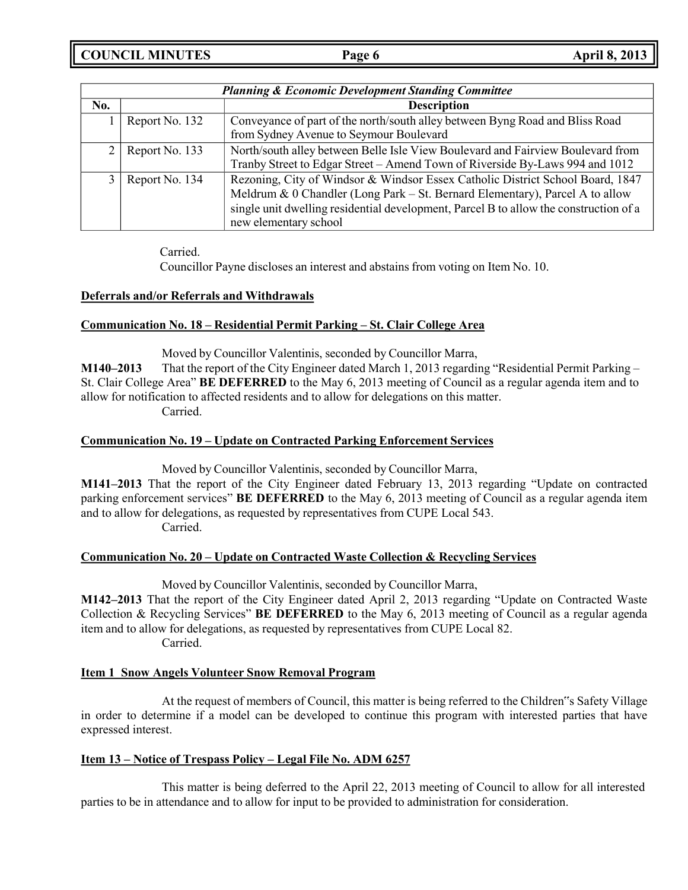| *Planning & Economic Development Standing Committee* | | |
|---|---|---|
| **No.** | | **Description** |
| 1 | Report No. 132 | Conveyance of part of the north/south alley between Byng Road and Bliss Road from Sydney Avenue to Seymour Boulevard |
| 2 | Report No. 133 | North/south alley between Belle Isle View Boulevard and Fairview Boulevard from Tranby Street to Edgar Street – Amend Town of Riverside By-Laws 994 and 1012 |
| 3 | Report No. 134 | Rezoning, City of Windsor & Windsor Essex Catholic District School Board, 1847 Meldrum & 0 Chandler (Long Park – St. Bernard Elementary), Parcel A to allow single unit dwelling residential development, Parcel B to allow the construction of a new elementary school |

Carried.

Councillor Payne discloses an interest and abstains from voting on Item No. 10.

**Deferrals and/or Referrals and Withdrawals**

**Communication No. 18 – Residential Permit Parking – St. Clair College Area**

Moved by Councillor Valentinis, seconded by Councillor Marra,

**M140–2013** That the report of the City Engineer dated March 1, 2013 regarding "Residential Permit Parking – St. Clair College Area" **BE DEFERRED** to the May 6, 2013 meeting of Council as a regular agenda item and to allow for notification to affected residents and to allow for delegations on this matter.

Carried.

**Communication No. 19 – Update on Contracted Parking Enforcement Services**

Moved by Councillor Valentinis, seconded by Councillor Marra,

**M141–2013** That the report of the City Engineer dated February 13, 2013 regarding "Update on contracted parking enforcement services" **BE DEFERRED** to the May 6, 2013 meeting of Council as a regular agenda item and to allow for delegations, as requested by representatives from CUPE Local 543.

Carried.

**Communication No. 20 – Update on Contracted Waste Collection & Recycling Services**

Moved by Councillor Valentinis, seconded by Councillor Marra,

**M142–2013** That the report of the City Engineer dated April 2, 2013 regarding "Update on Contracted Waste Collection & Recycling Services" **BE DEFERRED** to the May 6, 2013 meeting of Council as a regular agenda item and to allow for delegations, as requested by representatives from CUPE Local 82.

Carried.

**Item 1 Snow Angels Volunteer Snow Removal Program**

At the request of members of Council, this matter is being referred to the Children"s Safety Village in order to determine if a model can be developed to continue this program with interested parties that have expressed interest.

**Item 13 – Notice of Trespass Policy – Legal File No. ADM 6257**

This matter is being deferred to the April 22, 2013 meeting of Council to allow for all interested parties to be in attendance and to allow for input to be provided to administration for consideration.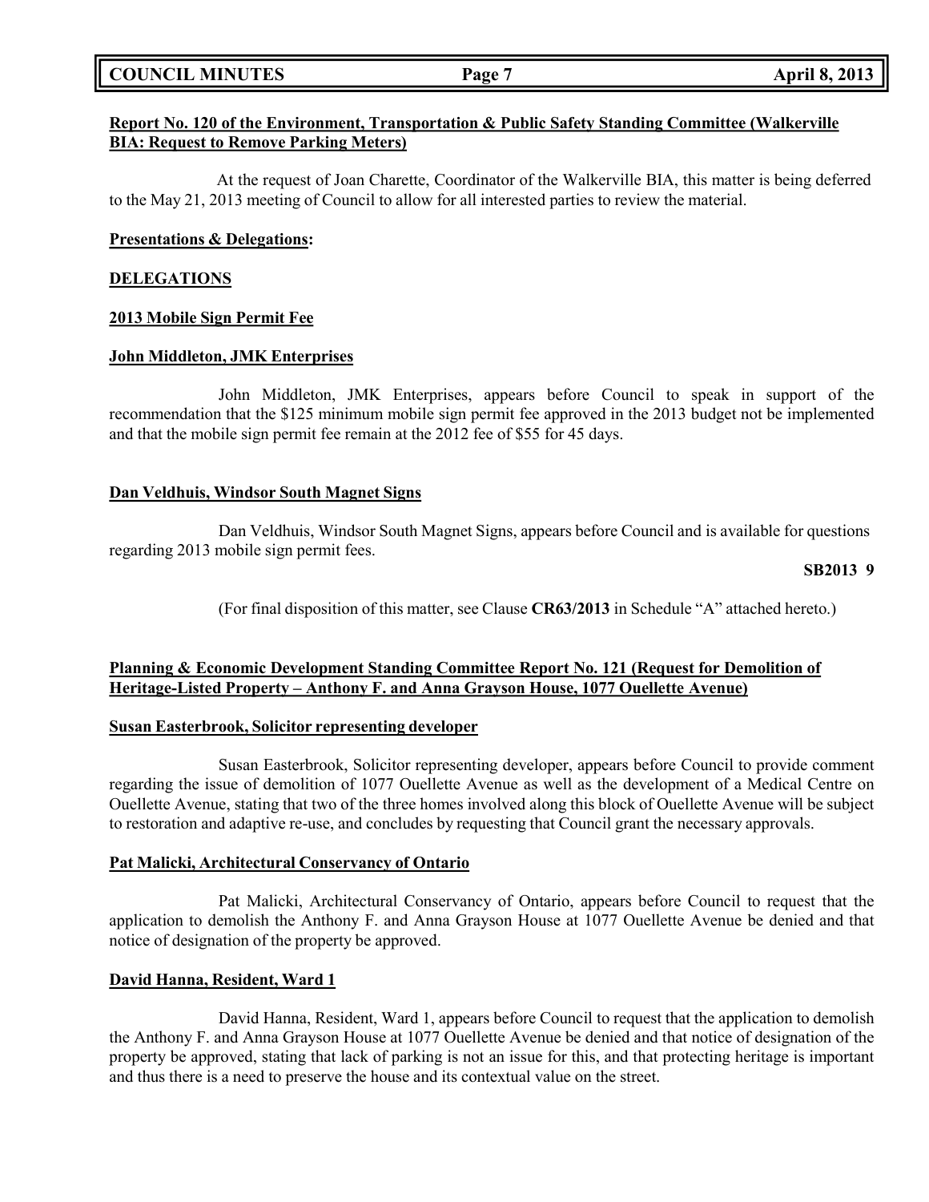**Report No. 120 of the Environment, Transportation & Public Safety Standing Committee (Walkerville BIA: Request to Remove Parking Meters)**

At the request of Joan Charette, Coordinator of the Walkerville BIA, this matter is being deferred to the May 21, 2013 meeting of Council to allow for all interested parties to review the material.

**Presentations & Delegations:**

**DELEGATIONS**

**2013 Mobile Sign Permit Fee**

**John Middleton, JMK Enterprises**

John Middleton, JMK Enterprises, appears before Council to speak in support of the recommendation that the $125 minimum mobile sign permit fee approved in the 2013 budget not be implemented and that the mobile sign permit fee remain at the 2012 fee of $55 for 45 days.

**Dan Veldhuis, Windsor South Magnet Signs**

Dan Veldhuis, Windsor South Magnet Signs, appears before Council and is available for questions regarding 2013 mobile sign permit fees.

**SB2013 9**

(For final disposition of this matter, see Clause **CR63/2013** in Schedule "A" attached hereto.)

**Planning & Economic Development Standing Committee Report No. 121 (Request for Demolition of Heritage-Listed Property – Anthony F. and Anna Grayson House, 1077 Ouellette Avenue)**

**Susan Easterbrook, Solicitor representing developer**

Susan Easterbrook, Solicitor representing developer, appears before Council to provide comment regarding the issue of demolition of 1077 Ouellette Avenue as well as the development of a Medical Centre on Ouellette Avenue, stating that two of the three homes involved along this block of Ouellette Avenue will be subject to restoration and adaptive re-use, and concludes by requesting that Council grant the necessary approvals.

**Pat Malicki, Architectural Conservancy of Ontario**

Pat Malicki, Architectural Conservancy of Ontario, appears before Council to request that the application to demolish the Anthony F. and Anna Grayson House at 1077 Ouellette Avenue be denied and that notice of designation of the property be approved.

**David Hanna, Resident, Ward 1**

David Hanna, Resident, Ward 1, appears before Council to request that the application to demolish the Anthony F. and Anna Grayson House at 1077 Ouellette Avenue be denied and that notice of designation of the property be approved, stating that lack of parking is not an issue for this, and that protecting heritage is important and thus there is a need to preserve the house and its contextual value on the street.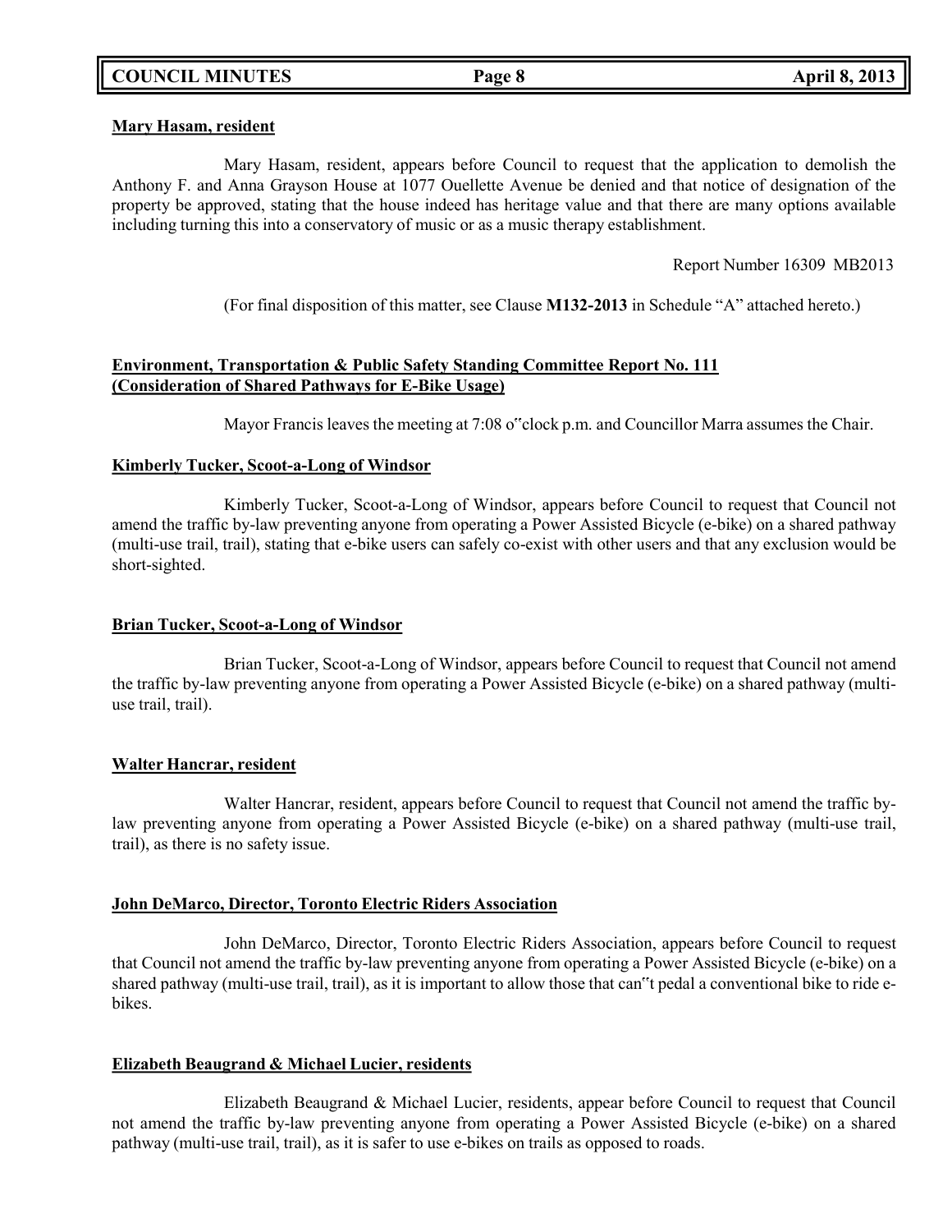**Mary Hasam, resident**

Mary Hasam, resident, appears before Council to request that the application to demolish the Anthony F. and Anna Grayson House at 1077 Ouellette Avenue be denied and that notice of designation of the property be approved, stating that the house indeed has heritage value and that there are many options available including turning this into a conservatory of music or as a music therapy establishment.

Report Number 16309 MB2013

(For final disposition of this matter, see Clause **M132-2013** in Schedule "A" attached hereto.)

**Environment, Transportation & Public Safety Standing Committee Report No. 111 (Consideration of Shared Pathways for E-Bike Usage)**

Mayor Francis leaves the meeting at 7:08 o"clock p.m. and Councillor Marra assumes the Chair.

**Kimberly Tucker, Scoot-a-Long of Windsor**

Kimberly Tucker, Scoot-a-Long of Windsor, appears before Council to request that Council not amend the traffic by-law preventing anyone from operating a Power Assisted Bicycle (e-bike) on a shared pathway (multi-use trail, trail), stating that e-bike users can safely co-exist with other users and that any exclusion would be short-sighted.

**Brian Tucker, Scoot-a-Long of Windsor**

Brian Tucker, Scoot-a-Long of Windsor, appears before Council to request that Council not amend the traffic by-law preventing anyone from operating a Power Assisted Bicycle (e-bike) on a shared pathway (multi-use trail, trail).

**Walter Hancrar, resident**

Walter Hancrar, resident, appears before Council to request that Council not amend the traffic by-law preventing anyone from operating a Power Assisted Bicycle (e-bike) on a shared pathway (multi-use trail, trail), as there is no safety issue.

**John DeMarco, Director, Toronto Electric Riders Association**

John DeMarco, Director, Toronto Electric Riders Association, appears before Council to request that Council not amend the traffic by-law preventing anyone from operating a Power Assisted Bicycle (e-bike) on a shared pathway (multi-use trail, trail), as it is important to allow those that can"t pedal a conventional bike to ride e-bikes.

**Elizabeth Beaugrand & Michael Lucier, residents**

Elizabeth Beaugrand & Michael Lucier, residents, appear before Council to request that Council not amend the traffic by-law preventing anyone from operating a Power Assisted Bicycle (e-bike) on a shared pathway (multi-use trail, trail), as it is safer to use e-bikes on trails as opposed to roads.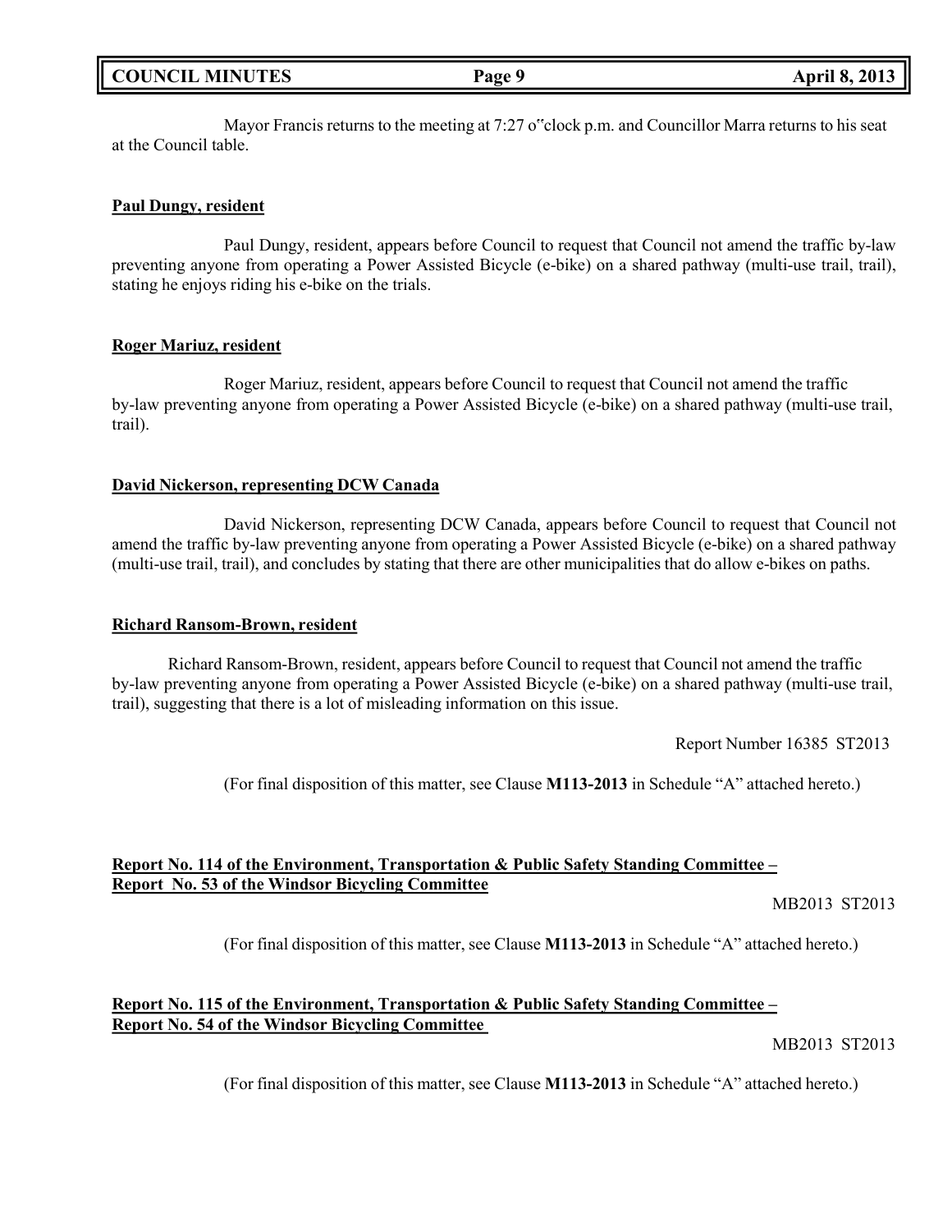Mayor Francis returns to the meeting at 7:27 o"clock p.m. and Councillor Marra returns to his seat at the Council table.

**Paul Dungy, resident**

Paul Dungy, resident, appears before Council to request that Council not amend the traffic by-law preventing anyone from operating a Power Assisted Bicycle (e-bike) on a shared pathway (multi-use trail, trail), stating he enjoys riding his e-bike on the trials.

**Roger Mariuz, resident**

Roger Mariuz, resident, appears before Council to request that Council not amend the traffic by-law preventing anyone from operating a Power Assisted Bicycle (e-bike) on a shared pathway (multi-use trail, trail).

**David Nickerson, representing DCW Canada**

David Nickerson, representing DCW Canada, appears before Council to request that Council not amend the traffic by-law preventing anyone from operating a Power Assisted Bicycle (e-bike) on a shared pathway (multi-use trail, trail), and concludes by stating that there are other municipalities that do allow e-bikes on paths.

**Richard Ransom-Brown, resident**

Richard Ransom-Brown, resident, appears before Council to request that Council not amend the traffic by-law preventing anyone from operating a Power Assisted Bicycle (e-bike) on a shared pathway (multi-use trail, trail), suggesting that there is a lot of misleading information on this issue.

Report Number 16385 ST2013

(For final disposition of this matter, see Clause **M113-2013** in Schedule "A" attached hereto.)

**Report No. 114 of the Environment, Transportation & Public Safety Standing Committee – Report No. 53 of the Windsor Bicycling Committee**

MB2013 ST2013

(For final disposition of this matter, see Clause **M113-2013** in Schedule "A" attached hereto.)

**Report No. 115 of the Environment, Transportation & Public Safety Standing Committee – Report No. 54 of the Windsor Bicycling Committee**

MB2013 ST2013

(For final disposition of this matter, see Clause **M113-2013** in Schedule "A" attached hereto.)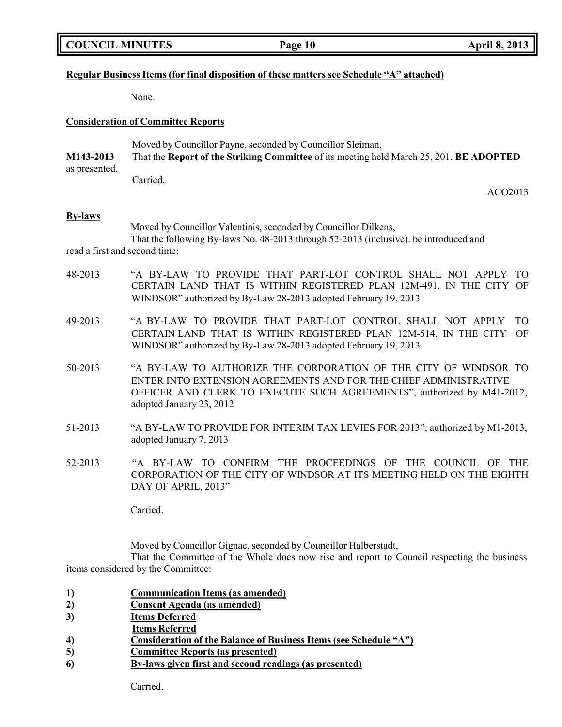**Regular Business Items (for final disposition of these matters see Schedule "A" attached)**

None.

**Consideration of Committee Reports**

Moved by Councillor Payne, seconded by Councillor Sleiman,

**M143-2013** That the **Report of the Striking Committee** of its meeting held March 25, 201, **BE ADOPTED** as presented.

Carried.

ACO2013

**By-laws**

Moved by Councillor Valentinis, seconded by Councillor Dilkens,

That the following By-laws No. 48-2013 through 52-2013 (inclusive). be introduced and read a first and second time:

48-2013 "A BY-LAW TO PROVIDE THAT PART-LOT CONTROL SHALL NOT APPLY TO CERTAIN LAND THAT IS WITHIN REGISTERED PLAN 12M-491, IN THE CITY OF WINDSOR" authorized by By-Law 28-2013 adopted February 19, 2013

49-2013 "A BY-LAW TO PROVIDE THAT PART-LOT CONTROL SHALL NOT APPLY TO CERTAIN LAND THAT IS WITHIN REGISTERED PLAN 12M-514, IN THE CITY OF WINDSOR" authorized by By-Law 28-2013 adopted February 19, 2013

50-2013 "A BY-LAW TO AUTHORIZE THE CORPORATION OF THE CITY OF WINDSOR TO ENTER INTO EXTENSION AGREEMENTS AND FOR THE CHIEF ADMINISTRATIVE OFFICER AND CLERK TO EXECUTE SUCH AGREEMENTS", authorized by M41-2012, adopted January 23, 2012

51-2013 "A BY-LAW TO PROVIDE FOR INTERIM TAX LEVIES FOR 2013", authorized by M1-2013, adopted January 7, 2013

52-2013 "A BY-LAW TO CONFIRM THE PROCEEDINGS OF THE COUNCIL OF THE CORPORATION OF THE CITY OF WINDSOR AT ITS MEETING HELD ON THE EIGHTH DAY OF APRIL, 2013"

Carried.

Moved by Councillor Gignac, seconded by Councillor Halberstadt,

That the Committee of the Whole does now rise and report to Council respecting the business items considered by the Committee:

1) **Communication Items (as amended)**
2) **Consent Agenda (as amended)**
3) **Items Deferred**
   **Items Referred**
4) **Consideration of the Balance of Business Items (see Schedule "A")**
5) **Committee Reports (as presented)**
6) **By-laws given first and second readings (as presented)**

Carried.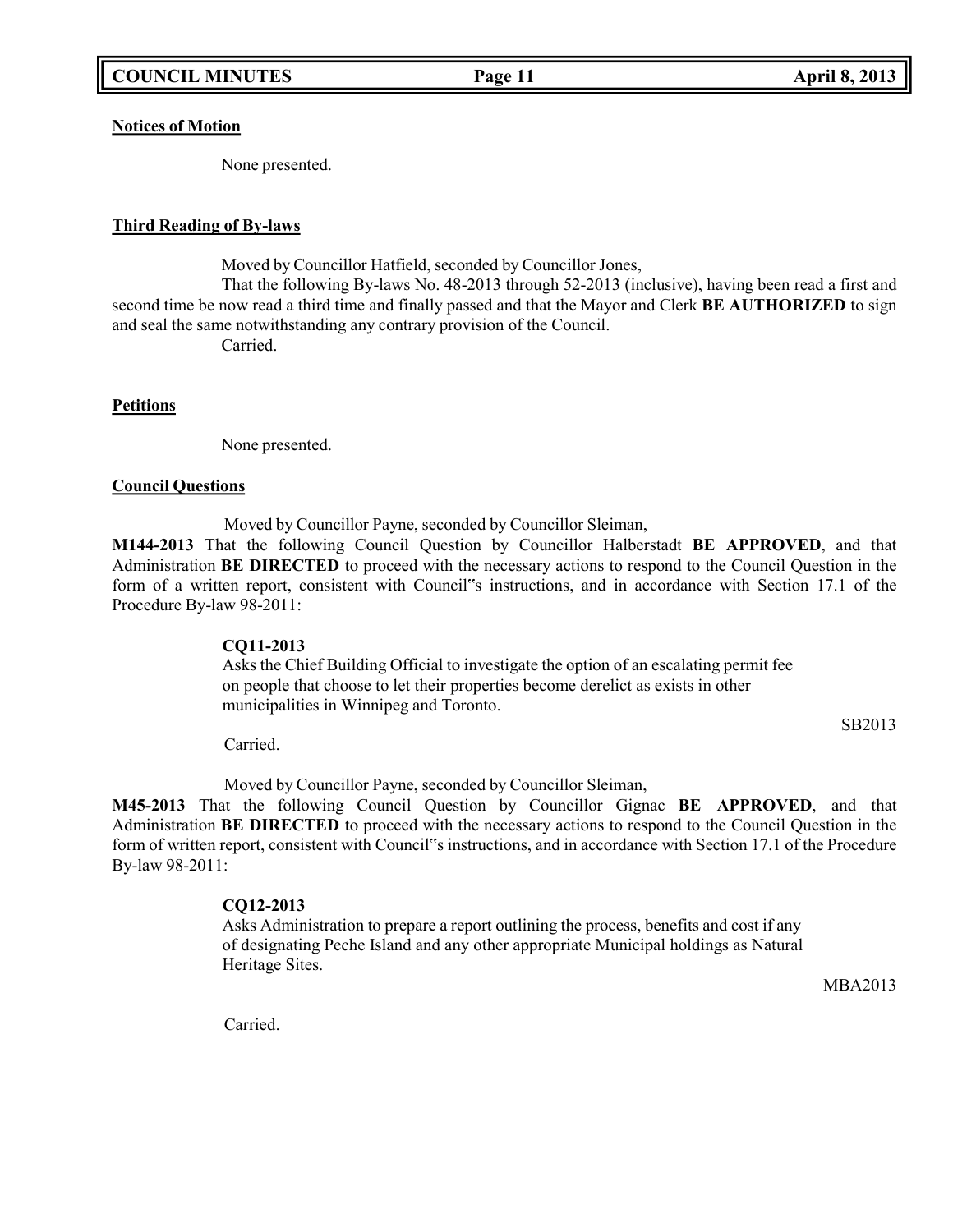**Notices of Motion**

None presented.

**Third Reading of By-laws**

Moved by Councillor Hatfield, seconded by Councillor Jones,

That the following By-laws No. 48-2013 through 52-2013 (inclusive), having been read a first and second time be now read a third time and finally passed and that the Mayor and Clerk **BE AUTHORIZED** to sign and seal the same notwithstanding any contrary provision of the Council.

Carried.

**Petitions**

None presented.

**Council Questions**

Moved by Councillor Payne, seconded by Councillor Sleiman,

**M144-2013** That the following Council Question by Councillor Halberstadt **BE APPROVED**, and that Administration **BE DIRECTED** to proceed with the necessary actions to respond to the Council Question in the form of a written report, consistent with Council"s instructions, and in accordance with Section 17.1 of the Procedure By-law 98-2011:

**CQ11-2013**
Asks the Chief Building Official to investigate the option of an escalating permit fee on people that choose to let their properties become derelict as exists in other municipalities in Winnipeg and Toronto.

SB2013

Carried.

Moved by Councillor Payne, seconded by Councillor Sleiman,

**M45-2013** That the following Council Question by Councillor Gignac **BE APPROVED**, and that Administration **BE DIRECTED** to proceed with the necessary actions to respond to the Council Question in the form of written report, consistent with Council"s instructions, and in accordance with Section 17.1 of the Procedure By-law 98-2011:

**CQ12-2013**
Asks Administration to prepare a report outlining the process, benefits and cost if any of designating Peche Island and any other appropriate Municipal holdings as Natural Heritage Sites.

MBA2013

Carried.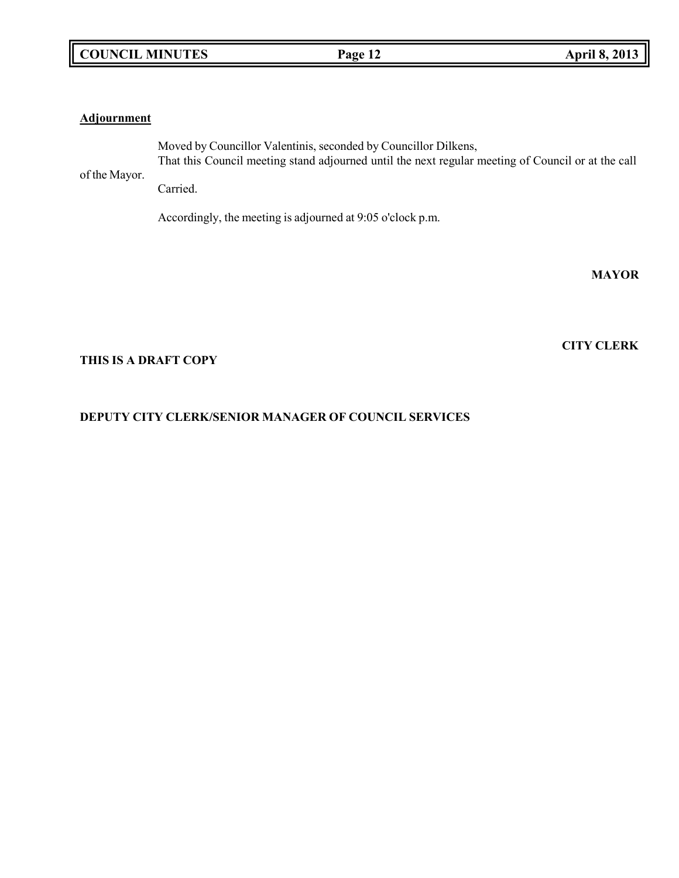**Adjournment**

Moved by Councillor Valentinis, seconded by Councillor Dilkens,

That this Council meeting stand adjourned until the next regular meeting of Council or at the call of the Mayor.

Carried.

Accordingly, the meeting is adjourned at 9:05 o'clock p.m.

**MAYOR**

**CITY CLERK**

**THIS IS A DRAFT COPY**

**DEPUTY CITY CLERK/SENIOR MANAGER OF COUNCIL SERVICES**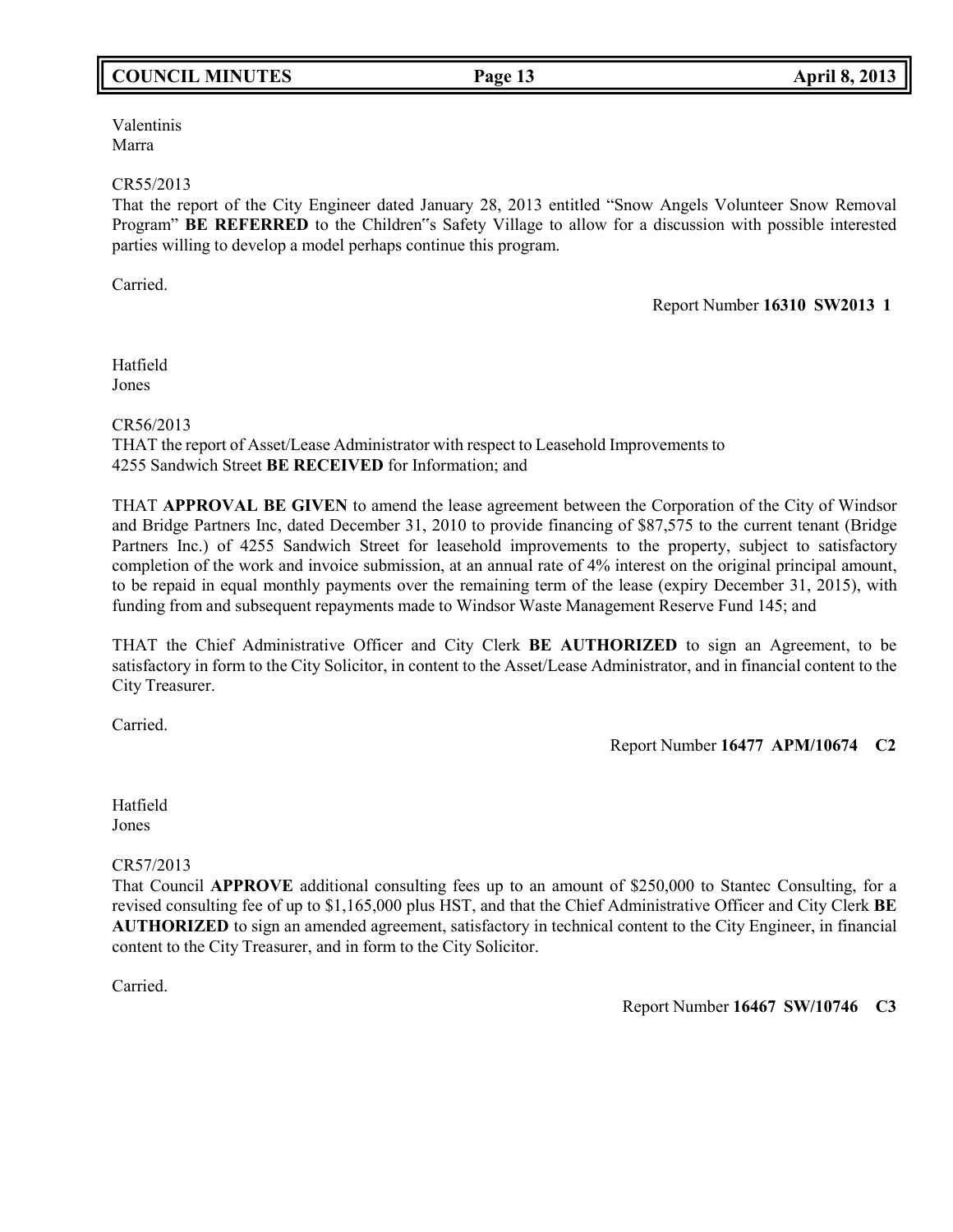Valentinis
Marra

CR55/2013
That the report of the City Engineer dated January 28, 2013 entitled "Snow Angels Volunteer Snow Removal Program" **BE REFERRED** to the Children"s Safety Village to allow for a discussion with possible interested parties willing to develop a model perhaps continue this program.

Carried.

Report Number **16310 SW2013 1**

Hatfield
Jones

CR56/2013
THAT the report of Asset/Lease Administrator with respect to Leasehold Improvements to 4255 Sandwich Street **BE RECEIVED** for Information; and

THAT **APPROVAL BE GIVEN** to amend the lease agreement between the Corporation of the City of Windsor and Bridge Partners Inc, dated December 31, 2010 to provide financing of $87,575 to the current tenant (Bridge Partners Inc.) of 4255 Sandwich Street for leasehold improvements to the property, subject to satisfactory completion of the work and invoice submission, at an annual rate of 4% interest on the original principal amount, to be repaid in equal monthly payments over the remaining term of the lease (expiry December 31, 2015), with funding from and subsequent repayments made to Windsor Waste Management Reserve Fund 145; and

THAT the Chief Administrative Officer and City Clerk **BE AUTHORIZED** to sign an Agreement, to be satisfactory in form to the City Solicitor, in content to the Asset/Lease Administrator, and in financial content to the City Treasurer.

Carried.

Report Number **16477 APM/10674 C2**

Hatfield
Jones

CR57/2013
That Council **APPROVE** additional consulting fees up to an amount of $250,000 to Stantec Consulting, for a revised consulting fee of up to $1,165,000 plus HST, and that the Chief Administrative Officer and City Clerk **BE AUTHORIZED** to sign an amended agreement, satisfactory in technical content to the City Engineer, in financial content to the City Treasurer, and in form to the City Solicitor.

Carried.

Report Number **16467 SW/10746 C3**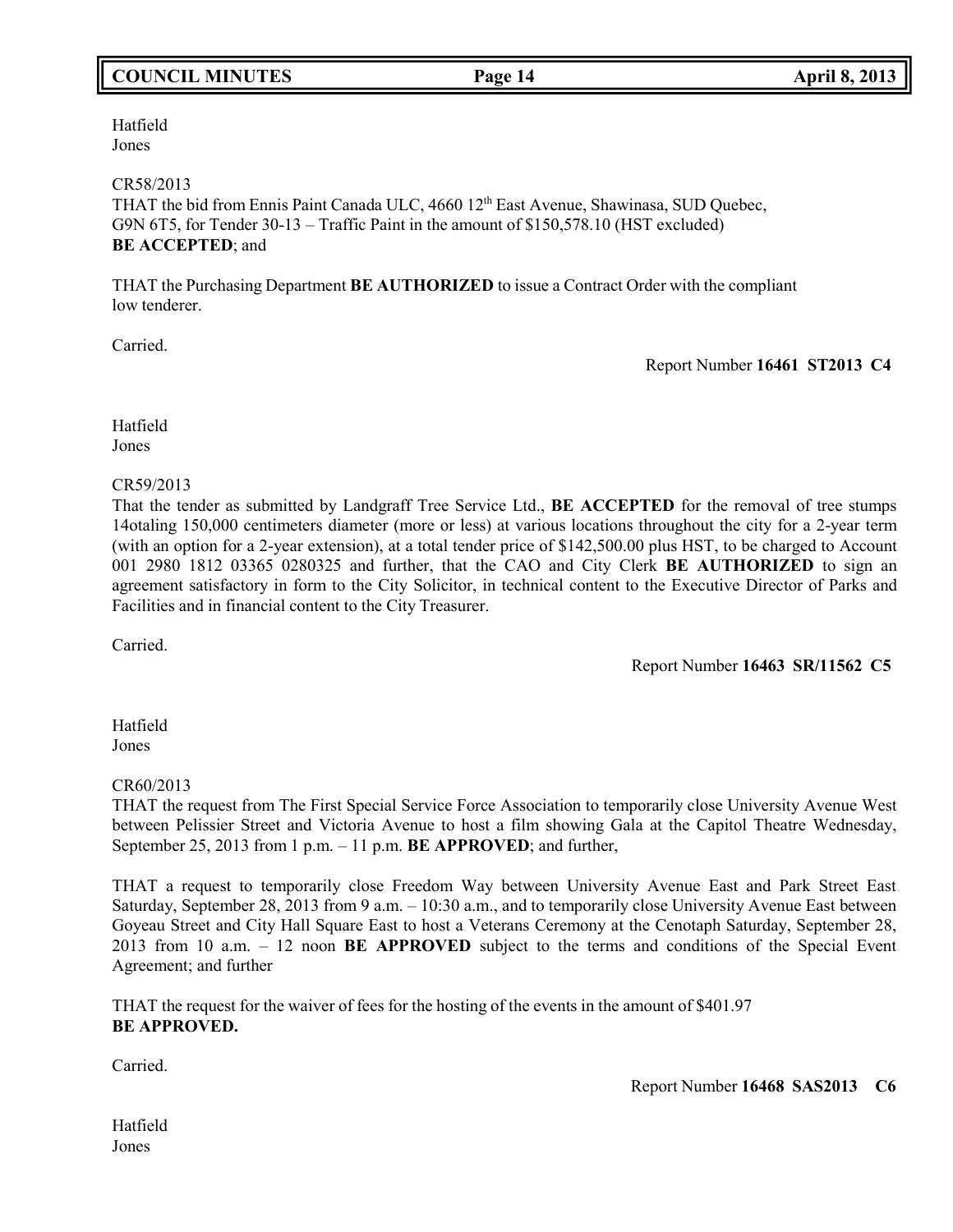Hatfield
Jones

CR58/2013
THAT the bid from Ennis Paint Canada ULC, 4660 12th East Avenue, Shawinasa, SUD Quebec, G9N 6T5, for Tender 30-13 – Traffic Paint in the amount of $150,578.10 (HST excluded) **BE ACCEPTED**; and

THAT the Purchasing Department **BE AUTHORIZED** to issue a Contract Order with the compliant low tenderer.

Carried.

Report Number **16461 ST2013 C4**

Hatfield
Jones

CR59/2013
That the tender as submitted by Landgraff Tree Service Ltd., **BE ACCEPTED** for the removal of tree stumps 14otaling 150,000 centimeters diameter (more or less) at various locations throughout the city for a 2-year term (with an option for a 2-year extension), at a total tender price of $142,500.00 plus HST, to be charged to Account 001 2980 1812 03365 0280325 and further, that the CAO and City Clerk **BE AUTHORIZED** to sign an agreement satisfactory in form to the City Solicitor, in technical content to the Executive Director of Parks and Facilities and in financial content to the City Treasurer.

Carried.

Report Number **16463 SR/11562 C5**

Hatfield
Jones

CR60/2013
THAT the request from The First Special Service Force Association to temporarily close University Avenue West between Pelissier Street and Victoria Avenue to host a film showing Gala at the Capitol Theatre Wednesday, September 25, 2013 from 1 p.m. – 11 p.m. **BE APPROVED**; and further,

THAT a request to temporarily close Freedom Way between University Avenue East and Park Street East Saturday, September 28, 2013 from 9 a.m. – 10:30 a.m., and to temporarily close University Avenue East between Goyeau Street and City Hall Square East to host a Veterans Ceremony at the Cenotaph Saturday, September 28, 2013 from 10 a.m. – 12 noon **BE APPROVED** subject to the terms and conditions of the Special Event Agreement; and further

THAT the request for the waiver of fees for the hosting of the events in the amount of $401.97 **BE APPROVED.**

Carried.

Report Number **16468 SAS2013 C6**

Hatfield
Jones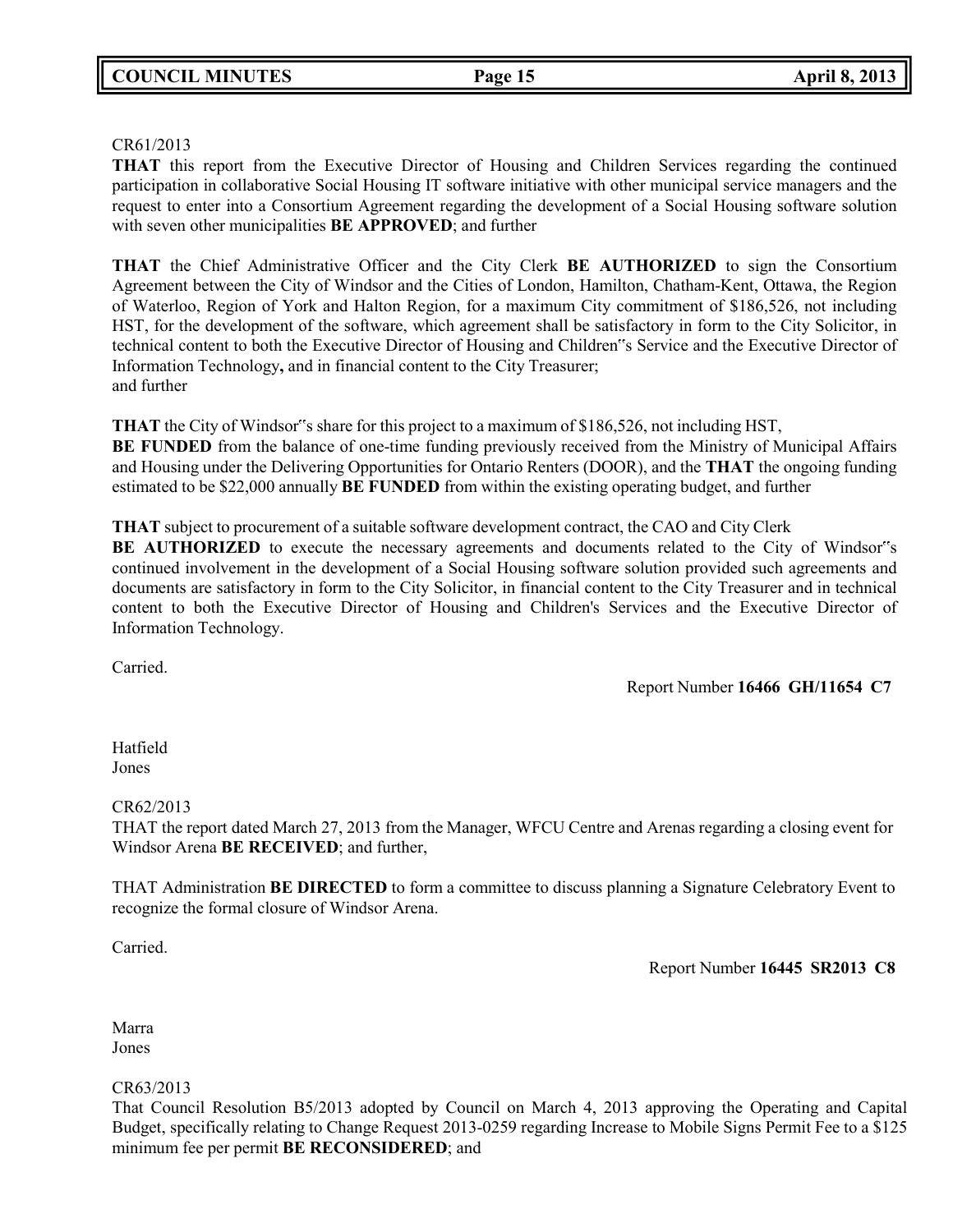CR61/2013

**THAT** this report from the Executive Director of Housing and Children Services regarding the continued participation in collaborative Social Housing IT software initiative with other municipal service managers and the request to enter into a Consortium Agreement regarding the development of a Social Housing software solution with seven other municipalities **BE APPROVED**; and further

**THAT** the Chief Administrative Officer and the City Clerk **BE AUTHORIZED** to sign the Consortium Agreement between the City of Windsor and the Cities of London, Hamilton, Chatham-Kent, Ottawa, the Region of Waterloo, Region of York and Halton Region, for a maximum City commitment of $186,526, not including HST, for the development of the software, which agreement shall be satisfactory in form to the City Solicitor, in technical content to both the Executive Director of Housing and Children"s Service and the Executive Director of Information Technology**,** and in financial content to the City Treasurer;
and further

**THAT** the City of Windsor"s share for this project to a maximum of $186,526, not including HST,
**BE FUNDED** from the balance of one-time funding previously received from the Ministry of Municipal Affairs and Housing under the Delivering Opportunities for Ontario Renters (DOOR), and the **THAT** the ongoing funding estimated to be $22,000 annually **BE FUNDED** from within the existing operating budget, and further

**THAT** subject to procurement of a suitable software development contract, the CAO and City Clerk
**BE AUTHORIZED** to execute the necessary agreements and documents related to the City of Windsor"s continued involvement in the development of a Social Housing software solution provided such agreements and documents are satisfactory in form to the City Solicitor, in financial content to the City Treasurer and in technical content to both the Executive Director of Housing and Children's Services and the Executive Director of Information Technology.

Carried.

Report Number **16466 GH/11654 C7**

Hatfield
Jones

CR62/2013

THAT the report dated March 27, 2013 from the Manager, WFCU Centre and Arenas regarding a closing event for Windsor Arena **BE RECEIVED**; and further,

THAT Administration **BE DIRECTED** to form a committee to discuss planning a Signature Celebratory Event to recognize the formal closure of Windsor Arena.

Carried.

Report Number **16445 SR2013 C8**

Marra
Jones

CR63/2013

That Council Resolution B5/2013 adopted by Council on March 4, 2013 approving the Operating and Capital Budget, specifically relating to Change Request 2013-0259 regarding Increase to Mobile Signs Permit Fee to a $125 minimum fee per permit **BE RECONSIDERED**; and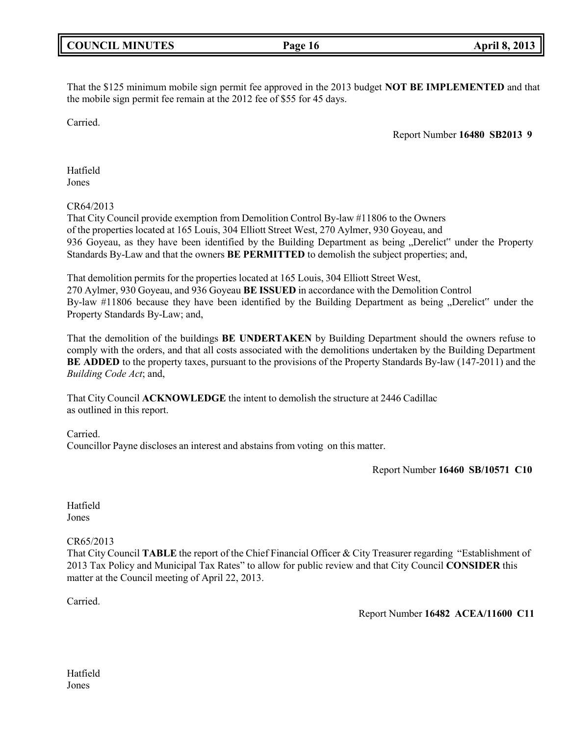That the $125 minimum mobile sign permit fee approved in the 2013 budget **NOT BE IMPLEMENTED** and that the mobile sign permit fee remain at the 2012 fee of $55 for 45 days.

Carried.

Report Number **16480 SB2013 9**

Hatfield
Jones

CR64/2013
That City Council provide exemption from Demolition Control By-law #11806 to the Owners of the properties located at 165 Louis, 304 Elliott Street West, 270 Aylmer, 930 Goyeau, and 936 Goyeau, as they have been identified by the Building Department as being „Derelict" under the Property Standards By-Law and that the owners **BE PERMITTED** to demolish the subject properties; and,

That demolition permits for the properties located at 165 Louis, 304 Elliott Street West, 270 Aylmer, 930 Goyeau, and 936 Goyeau **BE ISSUED** in accordance with the Demolition Control By-law #11806 because they have been identified by the Building Department as being „Derelict" under the Property Standards By-Law; and,

That the demolition of the buildings **BE UNDERTAKEN** by Building Department should the owners refuse to comply with the orders, and that all costs associated with the demolitions undertaken by the Building Department **BE ADDED** to the property taxes, pursuant to the provisions of the Property Standards By-law (147-2011) and the *Building Code Act*; and,

That City Council **ACKNOWLEDGE** the intent to demolish the structure at 2446 Cadillac as outlined in this report.

Carried.
Councillor Payne discloses an interest and abstains from voting on this matter.

Report Number **16460 SB/10571 C10**

Hatfield
Jones

CR65/2013
That City Council **TABLE** the report of the Chief Financial Officer & City Treasurer regarding "Establishment of 2013 Tax Policy and Municipal Tax Rates" to allow for public review and that City Council **CONSIDER** this matter at the Council meeting of April 22, 2013.

Carried.

Report Number **16482 ACEA/11600 C11**

Hatfield
Jones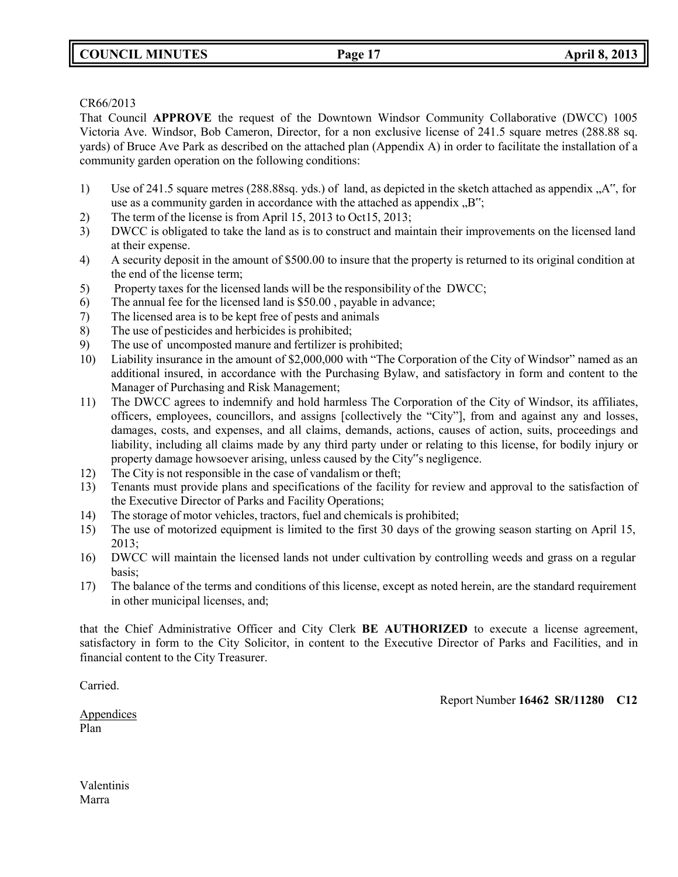CR66/2013

That Council **APPROVE** the request of the Downtown Windsor Community Collaborative (DWCC) 1005 Victoria Ave. Windsor, Bob Cameron, Director, for a non exclusive license of 241.5 square metres (288.88 sq. yards) of Bruce Ave Park as described on the attached plan (Appendix A) in order to facilitate the installation of a community garden operation on the following conditions:

1) Use of 241.5 square metres (288.88sq. yds.) of land, as depicted in the sketch attached as appendix „A", for use as a community garden in accordance with the attached as appendix „B";
2) The term of the license is from April 15, 2013 to Oct15, 2013;
3) DWCC is obligated to take the land as is to construct and maintain their improvements on the licensed land at their expense.
4) A security deposit in the amount of $500.00 to insure that the property is returned to its original condition at the end of the license term;
5) Property taxes for the licensed lands will be the responsibility of the DWCC;
6) The annual fee for the licensed land is $50.00 , payable in advance;
7) The licensed area is to be kept free of pests and animals
8) The use of pesticides and herbicides is prohibited;
9) The use of uncomposted manure and fertilizer is prohibited;
10) Liability insurance in the amount of $2,000,000 with "The Corporation of the City of Windsor" named as an additional insured, in accordance with the Purchasing Bylaw, and satisfactory in form and content to the Manager of Purchasing and Risk Management;
11) The DWCC agrees to indemnify and hold harmless The Corporation of the City of Windsor, its affiliates, officers, employees, councillors, and assigns [collectively the "City"], from and against any and losses, damages, costs, and expenses, and all claims, demands, actions, causes of action, suits, proceedings and liability, including all claims made by any third party under or relating to this license, for bodily injury or property damage howsoever arising, unless caused by the City"s negligence.
12) The City is not responsible in the case of vandalism or theft;
13) Tenants must provide plans and specifications of the facility for review and approval to the satisfaction of the Executive Director of Parks and Facility Operations;
14) The storage of motor vehicles, tractors, fuel and chemicals is prohibited;
15) The use of motorized equipment is limited to the first 30 days of the growing season starting on April 15, 2013;
16) DWCC will maintain the licensed lands not under cultivation by controlling weeds and grass on a regular basis;
17) The balance of the terms and conditions of this license, except as noted herein, are the standard requirement in other municipal licenses, and;

that the Chief Administrative Officer and City Clerk **BE AUTHORIZED** to execute a license agreement, satisfactory in form to the City Solicitor, in content to the Executive Director of Parks and Facilities, and in financial content to the City Treasurer.

Carried.

Report Number **16462 SR/11280 C12**

Appendices
Plan

Valentinis
Marra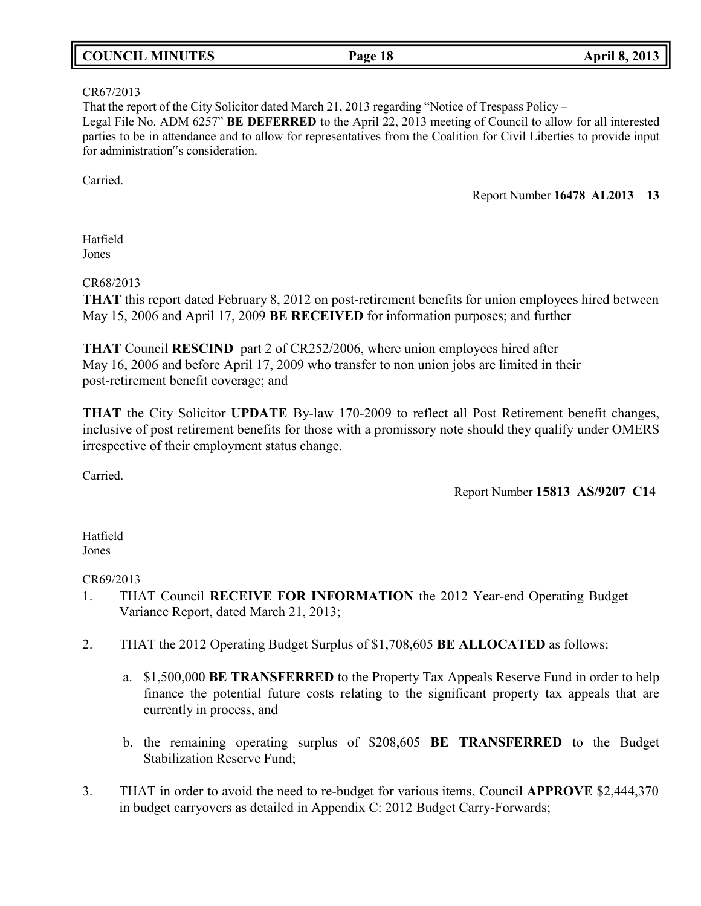CR67/2013
That the report of the City Solicitor dated March 21, 2013 regarding "Notice of Trespass Policy – Legal File No. ADM 6257" **BE DEFERRED** to the April 22, 2013 meeting of Council to allow for all interested parties to be in attendance and to allow for representatives from the Coalition for Civil Liberties to provide input for administration"s consideration.

Carried.

Report Number **16478 AL2013 13**

Hatfield
Jones

CR68/2013
**THAT** this report dated February 8, 2012 on post-retirement benefits for union employees hired between May 15, 2006 and April 17, 2009 **BE RECEIVED** for information purposes; and further

**THAT** Council **RESCIND** part 2 of CR252/2006, where union employees hired after May 16, 2006 and before April 17, 2009 who transfer to non union jobs are limited in their post-retirement benefit coverage; and

**THAT** the City Solicitor **UPDATE** By-law 170-2009 to reflect all Post Retirement benefit changes, inclusive of post retirement benefits for those with a promissory note should they qualify under OMERS irrespective of their employment status change.

Carried.

Report Number **15813 AS/9207 C14**

Hatfield
Jones

CR69/2013

1. THAT Council **RECEIVE FOR INFORMATION** the 2012 Year-end Operating Budget Variance Report, dated March 21, 2013;

2. THAT the 2012 Operating Budget Surplus of $1,708,605 **BE ALLOCATED** as follows:

    a. $1,500,000 **BE TRANSFERRED** to the Property Tax Appeals Reserve Fund in order to help finance the potential future costs relating to the significant property tax appeals that are currently in process, and

    b. the remaining operating surplus of $208,605 **BE TRANSFERRED** to the Budget Stabilization Reserve Fund;

3. THAT in order to avoid the need to re-budget for various items, Council **APPROVE** $2,444,370 in budget carryovers as detailed in Appendix C: 2012 Budget Carry-Forwards;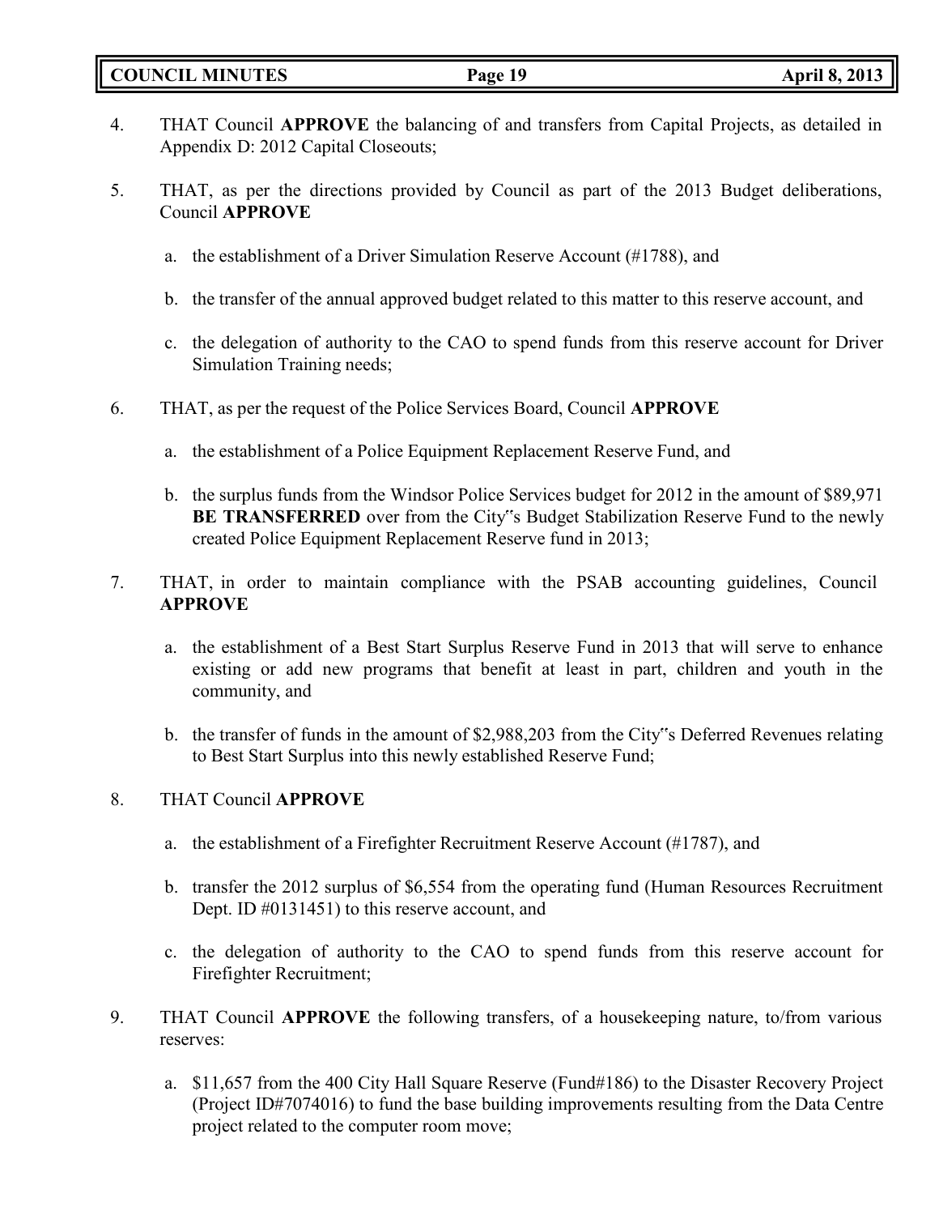4. THAT Council **APPROVE** the balancing of and transfers from Capital Projects, as detailed in Appendix D: 2012 Capital Closeouts;

5. THAT, as per the directions provided by Council as part of the 2013 Budget deliberations, Council **APPROVE**

   a. the establishment of a Driver Simulation Reserve Account (#1788), and

   b. the transfer of the annual approved budget related to this matter to this reserve account, and

   c. the delegation of authority to the CAO to spend funds from this reserve account for Driver Simulation Training needs;

6. THAT, as per the request of the Police Services Board, Council **APPROVE**

   a. the establishment of a Police Equipment Replacement Reserve Fund, and

   b. the surplus funds from the Windsor Police Services budget for 2012 in the amount of $89,971 **BE TRANSFERRED** over from the City"s Budget Stabilization Reserve Fund to the newly created Police Equipment Replacement Reserve fund in 2013;

7. THAT, in order to maintain compliance with the PSAB accounting guidelines, Council **APPROVE**

   a. the establishment of a Best Start Surplus Reserve Fund in 2013 that will serve to enhance existing or add new programs that benefit at least in part, children and youth in the community, and

   b. the transfer of funds in the amount of $2,988,203 from the City"s Deferred Revenues relating to Best Start Surplus into this newly established Reserve Fund;

8. THAT Council **APPROVE**

   a. the establishment of a Firefighter Recruitment Reserve Account (#1787), and

   b. transfer the 2012 surplus of $6,554 from the operating fund (Human Resources Recruitment Dept. ID #0131451) to this reserve account, and

   c. the delegation of authority to the CAO to spend funds from this reserve account for Firefighter Recruitment;

9. THAT Council **APPROVE** the following transfers, of a housekeeping nature, to/from various reserves:

   a. $11,657 from the 400 City Hall Square Reserve (Fund#186) to the Disaster Recovery Project (Project ID#7074016) to fund the base building improvements resulting from the Data Centre project related to the computer room move;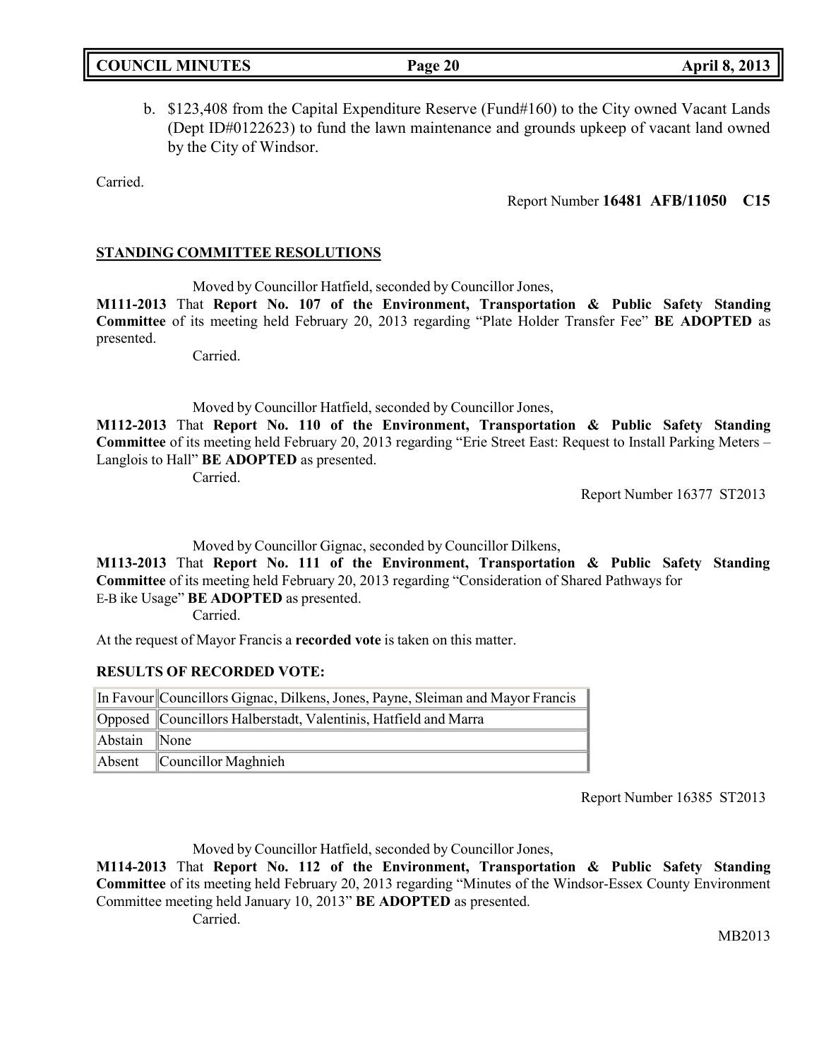b. $123,408 from the Capital Expenditure Reserve (Fund#160) to the City owned Vacant Lands (Dept ID#0122623) to fund the lawn maintenance and grounds upkeep of vacant land owned by the City of Windsor.

Carried.

Report Number **16481 AFB/11050 C15**

## STANDING COMMITTEE RESOLUTIONS

Moved by Councillor Hatfield, seconded by Councillor Jones,

**M111-2013** That **Report No. 107 of the Environment, Transportation & Public Safety Standing Committee** of its meeting held February 20, 2013 regarding "Plate Holder Transfer Fee" **BE ADOPTED** as presented.

Carried.

Moved by Councillor Hatfield, seconded by Councillor Jones,

**M112-2013** That **Report No. 110 of the Environment, Transportation & Public Safety Standing Committee** of its meeting held February 20, 2013 regarding "Erie Street East: Request to Install Parking Meters – Langlois to Hall" **BE ADOPTED** as presented.

Carried.

Report Number 16377 ST2013

Moved by Councillor Gignac, seconded by Councillor Dilkens,

**M113-2013** That **Report No. 111 of the Environment, Transportation & Public Safety Standing Committee** of its meeting held February 20, 2013 regarding "Consideration of Shared Pathways for E-Bike Usage" **BE ADOPTED** as presented.

Carried.

At the request of Mayor Francis a **recorded vote** is taken on this matter.

**RESULTS OF RECORDED VOTE:**

| | |
|---|---|
| In Favour | Councillors Gignac, Dilkens, Jones, Payne, Sleiman and Mayor Francis |
| Opposed | Councillors Halberstadt, Valentinis, Hatfield and Marra |
| Abstain | None |
| Absent | Councillor Maghnieh |

Report Number 16385 ST2013

Moved by Councillor Hatfield, seconded by Councillor Jones,

**M114-2013** That **Report No. 112 of the Environment, Transportation & Public Safety Standing Committee** of its meeting held February 20, 2013 regarding "Minutes of the Windsor-Essex County Environment Committee meeting held January 10, 2013" **BE ADOPTED** as presented.

Carried.

MB2013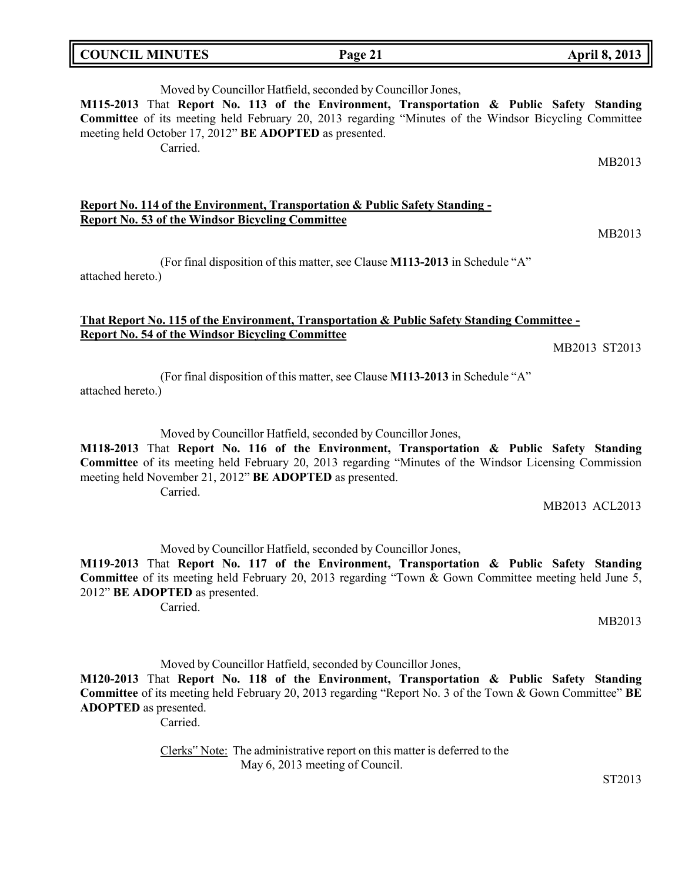Moved by Councillor Hatfield, seconded by Councillor Jones,

**M115-2013** That **Report No. 113 of the Environment, Transportation & Public Safety Standing Committee** of its meeting held February 20, 2013 regarding "Minutes of the Windsor Bicycling Committee meeting held October 17, 2012" **BE ADOPTED** as presented.

Carried.

MB2013

**Report No. 114 of the Environment, Transportation & Public Safety Standing - Report No. 53 of the Windsor Bicycling Committee**

MB2013

(For final disposition of this matter, see Clause **M113-2013** in Schedule "A" attached hereto.)

**That Report No. 115 of the Environment, Transportation & Public Safety Standing Committee - Report No. 54 of the Windsor Bicycling Committee**

MB2013 ST2013

(For final disposition of this matter, see Clause **M113-2013** in Schedule "A" attached hereto.)

Moved by Councillor Hatfield, seconded by Councillor Jones,

**M118-2013** That **Report No. 116 of the Environment, Transportation & Public Safety Standing Committee** of its meeting held February 20, 2013 regarding "Minutes of the Windsor Licensing Commission meeting held November 21, 2012" **BE ADOPTED** as presented.

Carried.

MB2013 ACL2013

Moved by Councillor Hatfield, seconded by Councillor Jones,

**M119-2013** That **Report No. 117 of the Environment, Transportation & Public Safety Standing Committee** of its meeting held February 20, 2013 regarding "Town & Gown Committee meeting held June 5, 2012" **BE ADOPTED** as presented.

Carried.

MB2013

Moved by Councillor Hatfield, seconded by Councillor Jones,

**M120-2013** That **Report No. 118 of the Environment, Transportation & Public Safety Standing Committee** of its meeting held February 20, 2013 regarding "Report No. 3 of the Town & Gown Committee" **BE ADOPTED** as presented.

Carried.

Clerks" Note: The administrative report on this matter is deferred to the May 6, 2013 meeting of Council.

ST2013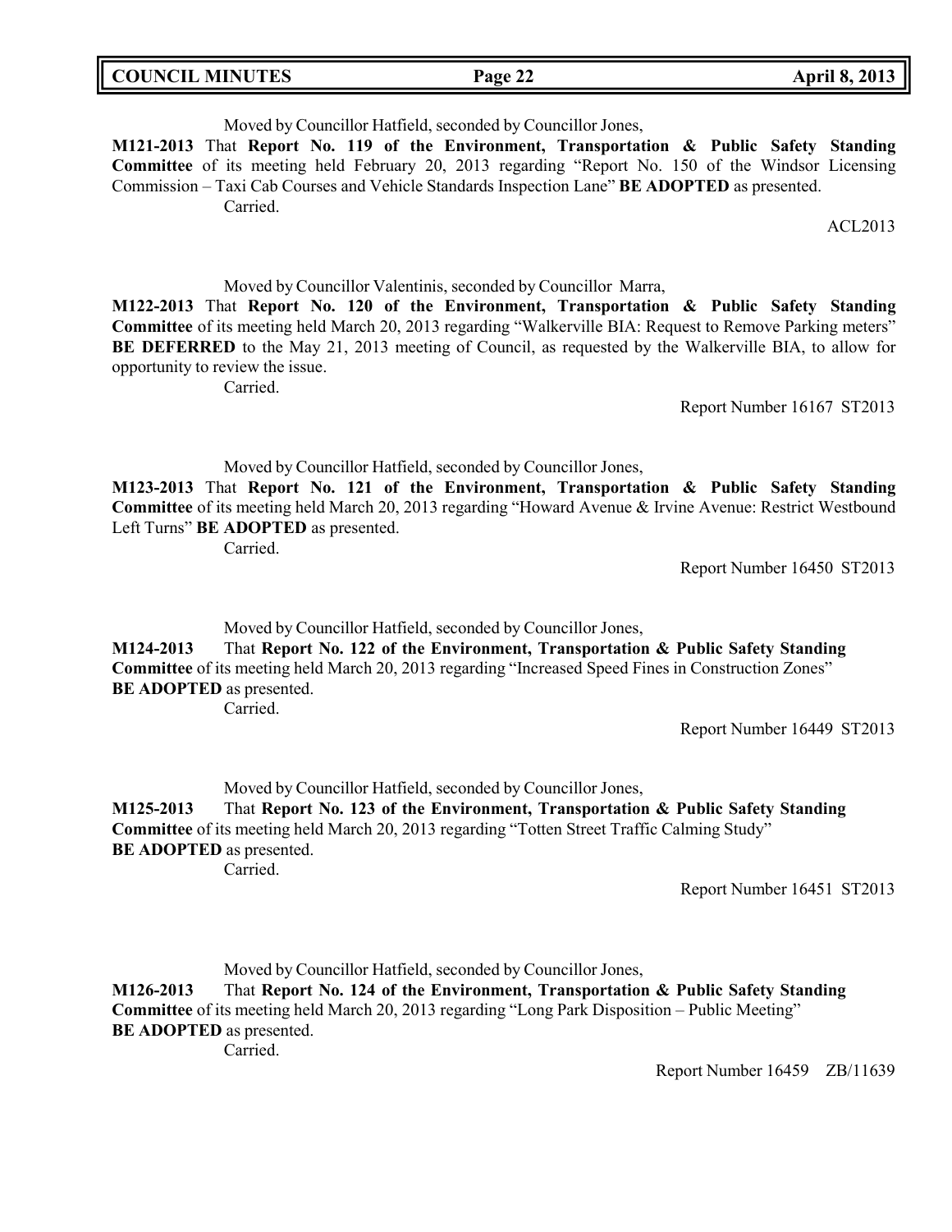Moved by Councillor Hatfield, seconded by Councillor Jones,

**M121-2013** That **Report No. 119 of the Environment, Transportation & Public Safety Standing Committee** of its meeting held February 20, 2013 regarding "Report No. 150 of the Windsor Licensing Commission – Taxi Cab Courses and Vehicle Standards Inspection Lane" **BE ADOPTED** as presented.

Carried.

ACL2013

Moved by Councillor Valentinis, seconded by Councillor Marra,

**M122-2013** That **Report No. 120 of the Environment, Transportation & Public Safety Standing Committee** of its meeting held March 20, 2013 regarding "Walkerville BIA: Request to Remove Parking meters" **BE DEFERRED** to the May 21, 2013 meeting of Council, as requested by the Walkerville BIA, to allow for opportunity to review the issue.

Carried.

Report Number 16167 ST2013

Moved by Councillor Hatfield, seconded by Councillor Jones,

**M123-2013** That **Report No. 121 of the Environment, Transportation & Public Safety Standing Committee** of its meeting held March 20, 2013 regarding "Howard Avenue & Irvine Avenue: Restrict Westbound Left Turns" **BE ADOPTED** as presented.

Carried.

Report Number 16450 ST2013

Moved by Councillor Hatfield, seconded by Councillor Jones,

**M124-2013** That **Report No. 122 of the Environment, Transportation & Public Safety Standing Committee** of its meeting held March 20, 2013 regarding "Increased Speed Fines in Construction Zones" **BE ADOPTED** as presented.

Carried.

Report Number 16449 ST2013

Moved by Councillor Hatfield, seconded by Councillor Jones,

**M125-2013** That **Report No. 123 of the Environment, Transportation & Public Safety Standing Committee** of its meeting held March 20, 2013 regarding "Totten Street Traffic Calming Study" **BE ADOPTED** as presented.

Carried.

Report Number 16451 ST2013

Moved by Councillor Hatfield, seconded by Councillor Jones,

**M126-2013** That **Report No. 124 of the Environment, Transportation & Public Safety Standing Committee** of its meeting held March 20, 2013 regarding "Long Park Disposition – Public Meeting" **BE ADOPTED** as presented.

Carried.

Report Number 16459 ZB/11639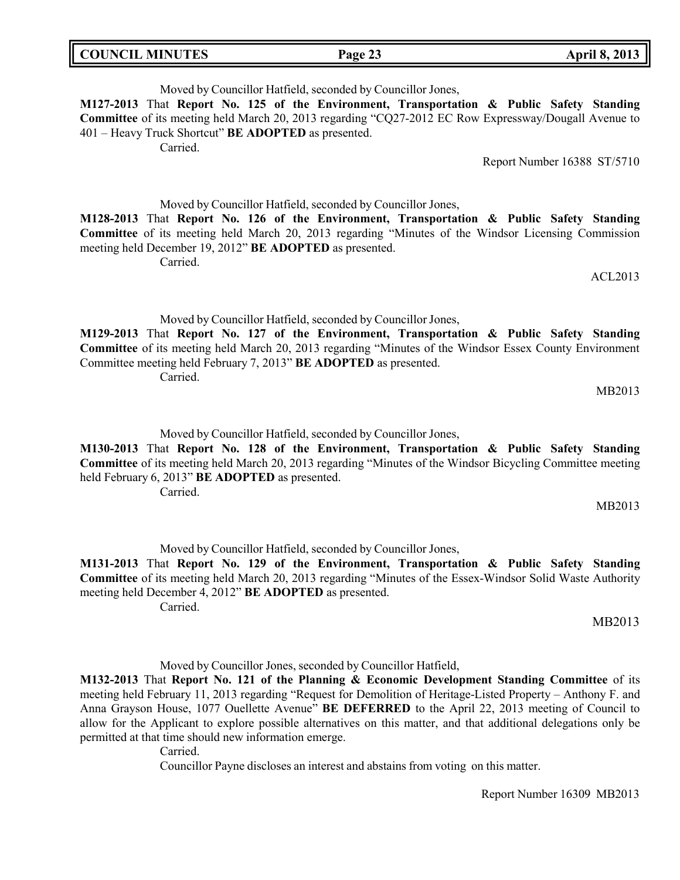Moved by Councillor Hatfield, seconded by Councillor Jones,

**M127-2013** That **Report No. 125 of the Environment, Transportation & Public Safety Standing Committee** of its meeting held March 20, 2013 regarding "CQ27-2012 EC Row Expressway/Dougall Avenue to 401 – Heavy Truck Shortcut" **BE ADOPTED** as presented.

Carried.

Report Number 16388 ST/5710

Moved by Councillor Hatfield, seconded by Councillor Jones,

**M128-2013** That **Report No. 126 of the Environment, Transportation & Public Safety Standing Committee** of its meeting held March 20, 2013 regarding "Minutes of the Windsor Licensing Commission meeting held December 19, 2012" **BE ADOPTED** as presented.

Carried.

ACL2013

Moved by Councillor Hatfield, seconded by Councillor Jones,

**M129-2013** That **Report No. 127 of the Environment, Transportation & Public Safety Standing Committee** of its meeting held March 20, 2013 regarding "Minutes of the Windsor Essex County Environment Committee meeting held February 7, 2013" **BE ADOPTED** as presented.

Carried.

MB2013

Moved by Councillor Hatfield, seconded by Councillor Jones,

**M130-2013** That **Report No. 128 of the Environment, Transportation & Public Safety Standing Committee** of its meeting held March 20, 2013 regarding "Minutes of the Windsor Bicycling Committee meeting held February 6, 2013" **BE ADOPTED** as presented.

Carried.

MB2013

Moved by Councillor Hatfield, seconded by Councillor Jones,

**M131-2013** That **Report No. 129 of the Environment, Transportation & Public Safety Standing Committee** of its meeting held March 20, 2013 regarding "Minutes of the Essex-Windsor Solid Waste Authority meeting held December 4, 2012" **BE ADOPTED** as presented.

Carried.

MB2013

Moved by Councillor Jones, seconded by Councillor Hatfield,

**M132-2013** That **Report No. 121 of the Planning & Economic Development Standing Committee** of its meeting held February 11, 2013 regarding "Request for Demolition of Heritage-Listed Property – Anthony F. and Anna Grayson House, 1077 Ouellette Avenue" **BE DEFERRED** to the April 22, 2013 meeting of Council to allow for the Applicant to explore possible alternatives on this matter, and that additional delegations only be permitted at that time should new information emerge.

Carried.

Councillor Payne discloses an interest and abstains from voting on this matter.

Report Number 16309 MB2013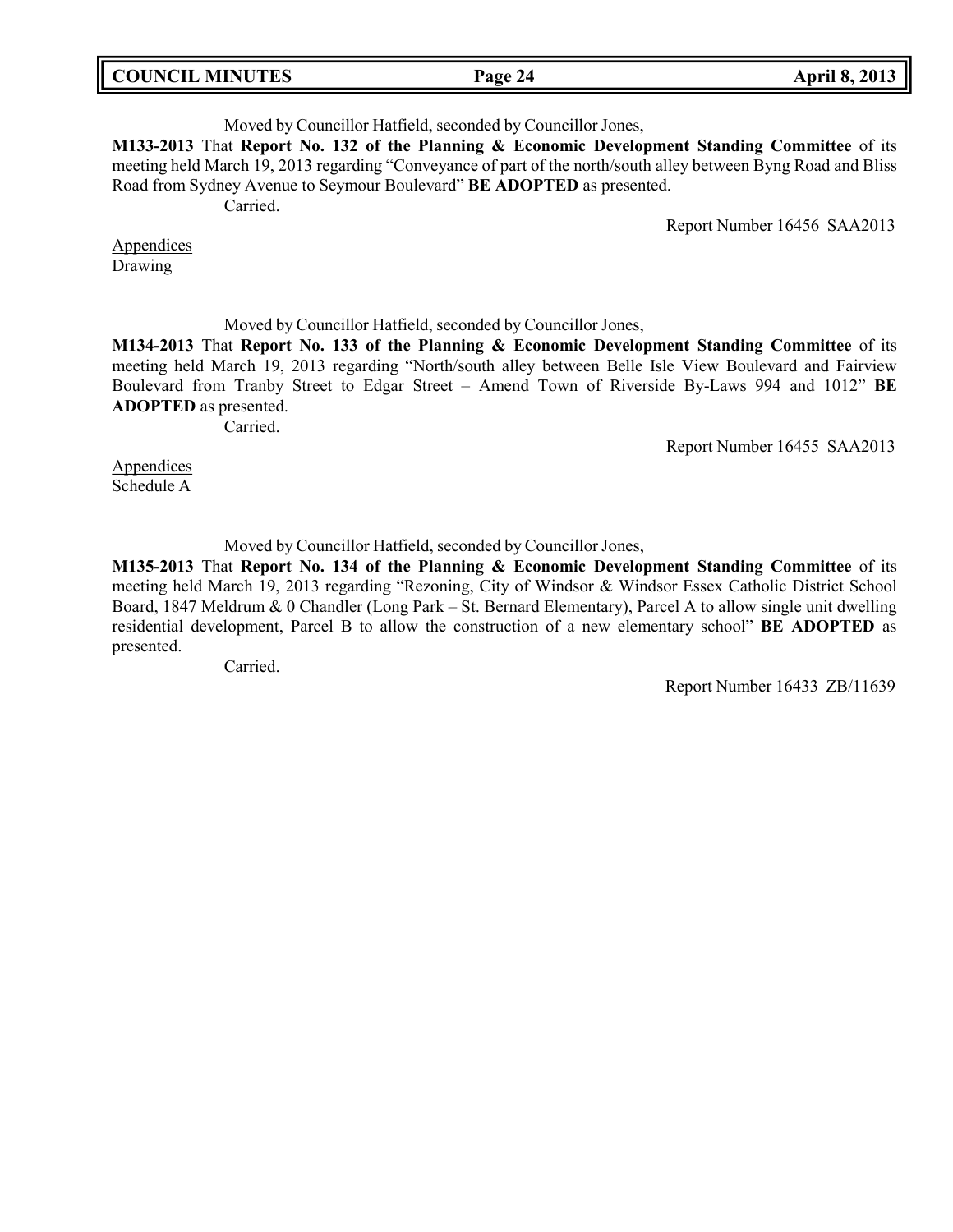Moved by Councillor Hatfield, seconded by Councillor Jones,

**M133-2013** That **Report No. 132 of the Planning & Economic Development Standing Committee** of its meeting held March 19, 2013 regarding "Conveyance of part of the north/south alley between Byng Road and Bliss Road from Sydney Avenue to Seymour Boulevard" **BE ADOPTED** as presented.

Carried.

Report Number 16456 SAA2013

Appendices
Drawing

Moved by Councillor Hatfield, seconded by Councillor Jones,

**M134-2013** That **Report No. 133 of the Planning & Economic Development Standing Committee** of its meeting held March 19, 2013 regarding "North/south alley between Belle Isle View Boulevard and Fairview Boulevard from Tranby Street to Edgar Street – Amend Town of Riverside By-Laws 994 and 1012" **BE ADOPTED** as presented.

Carried.

Report Number 16455 SAA2013

Appendices
Schedule A

Moved by Councillor Hatfield, seconded by Councillor Jones,

**M135-2013** That **Report No. 134 of the Planning & Economic Development Standing Committee** of its meeting held March 19, 2013 regarding "Rezoning, City of Windsor & Windsor Essex Catholic District School Board, 1847 Meldrum & 0 Chandler (Long Park – St. Bernard Elementary), Parcel A to allow single unit dwelling residential development, Parcel B to allow the construction of a new elementary school" **BE ADOPTED** as presented.

Carried.

Report Number 16433 ZB/11639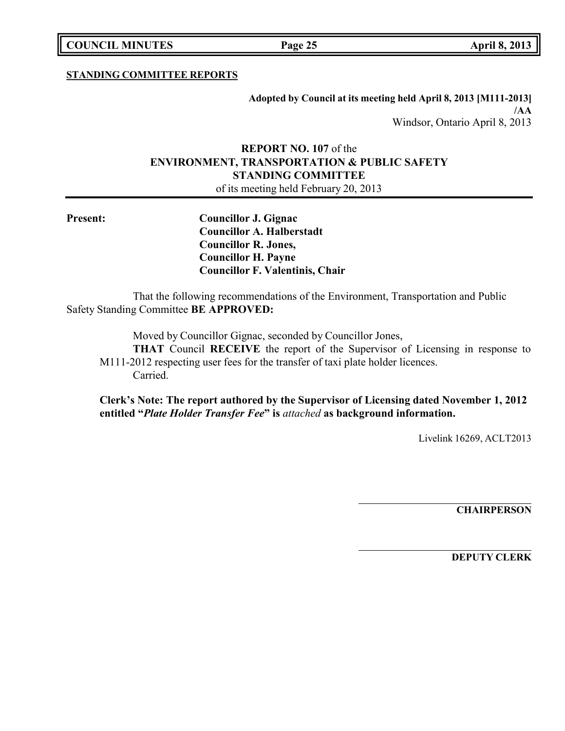**STANDING COMMITTEE REPORTS**

**Adopted by Council at its meeting held April 8, 2013 [M111-2013] /AA**
Windsor, Ontario April 8, 2013

**REPORT NO. 107** of the
**ENVIRONMENT, TRANSPORTATION & PUBLIC SAFETY STANDING COMMITTEE**
of its meeting held February 20, 2013

**Present:**

**Councillor J. Gignac**
**Councillor A. Halberstadt**
**Councillor R. Jones,**
**Councillor H. Payne**
**Councillor F. Valentinis, Chair**

That the following recommendations of the Environment, Transportation and Public Safety Standing Committee **BE APPROVED:**

Moved by Councillor Gignac, seconded by Councillor Jones,

**THAT** Council **RECEIVE** the report of the Supervisor of Licensing in response to M111-2012 respecting user fees for the transfer of taxi plate holder licences.

Carried.

**Clerk's Note: The report authored by the Supervisor of Licensing dated November 1, 2012 entitled "*Plate Holder Transfer Fee*" is** *attached* **as background information.**

Livelink 16269, ACLT2013

**CHAIRPERSON**

**DEPUTY CLERK**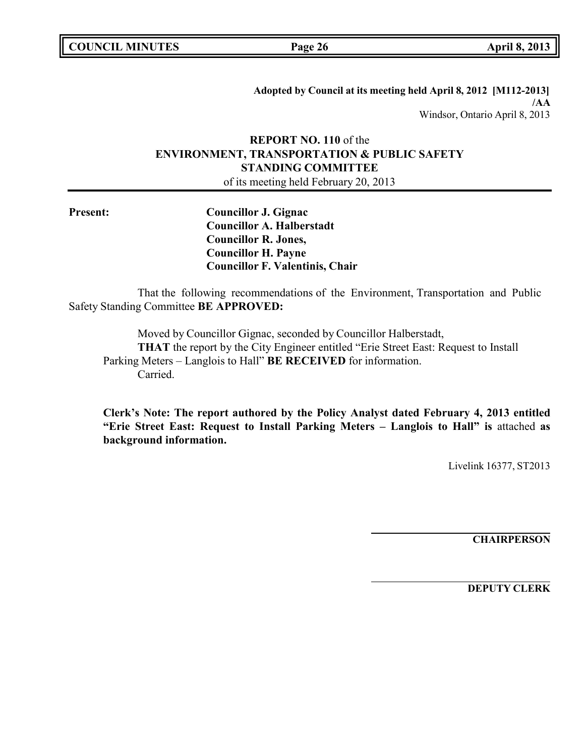**Adopted by Council at its meeting held April 8, 2012 [M112-2013]**
**/AA**
Windsor, Ontario April 8, 2013

**REPORT NO. 110** of the
**ENVIRONMENT, TRANSPORTATION & PUBLIC SAFETY STANDING COMMITTEE**
of its meeting held February 20, 2013

**Present:**
**Councillor J. Gignac**
**Councillor A. Halberstadt**
**Councillor R. Jones,**
**Councillor H. Payne**
**Councillor F. Valentinis, Chair**

That the following recommendations of the Environment, Transportation and Public Safety Standing Committee **BE APPROVED:**

Moved by Councillor Gignac, seconded by Councillor Halberstadt,
**THAT** the report by the City Engineer entitled "Erie Street East: Request to Install Parking Meters – Langlois to Hall" **BE RECEIVED** for information.
Carried.

**Clerk's Note: The report authored by the Policy Analyst dated February 4, 2013 entitled "Erie Street East: Request to Install Parking Meters – Langlois to Hall" is** attached **as background information.**

Livelink 16377, ST2013

**CHAIRPERSON**

**DEPUTY CLERK**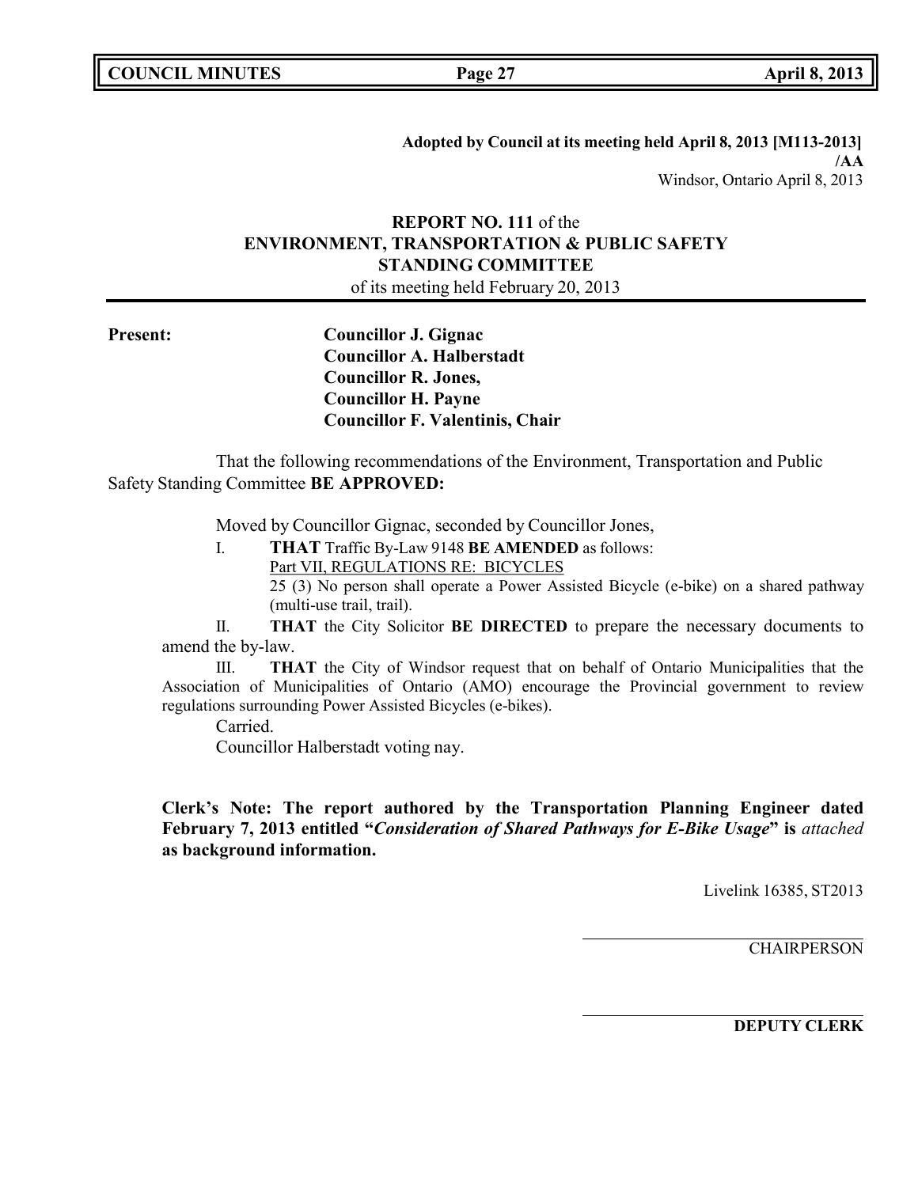**Adopted by Council at its meeting held April 8, 2013 [M113-2013]**
**/AA**
Windsor, Ontario April 8, 2013

**REPORT NO. 111** of the
**ENVIRONMENT, TRANSPORTATION & PUBLIC SAFETY STANDING COMMITTEE**
of its meeting held February 20, 2013

**Present:**
**Councillor J. Gignac**
**Councillor A. Halberstadt**
**Councillor R. Jones,**
**Councillor H. Payne**
**Councillor F. Valentinis, Chair**

That the following recommendations of the Environment, Transportation and Public Safety Standing Committee **BE APPROVED:**

Moved by Councillor Gignac, seconded by Councillor Jones,

I. **THAT** Traffic By-Law 9148 **BE AMENDED** as follows:
Part VII, REGULATIONS RE: BICYCLES
25 (3) No person shall operate a Power Assisted Bicycle (e-bike) on a shared pathway (multi-use trail, trail).

II. **THAT** the City Solicitor **BE DIRECTED** to prepare the necessary documents to amend the by-law.

III. **THAT** the City of Windsor request that on behalf of Ontario Municipalities that the Association of Municipalities of Ontario (AMO) encourage the Provincial government to review regulations surrounding Power Assisted Bicycles (e-bikes).

Carried.
Councillor Halberstadt voting nay.

**Clerk's Note: The report authored by the Transportation Planning Engineer dated February 7, 2013 entitled "*Consideration of Shared Pathways for E-Bike Usage*" is** *attached* **as background information.**

Livelink 16385, ST2013

CHAIRPERSON

**DEPUTY CLERK**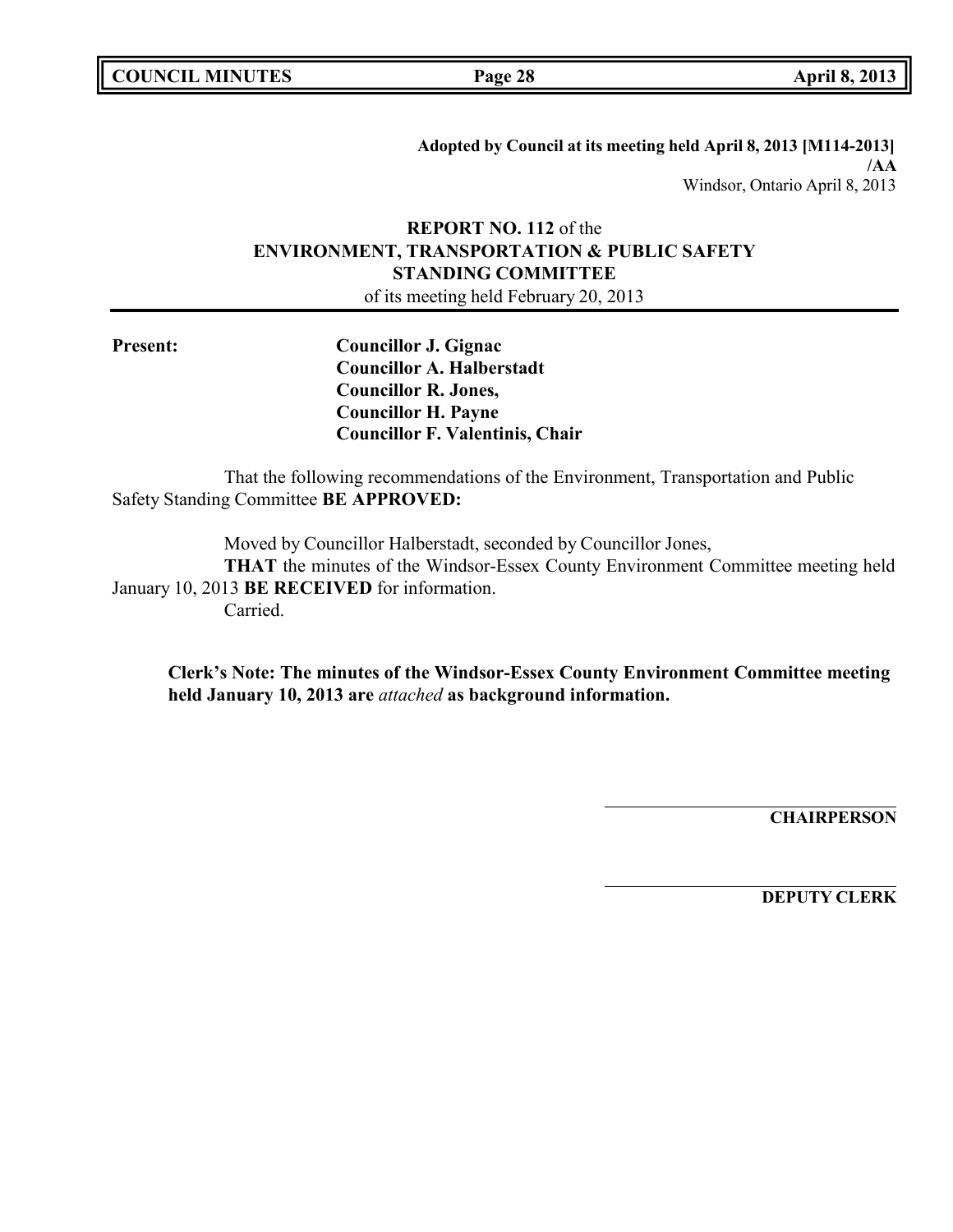**Adopted by Council at its meeting held April 8, 2013 [M114-2013]**
**/AA**
Windsor, Ontario April 8, 2013

## REPORT NO. 112 of the ENVIRONMENT, TRANSPORTATION & PUBLIC SAFETY STANDING COMMITTEE

of its meeting held February 20, 2013

**Present:**

**Councillor J. Gignac**
**Councillor A. Halberstadt**
**Councillor R. Jones,**
**Councillor H. Payne**
**Councillor F. Valentinis, Chair**

That the following recommendations of the Environment, Transportation and Public Safety Standing Committee **BE APPROVED:**

Moved by Councillor Halberstadt, seconded by Councillor Jones,
**THAT** the minutes of the Windsor-Essex County Environment Committee meeting held January 10, 2013 **BE RECEIVED** for information.
Carried.

**Clerk's Note: The minutes of the Windsor-Essex County Environment Committee meeting held January 10, 2013 are** ***attached*** **as background information.**

**CHAIRPERSON**

**DEPUTY CLERK**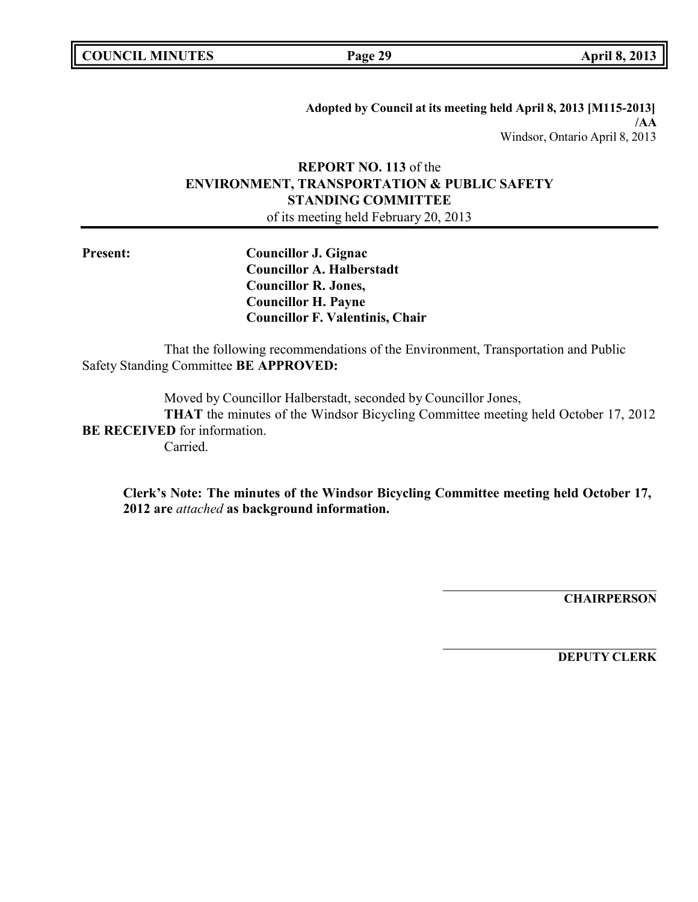**Adopted by Council at its meeting held April 8, 2013 [M115-2013]**
**/AA**
Windsor, Ontario April 8, 2013

**REPORT NO. 113** of the
**ENVIRONMENT, TRANSPORTATION & PUBLIC SAFETY STANDING COMMITTEE**
of its meeting held February 20, 2013

**Present:**

**Councillor J. Gignac**
**Councillor A. Halberstadt**
**Councillor R. Jones,**
**Councillor H. Payne**
**Councillor F. Valentinis, Chair**

That the following recommendations of the Environment, Transportation and Public Safety Standing Committee **BE APPROVED:**

Moved by Councillor Halberstadt, seconded by Councillor Jones,
**THAT** the minutes of the Windsor Bicycling Committee meeting held October 17, 2012 **BE RECEIVED** for information.
Carried.

**Clerk's Note: The minutes of the Windsor Bicycling Committee meeting held October 17, 2012 are *attached* as background information.**

**CHAIRPERSON**

**DEPUTY CLERK**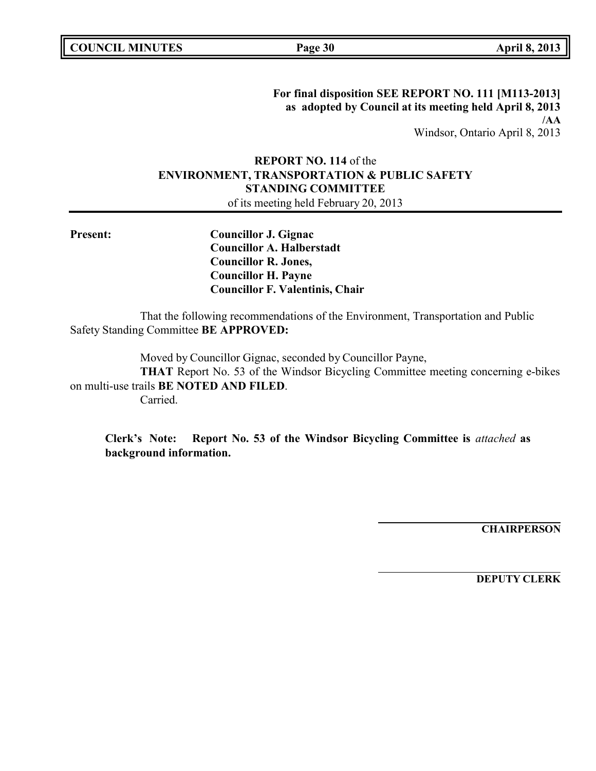**For final disposition SEE REPORT NO. 111 [M113-2013]**
**as adopted by Council at its meeting held April 8, 2013**
**/AA**
Windsor, Ontario April 8, 2013

**REPORT NO. 114** of the
**ENVIRONMENT, TRANSPORTATION & PUBLIC SAFETY STANDING COMMITTEE**
of its meeting held February 20, 2013

**Present:**

**Councillor J. Gignac**
**Councillor A. Halberstadt**
**Councillor R. Jones,**
**Councillor H. Payne**
**Councillor F. Valentinis, Chair**

That the following recommendations of the Environment, Transportation and Public Safety Standing Committee **BE APPROVED:**

Moved by Councillor Gignac, seconded by Councillor Payne,
**THAT** Report No. 53 of the Windsor Bicycling Committee meeting concerning e-bikes on multi-use trails **BE NOTED AND FILED**.
Carried.

**Clerk's Note: Report No. 53 of the Windsor Bicycling Committee is *attached* as background information.**

**CHAIRPERSON**

**DEPUTY CLERK**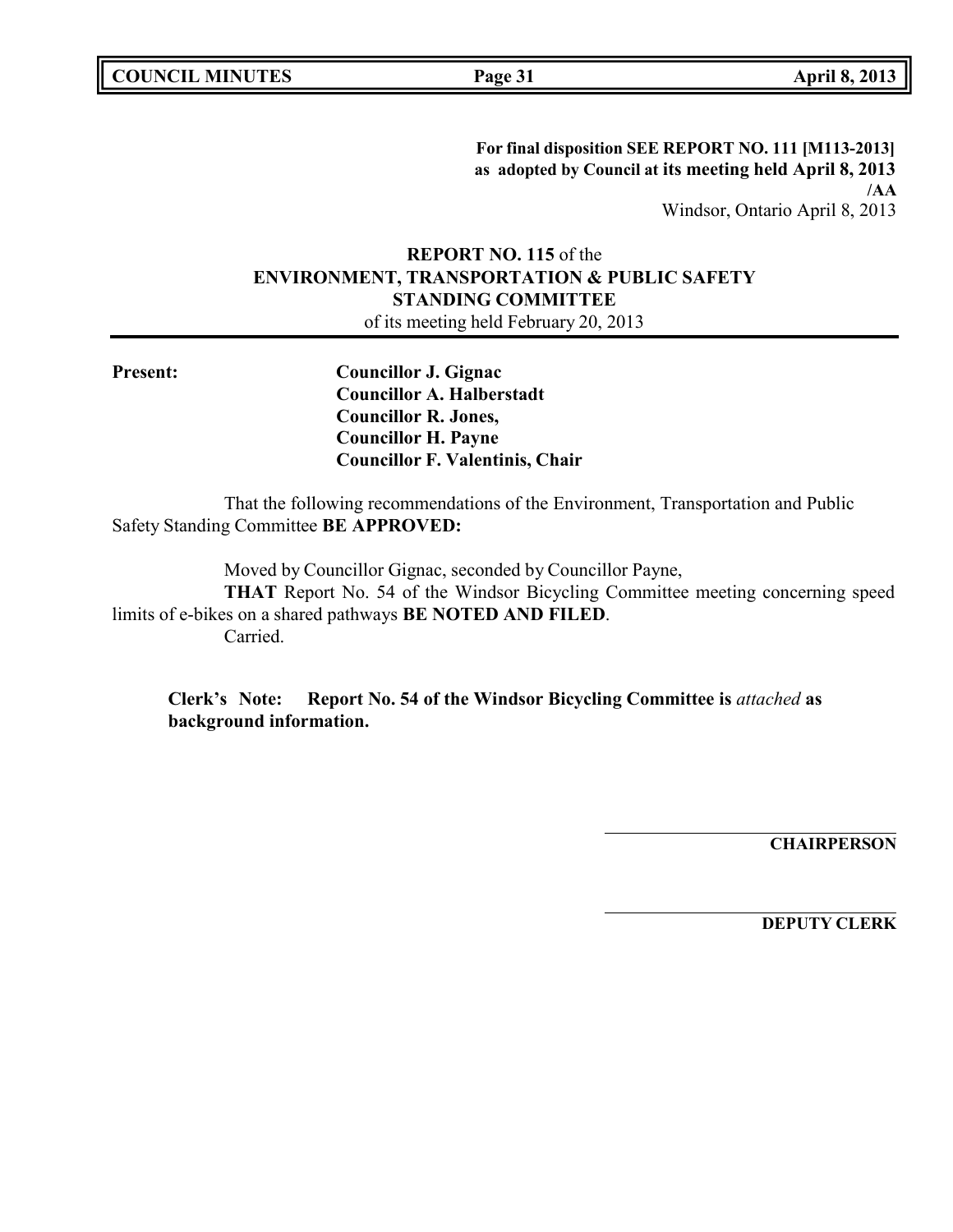**For final disposition SEE REPORT NO. 111 [M113-2013]**
**as adopted by Council at its meeting held April 8, 2013**
**/AA**
Windsor, Ontario April 8, 2013

**REPORT NO. 115** of the
**ENVIRONMENT, TRANSPORTATION & PUBLIC SAFETY STANDING COMMITTEE**
of its meeting held February 20, 2013

**Present:**
**Councillor J. Gignac**
**Councillor A. Halberstadt**
**Councillor R. Jones,**
**Councillor H. Payne**
**Councillor F. Valentinis, Chair**

That the following recommendations of the Environment, Transportation and Public Safety Standing Committee **BE APPROVED:**

Moved by Councillor Gignac, seconded by Councillor Payne,
**THAT** Report No. 54 of the Windsor Bicycling Committee meeting concerning speed limits of e-bikes on a shared pathways **BE NOTED AND FILED**.
Carried.

**Clerk's Note: Report No. 54 of the Windsor Bicycling Committee is *attached* as background information.**

**CHAIRPERSON**

**DEPUTY CLERK**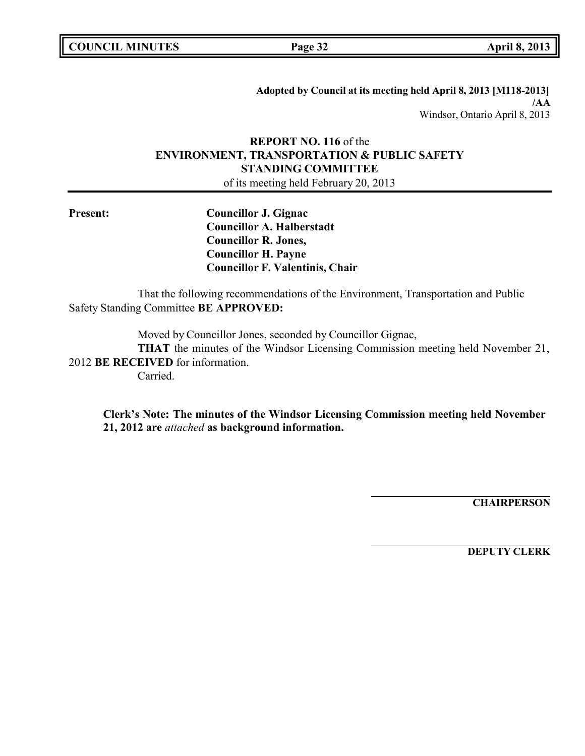**Adopted by Council at its meeting held April 8, 2013 [M118-2013]**
**/AA**
Windsor, Ontario April 8, 2013

## **REPORT NO. 116** of the
## **ENVIRONMENT, TRANSPORTATION & PUBLIC SAFETY STANDING COMMITTEE**
of its meeting held February 20, 2013

---

**Present:**

**Councillor J. Gignac**
**Councillor A. Halberstadt**
**Councillor R. Jones,**
**Councillor H. Payne**
**Councillor F. Valentinis, Chair**

That the following recommendations of the Environment, Transportation and Public Safety Standing Committee **BE APPROVED:**

Moved by Councillor Jones, seconded by Councillor Gignac,
**THAT** the minutes of the Windsor Licensing Commission meeting held November 21, 2012 **BE RECEIVED** for information.
Carried.

**Clerk's Note: The minutes of the Windsor Licensing Commission meeting held November 21, 2012 are** ***attached*** **as background information.**

**CHAIRPERSON**

**DEPUTY CLERK**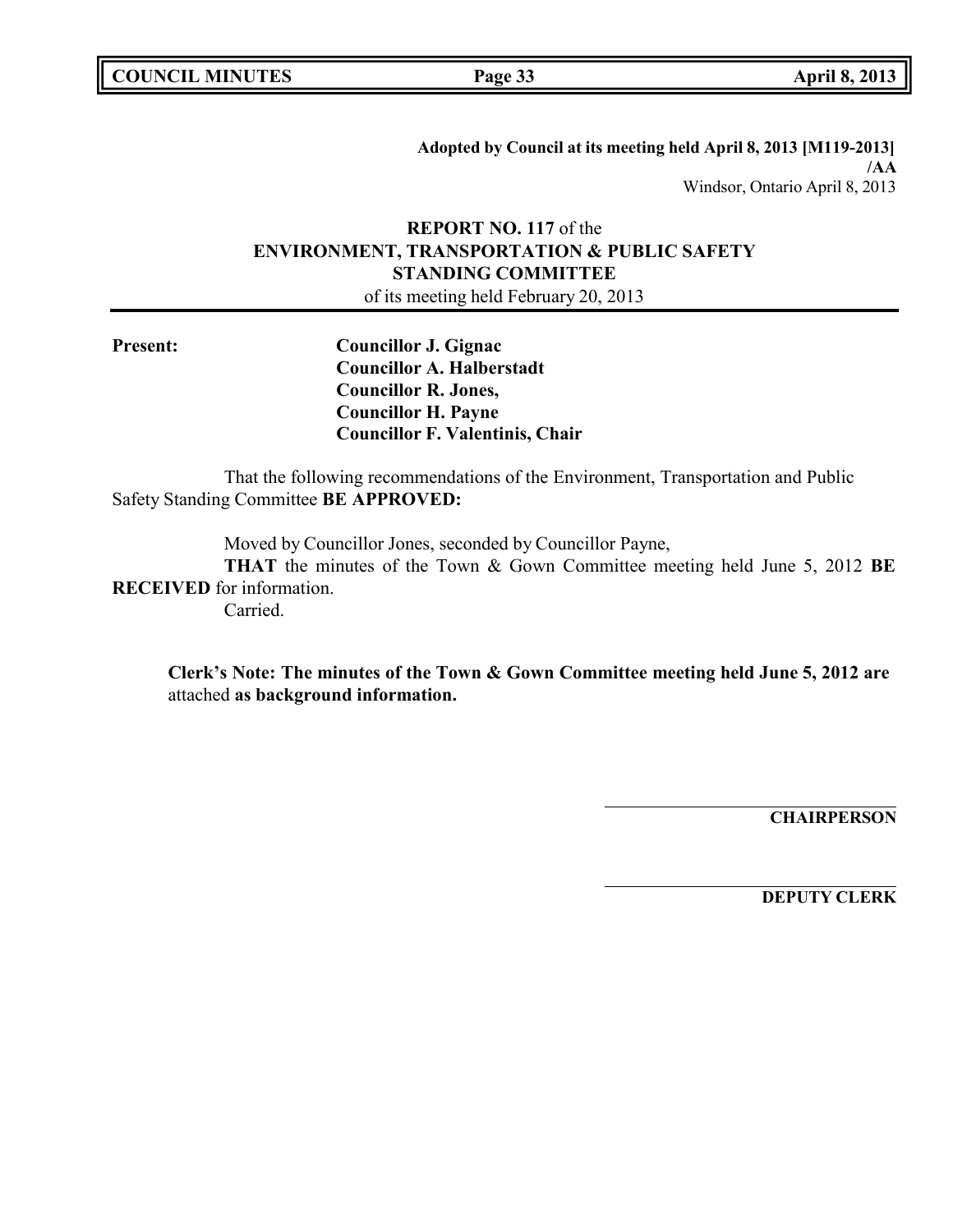**Adopted by Council at its meeting held April 8, 2013 [M119-2013] /AA**

Windsor, Ontario April 8, 2013

**REPORT NO. 117** of the
**ENVIRONMENT, TRANSPORTATION & PUBLIC SAFETY STANDING COMMITTEE**
of its meeting held February 20, 2013

**Present:**

**Councillor J. Gignac**
**Councillor A. Halberstadt**
**Councillor R. Jones,**
**Councillor H. Payne**
**Councillor F. Valentinis, Chair**

That the following recommendations of the Environment, Transportation and Public Safety Standing Committee **BE APPROVED:**

Moved by Councillor Jones, seconded by Councillor Payne,
**THAT** the minutes of the Town & Gown Committee meeting held June 5, 2012 **BE RECEIVED** for information.
Carried.

**Clerk's Note: The minutes of the Town & Gown Committee meeting held June 5, 2012 are** attached **as background information.**

**CHAIRPERSON**

**DEPUTY CLERK**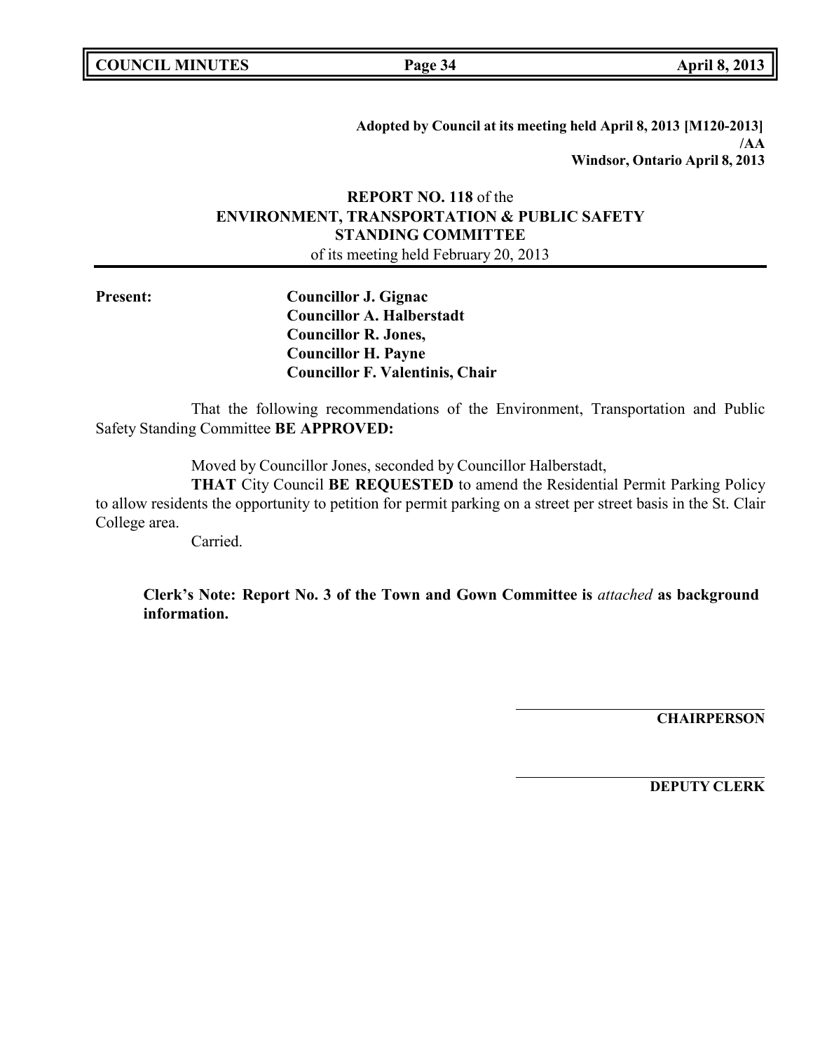**Adopted by Council at its meeting held April 8, 2013 [M120-2013]**
**/AA**
**Windsor, Ontario April 8, 2013**

**REPORT NO. 118** of the
**ENVIRONMENT, TRANSPORTATION & PUBLIC SAFETY STANDING COMMITTEE**
of its meeting held February 20, 2013

**Present:**

**Councillor J. Gignac**
**Councillor A. Halberstadt**
**Councillor R. Jones,**
**Councillor H. Payne**
**Councillor F. Valentinis, Chair**

That the following recommendations of the Environment, Transportation and Public Safety Standing Committee **BE APPROVED:**

Moved by Councillor Jones, seconded by Councillor Halberstadt,

**THAT** City Council **BE REQUESTED** to amend the Residential Permit Parking Policy to allow residents the opportunity to petition for permit parking on a street per street basis in the St. Clair College area.

Carried.

**Clerk's Note: Report No. 3 of the Town and Gown Committee is** *attached* **as background information.**

**CHAIRPERSON**

**DEPUTY CLERK**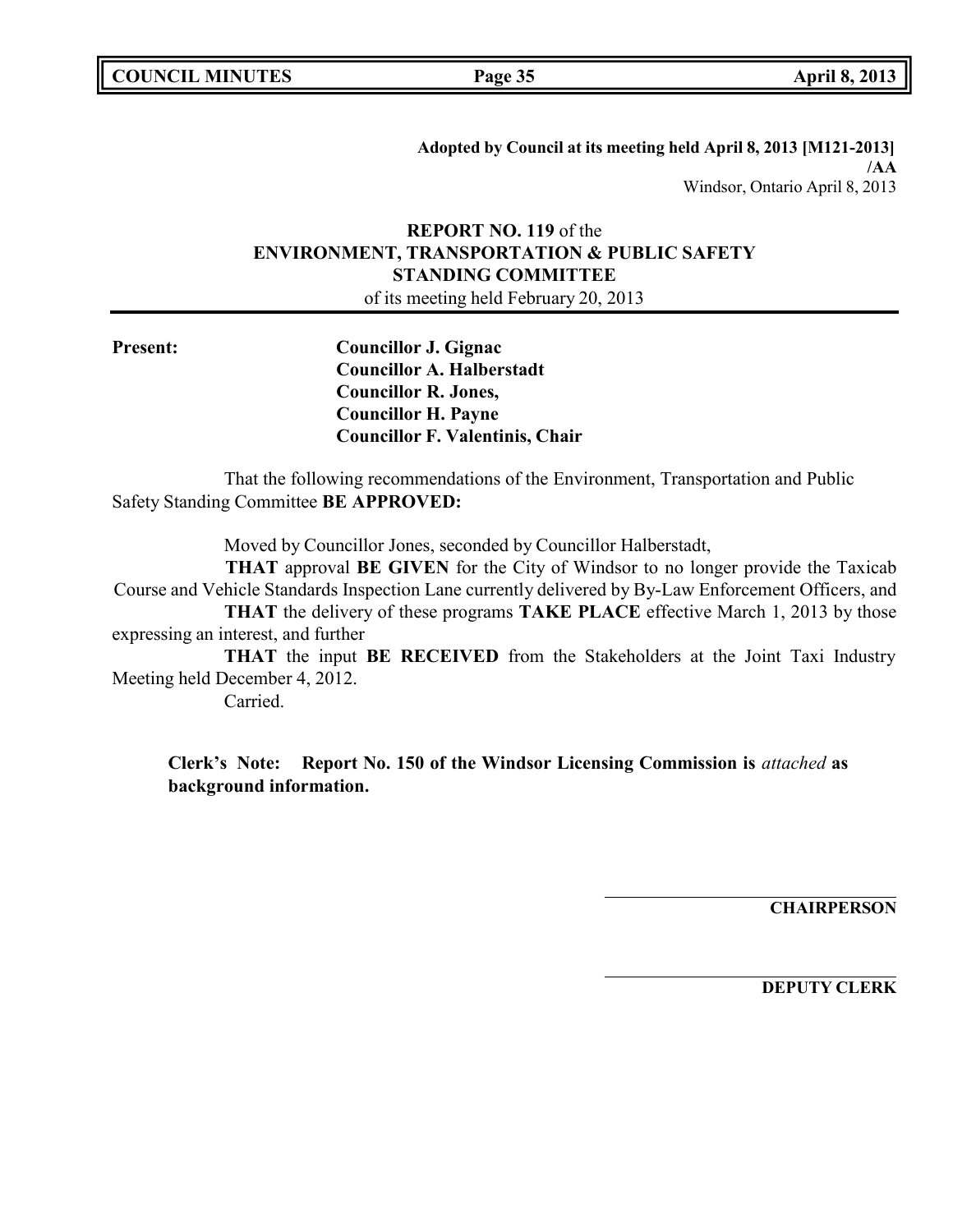**Adopted by Council at its meeting held April 8, 2013 [M121-2013]**
**/AA**
Windsor, Ontario April 8, 2013

**REPORT NO. 119** of the
**ENVIRONMENT, TRANSPORTATION & PUBLIC SAFETY STANDING COMMITTEE**
of its meeting held February 20, 2013

**Present:**
**Councillor J. Gignac**
**Councillor A. Halberstadt**
**Councillor R. Jones,**
**Councillor H. Payne**
**Councillor F. Valentinis, Chair**

That the following recommendations of the Environment, Transportation and Public Safety Standing Committee **BE APPROVED:**

Moved by Councillor Jones, seconded by Councillor Halberstadt,

**THAT** approval **BE GIVEN** for the City of Windsor to no longer provide the Taxicab Course and Vehicle Standards Inspection Lane currently delivered by By-Law Enforcement Officers, and

**THAT** the delivery of these programs **TAKE PLACE** effective March 1, 2013 by those expressing an interest, and further

**THAT** the input **BE RECEIVED** from the Stakeholders at the Joint Taxi Industry Meeting held December 4, 2012.

Carried.

**Clerk's Note: Report No. 150 of the Windsor Licensing Commission is** ***attached*** **as background information.**

**CHAIRPERSON**

**DEPUTY CLERK**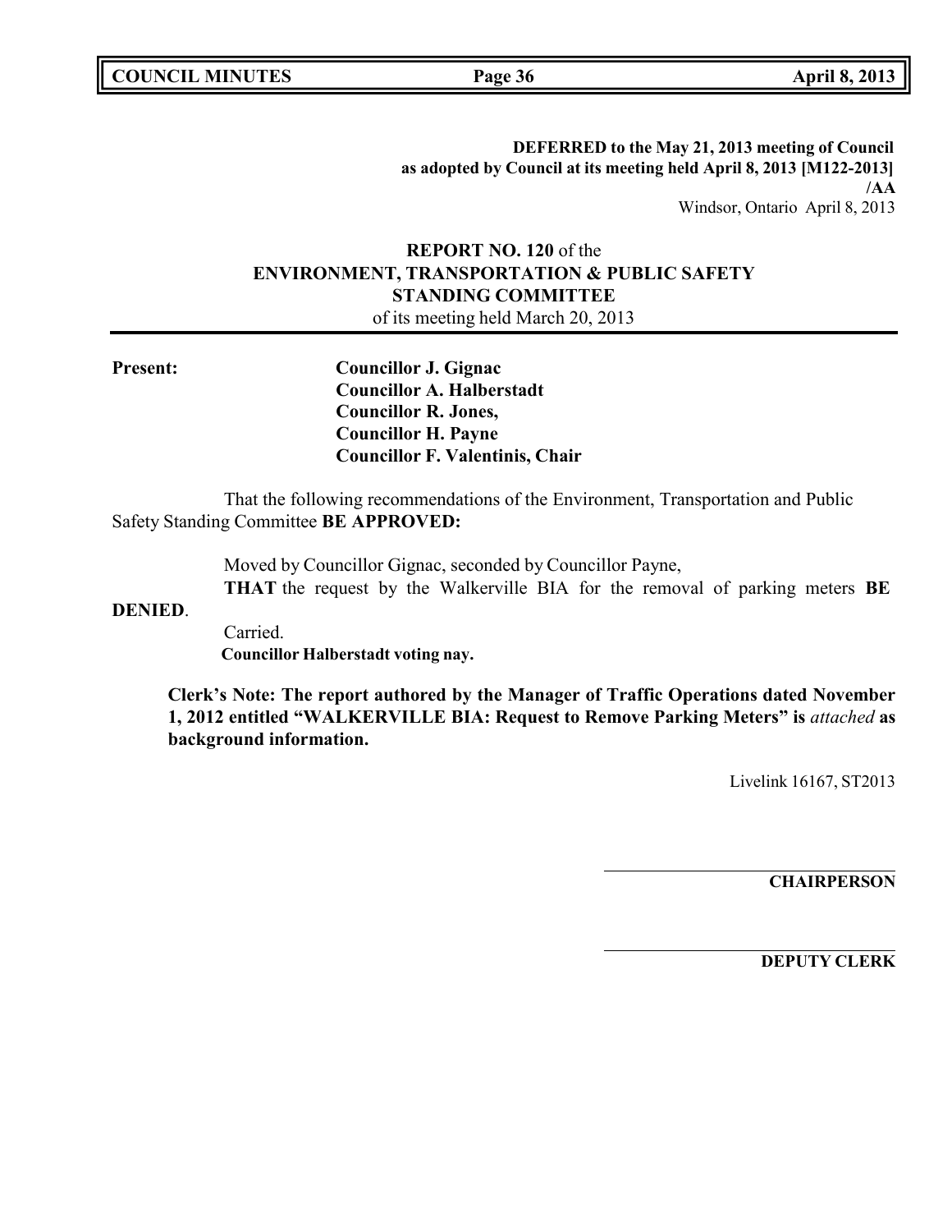**DEFERRED to the May 21, 2013 meeting of Council as adopted by Council at its meeting held April 8, 2013 [M122-2013] /AA**

Windsor, Ontario April 8, 2013

**REPORT NO. 120** of the
**ENVIRONMENT, TRANSPORTATION & PUBLIC SAFETY STANDING COMMITTEE**
of its meeting held March 20, 2013

**Present:**

**Councillor J. Gignac**
**Councillor A. Halberstadt**
**Councillor R. Jones,**
**Councillor H. Payne**
**Councillor F. Valentinis, Chair**

That the following recommendations of the Environment, Transportation and Public Safety Standing Committee **BE APPROVED:**

Moved by Councillor Gignac, seconded by Councillor Payne,

**THAT** the request by the Walkerville BIA for the removal of parking meters **BE DENIED**.

Carried.

**Councillor Halberstadt voting nay.**

**Clerk's Note: The report authored by the Manager of Traffic Operations dated November 1, 2012 entitled "WALKERVILLE BIA: Request to Remove Parking Meters" is *attached* as background information.**

Livelink 16167, ST2013

______________________
**CHAIRPERSON**

______________________
**DEPUTY CLERK**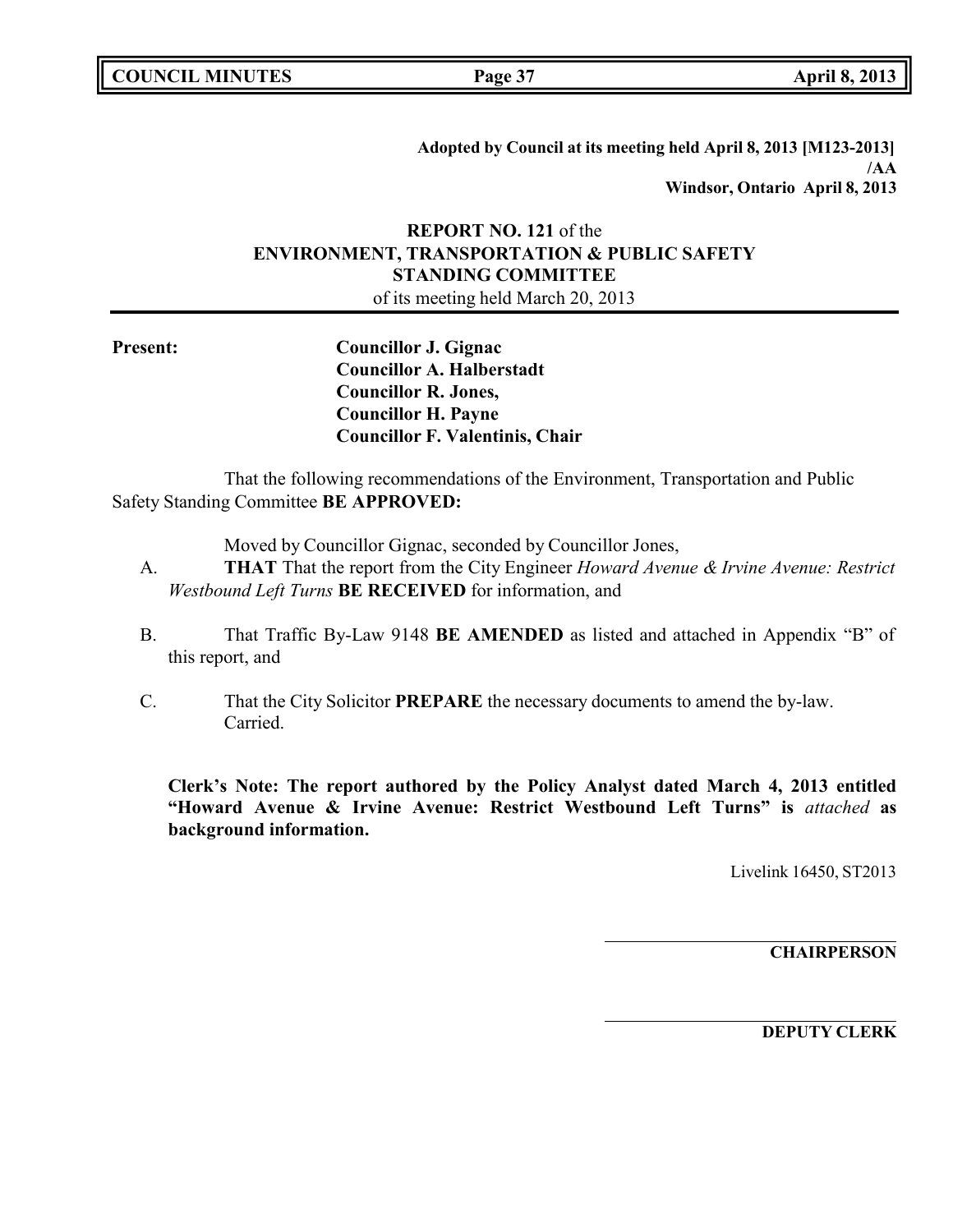**Adopted by Council at its meeting held April 8, 2013 [M123-2013]**
**/AA**
**Windsor, Ontario April 8, 2013**

## REPORT NO. 121 of the ENVIRONMENT, TRANSPORTATION & PUBLIC SAFETY STANDING COMMITTEE

of its meeting held March 20, 2013

**Present:**

**Councillor J. Gignac**
**Councillor A. Halberstadt**
**Councillor R. Jones,**
**Councillor H. Payne**
**Councillor F. Valentinis, Chair**

That the following recommendations of the Environment, Transportation and Public Safety Standing Committee **BE APPROVED:**

Moved by Councillor Gignac, seconded by Councillor Jones,

A. **THAT** That the report from the City Engineer *Howard Avenue & Irvine Avenue: Restrict Westbound Left Turns* **BE RECEIVED** for information, and

B. That Traffic By-Law 9148 **BE AMENDED** as listed and attached in Appendix "B" of this report, and

C. That the City Solicitor **PREPARE** the necessary documents to amend the by-law.
Carried.

**Clerk's Note: The report authored by the Policy Analyst dated March 4, 2013 entitled "Howard Avenue & Irvine Avenue: Restrict Westbound Left Turns" is** ***attached*** **as background information.**

Livelink 16450, ST2013

**CHAIRPERSON**

**DEPUTY CLERK**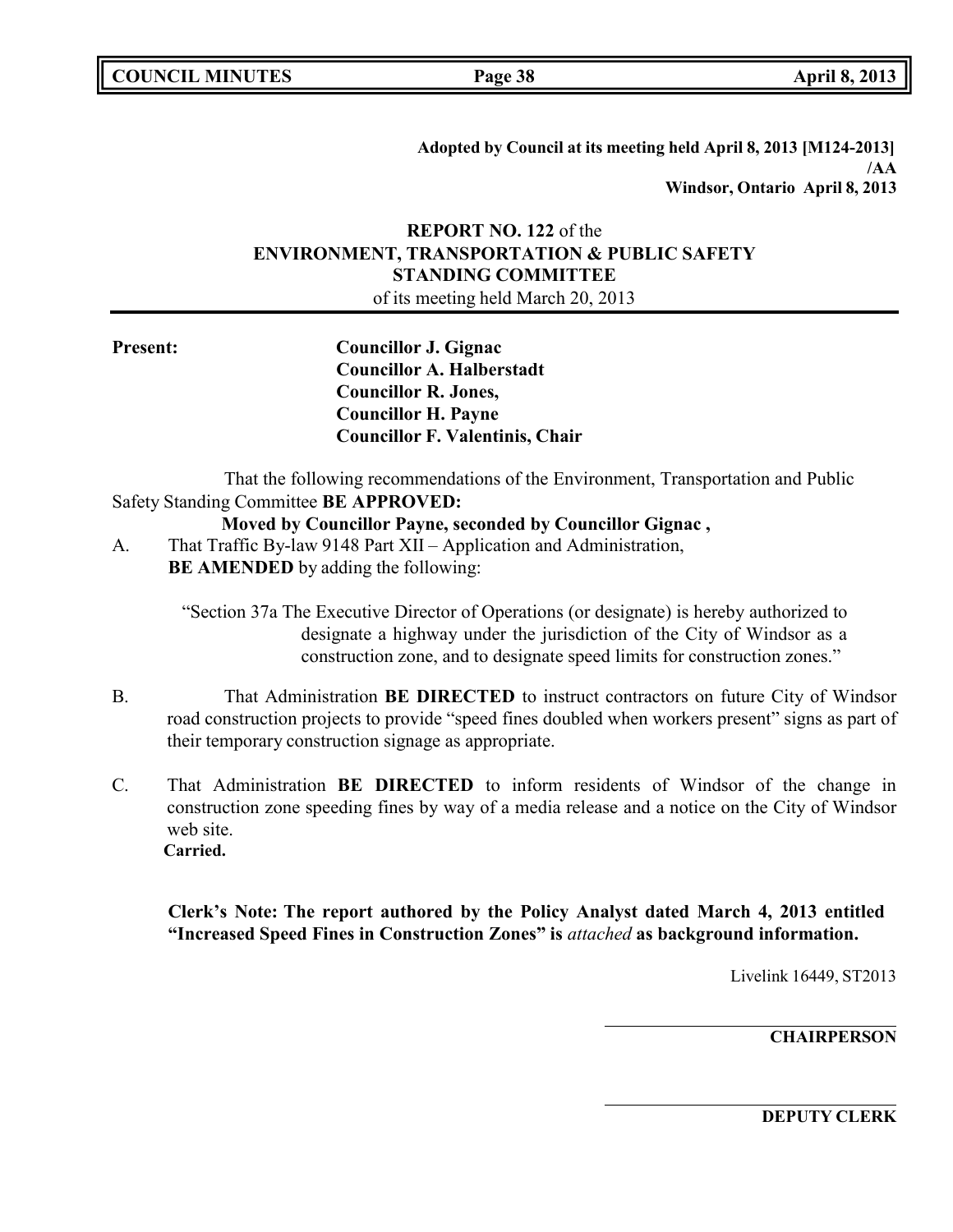**Adopted by Council at its meeting held April 8, 2013 [M124-2013]**
**/AA**
**Windsor, Ontario April 8, 2013**

**REPORT NO. 122** of the
**ENVIRONMENT, TRANSPORTATION & PUBLIC SAFETY STANDING COMMITTEE**
of its meeting held March 20, 2013

**Present:**
**Councillor J. Gignac**
**Councillor A. Halberstadt**
**Councillor R. Jones,**
**Councillor H. Payne**
**Councillor F. Valentinis, Chair**

That the following recommendations of the Environment, Transportation and Public Safety Standing Committee **BE APPROVED:**

**Moved by Councillor Payne, seconded by Councillor Gignac ,**

A. That Traffic By-law 9148 Part XII – Application and Administration, **BE AMENDED** by adding the following:

"Section 37a The Executive Director of Operations (or designate) is hereby authorized to designate a highway under the jurisdiction of the City of Windsor as a construction zone, and to designate speed limits for construction zones."

B. That Administration **BE DIRECTED** to instruct contractors on future City of Windsor road construction projects to provide "speed fines doubled when workers present" signs as part of their temporary construction signage as appropriate.

C. That Administration **BE DIRECTED** to inform residents of Windsor of the change in construction zone speeding fines by way of a media release and a notice on the City of Windsor web site.
**Carried.**

**Clerk's Note: The report authored by the Policy Analyst dated March 4, 2013 entitled "Increased Speed Fines in Construction Zones" is** ***attached*** **as background information.**

Livelink 16449, ST2013

**CHAIRPERSON**

**DEPUTY CLERK**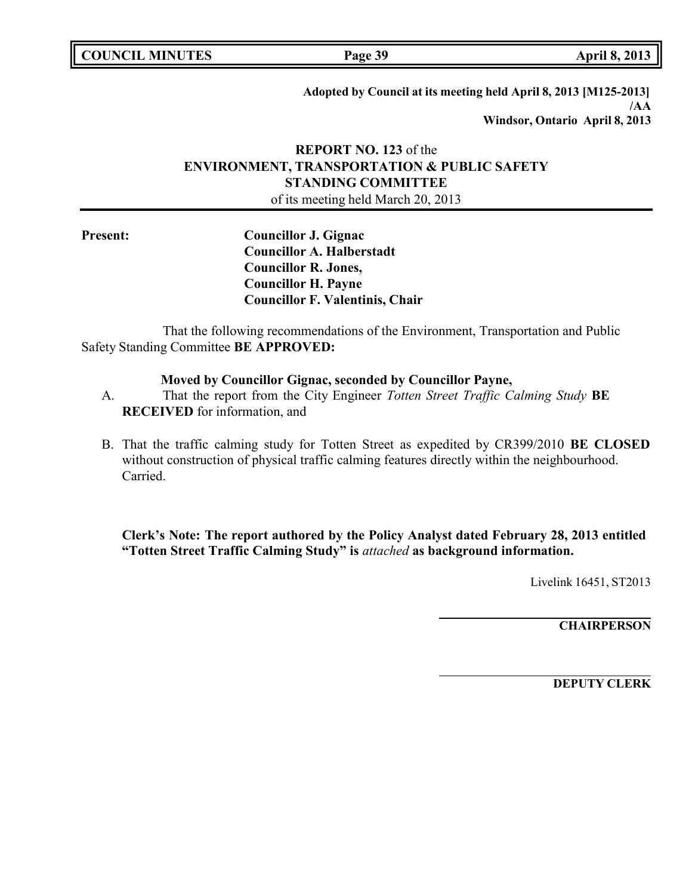**Adopted by Council at its meeting held April 8, 2013 [M125-2013]**
**/AA**
**Windsor, Ontario April 8, 2013**

**REPORT NO. 123** of the
**ENVIRONMENT, TRANSPORTATION & PUBLIC SAFETY STANDING COMMITTEE**
of its meeting held March 20, 2013

**Present:**
**Councillor J. Gignac**
**Councillor A. Halberstadt**
**Councillor R. Jones,**
**Councillor H. Payne**
**Councillor F. Valentinis, Chair**

That the following recommendations of the Environment, Transportation and Public Safety Standing Committee **BE APPROVED:**

**Moved by Councillor Gignac, seconded by Councillor Payne,**

A. That the report from the City Engineer *Totten Street Traffic Calming Study* **BE RECEIVED** for information, and

B. That the traffic calming study for Totten Street as expedited by CR399/2010 **BE CLOSED** without construction of physical traffic calming features directly within the neighbourhood. Carried.

**Clerk's Note: The report authored by the Policy Analyst dated February 28, 2013 entitled "Totten Street Traffic Calming Study" is** *attached* **as background information.**

Livelink 16451, ST2013

**CHAIRPERSON**

**DEPUTY CLERK**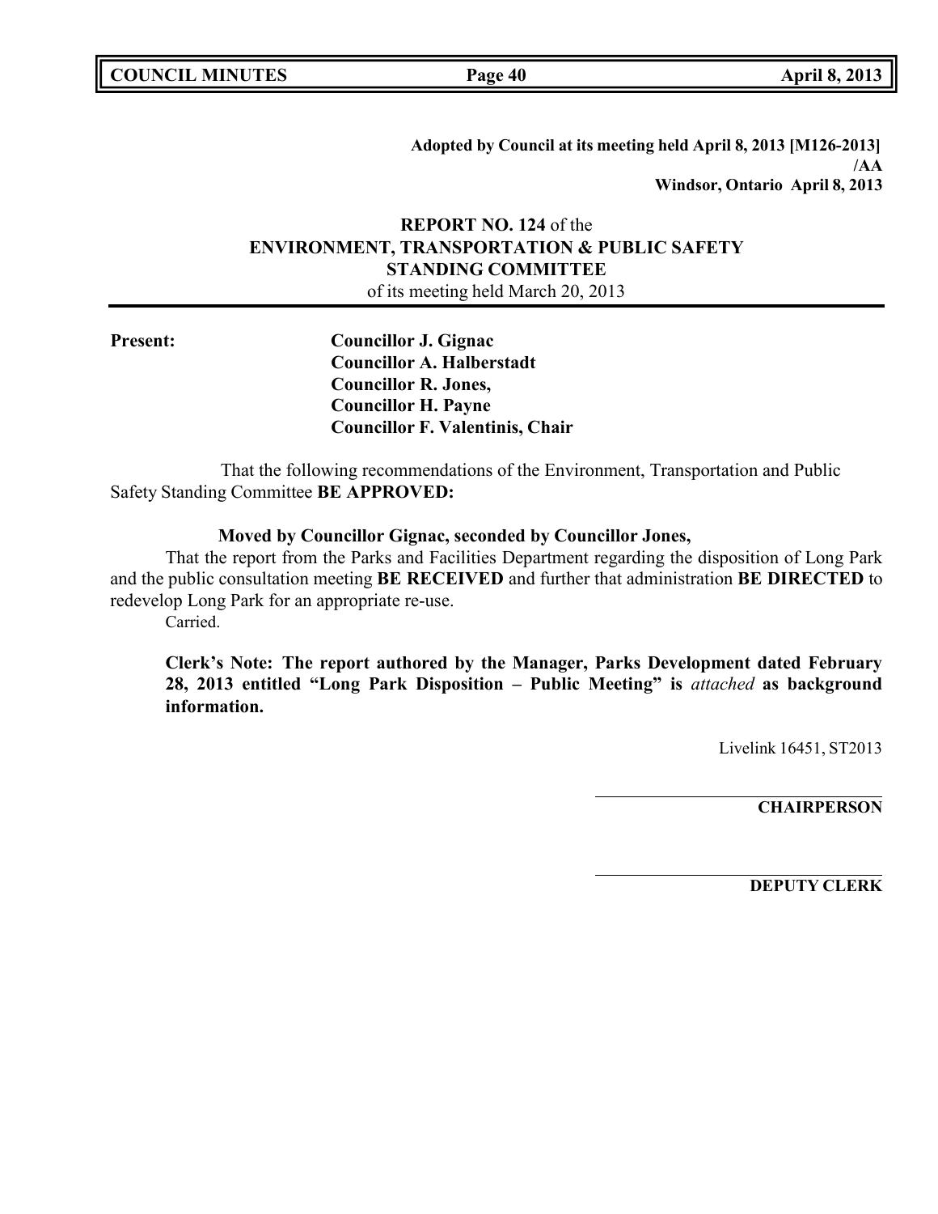**Adopted by Council at its meeting held April 8, 2013 [M126-2013]**
**/AA**
**Windsor, Ontario April 8, 2013**

## REPORT NO. 124 of the ENVIRONMENT, TRANSPORTATION & PUBLIC SAFETY STANDING COMMITTEE

of its meeting held March 20, 2013

**Present:**

**Councillor J. Gignac**
**Councillor A. Halberstadt**
**Councillor R. Jones,**
**Councillor H. Payne**
**Councillor F. Valentinis, Chair**

That the following recommendations of the Environment, Transportation and Public Safety Standing Committee **BE APPROVED:**

**Moved by Councillor Gignac, seconded by Councillor Jones,**

That the report from the Parks and Facilities Department regarding the disposition of Long Park and the public consultation meeting **BE RECEIVED** and further that administration **BE DIRECTED** to redevelop Long Park for an appropriate re-use.

Carried.

**Clerk's Note: The report authored by the Manager, Parks Development dated February 28, 2013 entitled "Long Park Disposition – Public Meeting" is** ***attached*** **as background information.**

Livelink 16451, ST2013

**CHAIRPERSON**

**DEPUTY CLERK**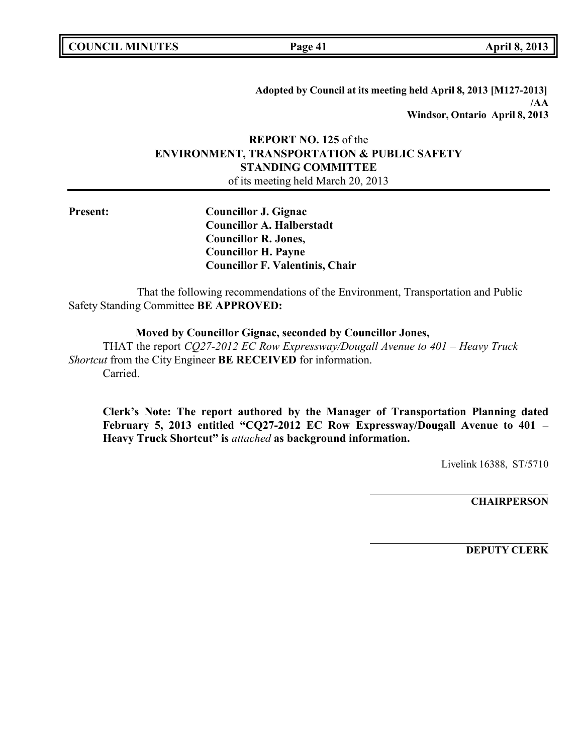**Adopted by Council at its meeting held April 8, 2013 [M127-2013]**
**/AA**
**Windsor, Ontario April 8, 2013**

**REPORT NO. 125** of the
**ENVIRONMENT, TRANSPORTATION & PUBLIC SAFETY STANDING COMMITTEE**
of its meeting held March 20, 2013

**Present:**

**Councillor J. Gignac**
**Councillor A. Halberstadt**
**Councillor R. Jones,**
**Councillor H. Payne**
**Councillor F. Valentinis, Chair**

That the following recommendations of the Environment, Transportation and Public Safety Standing Committee **BE APPROVED:**

**Moved by Councillor Gignac, seconded by Councillor Jones,**

THAT the report *CQ27-2012 EC Row Expressway/Dougall Avenue to 401 – Heavy Truck Shortcut* from the City Engineer **BE RECEIVED** for information.
Carried.

**Clerk's Note: The report authored by the Manager of Transportation Planning dated February 5, 2013 entitled "CQ27-2012 EC Row Expressway/Dougall Avenue to 401 – Heavy Truck Shortcut" is *attached* as background information.**

Livelink 16388, ST/5710

**CHAIRPERSON**

**DEPUTY CLERK**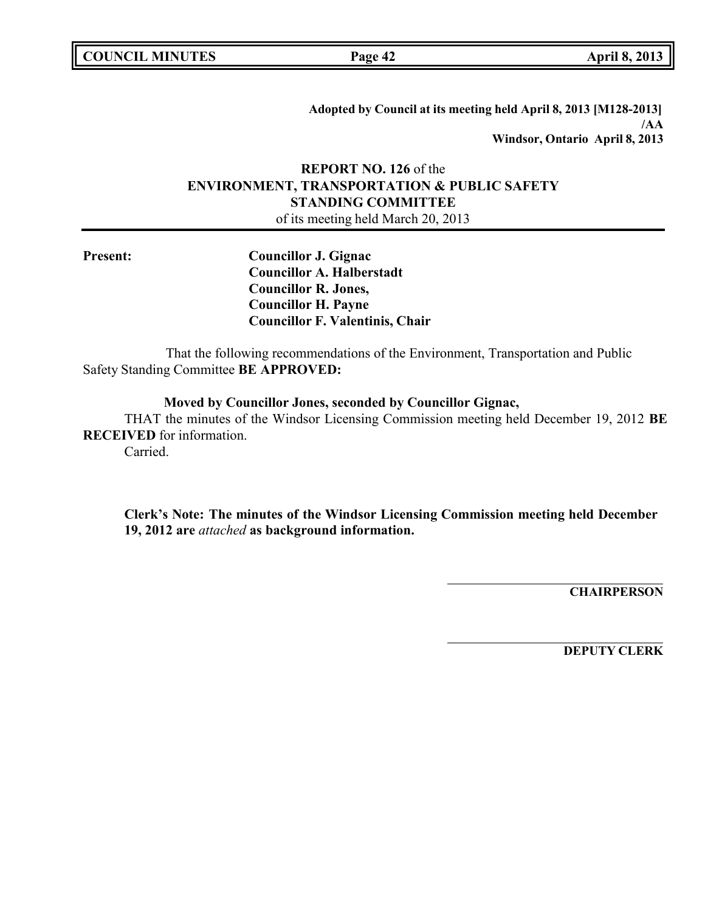**Adopted by Council at its meeting held April 8, 2013 [M128-2013]**
**/AA**
**Windsor, Ontario April 8, 2013**

**REPORT NO. 126** of the
**ENVIRONMENT, TRANSPORTATION & PUBLIC SAFETY**
**STANDING COMMITTEE**
of its meeting held March 20, 2013

---

**Present:**

**Councillor J. Gignac**
**Councillor A. Halberstadt**
**Councillor R. Jones,**
**Councillor H. Payne**
**Councillor F. Valentinis, Chair**

That the following recommendations of the Environment, Transportation and Public Safety Standing Committee **BE APPROVED:**

**Moved by Councillor Jones, seconded by Councillor Gignac,**

THAT the minutes of the Windsor Licensing Commission meeting held December 19, 2012 **BE RECEIVED** for information.

Carried.

**Clerk's Note: The minutes of the Windsor Licensing Commission meeting held December 19, 2012 are** ***attached*** **as background information.**

**CHAIRPERSON**

**DEPUTY CLERK**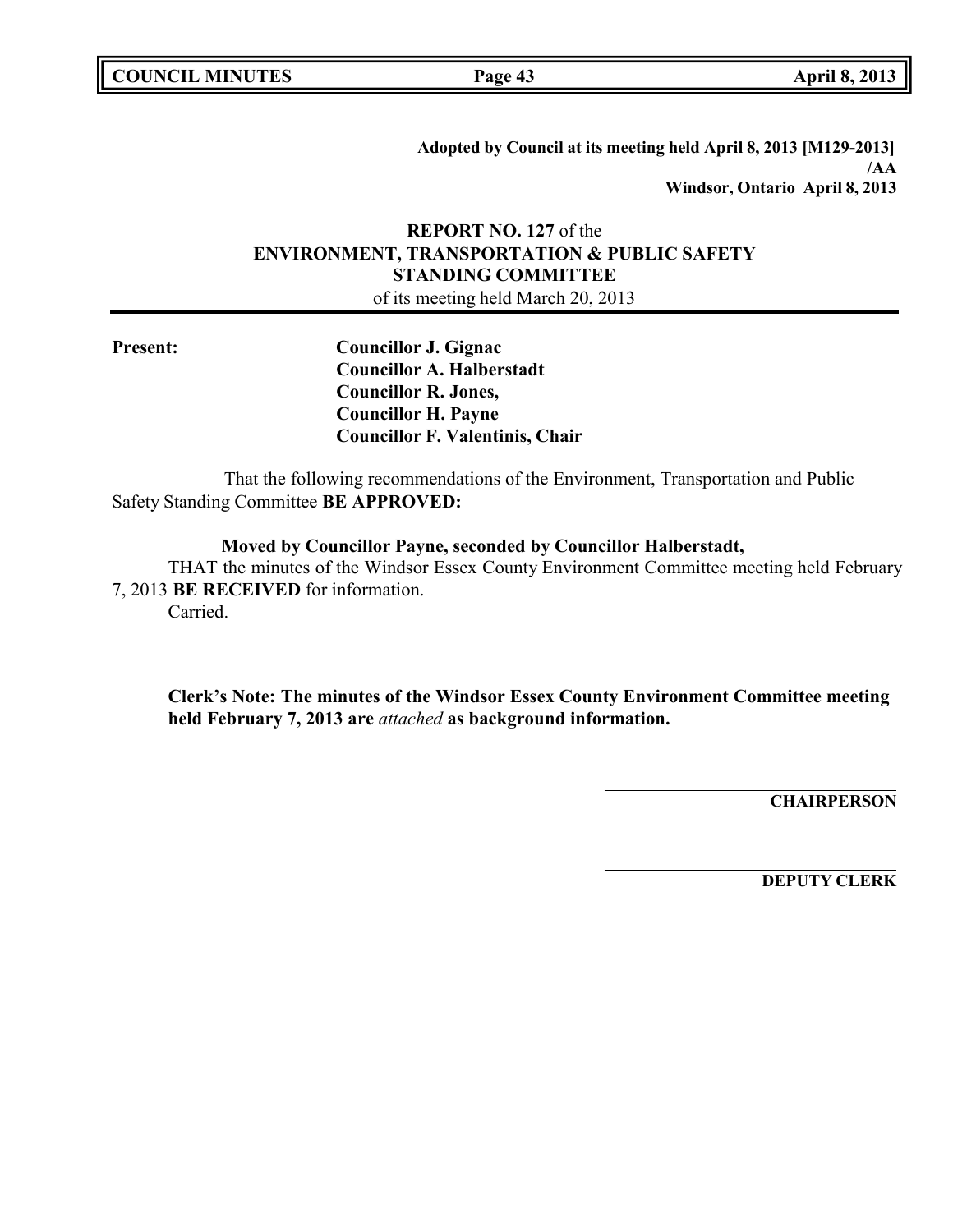**Adopted by Council at its meeting held April 8, 2013 [M129-2013]**
**/AA**
**Windsor, Ontario April 8, 2013**

## **REPORT NO. 127** of the **ENVIRONMENT, TRANSPORTATION & PUBLIC SAFETY STANDING COMMITTEE**

of its meeting held March 20, 2013

---

**Present:**

**Councillor J. Gignac**
**Councillor A. Halberstadt**
**Councillor R. Jones,**
**Councillor H. Payne**
**Councillor F. Valentinis, Chair**

That the following recommendations of the Environment, Transportation and Public Safety Standing Committee **BE APPROVED:**

**Moved by Councillor Payne, seconded by Councillor Halberstadt,**

THAT the minutes of the Windsor Essex County Environment Committee meeting held February 7, 2013 **BE RECEIVED** for information.

Carried.

**Clerk's Note: The minutes of the Windsor Essex County Environment Committee meeting held February 7, 2013 are** ***attached*** **as background information.**

**CHAIRPERSON**

**DEPUTY CLERK**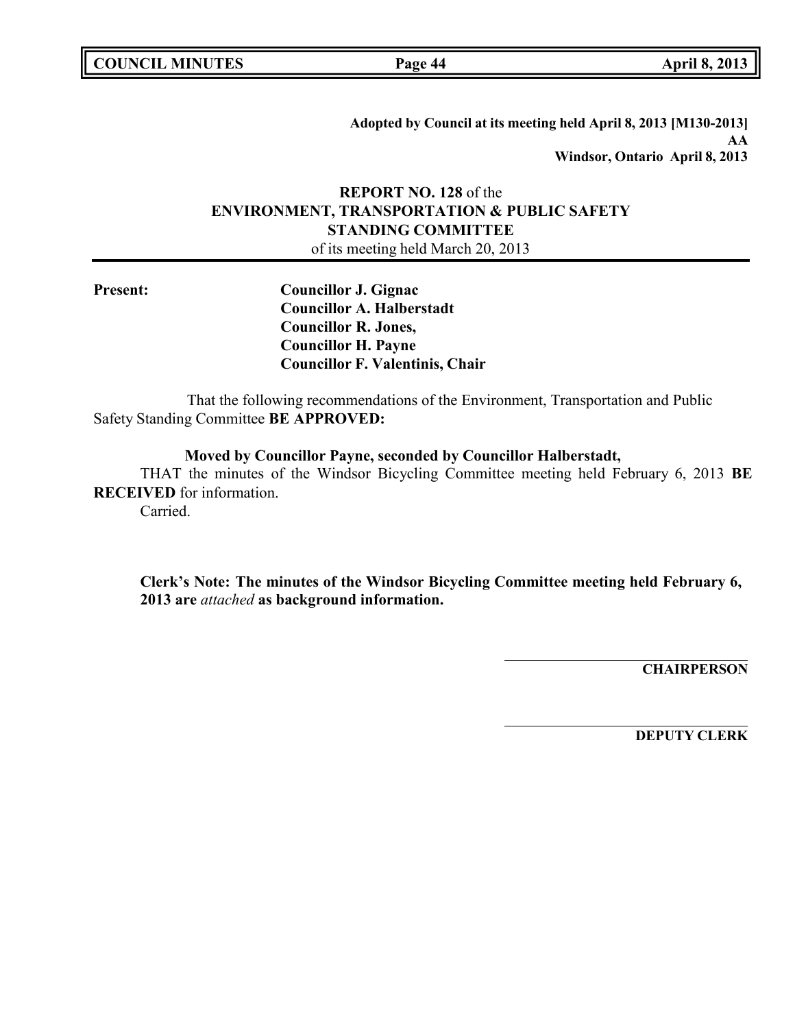**Adopted by Council at its meeting held April 8, 2013 [M130-2013]**
**AA**
**Windsor, Ontario April 8, 2013**

## **REPORT NO. 128** of the **ENVIRONMENT, TRANSPORTATION & PUBLIC SAFETY STANDING COMMITTEE**

of its meeting held March 20, 2013

---

**Present:**

**Councillor J. Gignac**
**Councillor A. Halberstadt**
**Councillor R. Jones,**
**Councillor H. Payne**
**Councillor F. Valentinis, Chair**

That the following recommendations of the Environment, Transportation and Public Safety Standing Committee **BE APPROVED:**

**Moved by Councillor Payne, seconded by Councillor Halberstadt,**

THAT the minutes of the Windsor Bicycling Committee meeting held February 6, 2013 **BE RECEIVED** for information.

Carried.

**Clerk's Note: The minutes of the Windsor Bicycling Committee meeting held February 6, 2013 are** ***attached*** **as background information.**

**CHAIRPERSON**

**DEPUTY CLERK**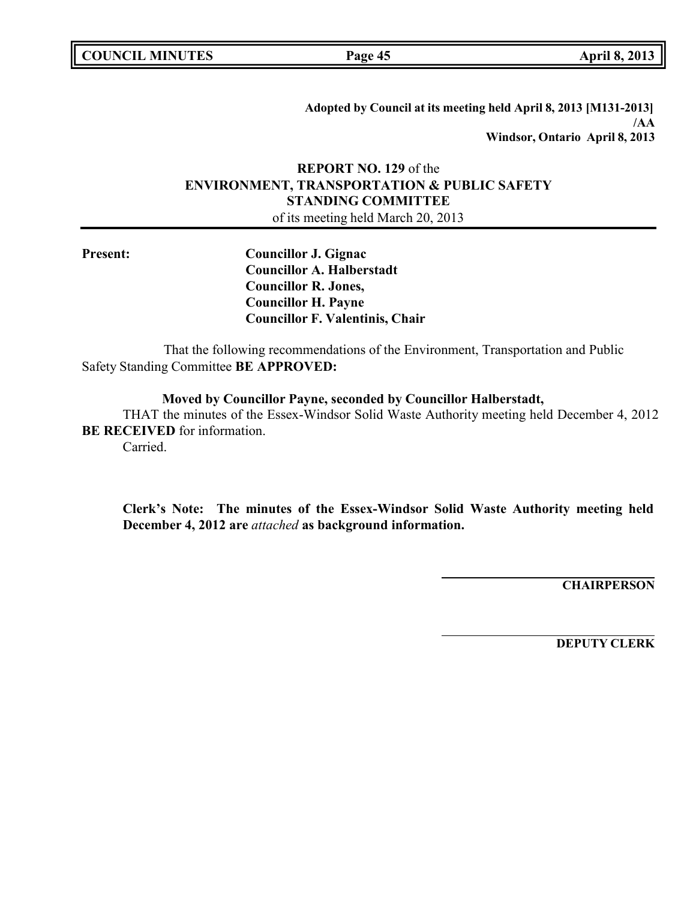**Adopted by Council at its meeting held April 8, 2013 [M131-2013]**
**/AA**
**Windsor, Ontario April 8, 2013**

**REPORT NO. 129** of the
**ENVIRONMENT, TRANSPORTATION & PUBLIC SAFETY STANDING COMMITTEE**
of its meeting held March 20, 2013

**Present:**

**Councillor J. Gignac**
**Councillor A. Halberstadt**
**Councillor R. Jones,**
**Councillor H. Payne**
**Councillor F. Valentinis, Chair**

That the following recommendations of the Environment, Transportation and Public Safety Standing Committee **BE APPROVED:**

**Moved by Councillor Payne, seconded by Councillor Halberstadt,**

THAT the minutes of the Essex-Windsor Solid Waste Authority meeting held December 4, 2012 **BE RECEIVED** for information.

Carried.

**Clerk's Note: The minutes of the Essex-Windsor Solid Waste Authority meeting held December 4, 2012 are** ***attached*** **as background information.**

**CHAIRPERSON**

**DEPUTY CLERK**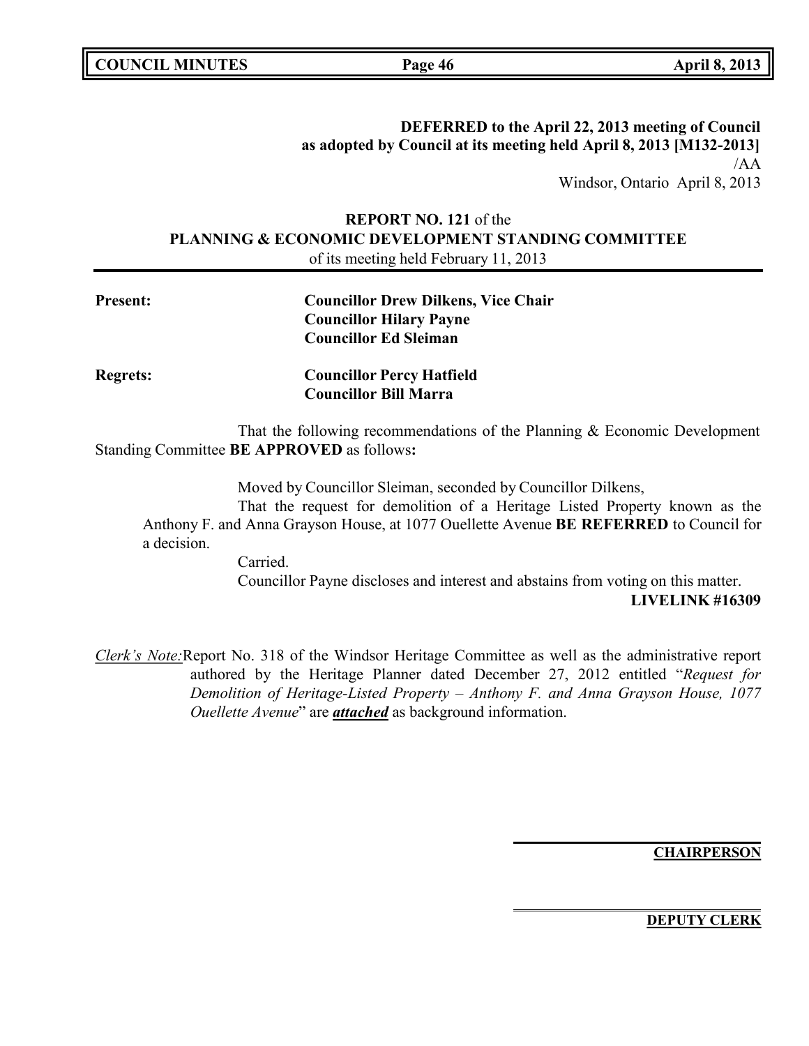**DEFERRED to the April 22, 2013 meeting of Council**
**as adopted by Council at its meeting held April 8, 2013 [M132-2013]**
/AA
Windsor, Ontario April 8, 2013

**REPORT NO. 121** of the
**PLANNING & ECONOMIC DEVELOPMENT STANDING COMMITTEE**
of its meeting held February 11, 2013

**Present:** **Councillor Drew Dilkens, Vice Chair**
**Councillor Hilary Payne**
**Councillor Ed Sleiman**

**Regrets:** **Councillor Percy Hatfield**
**Councillor Bill Marra**

That the following recommendations of the Planning & Economic Development Standing Committee **BE APPROVED** as follows**:**

Moved by Councillor Sleiman, seconded by Councillor Dilkens,

That the request for demolition of a Heritage Listed Property known as the Anthony F. and Anna Grayson House, at 1077 Ouellette Avenue **BE REFERRED** to Council for a decision.

Carried.

Councillor Payne discloses and interest and abstains from voting on this matter.

**LIVELINK #16309**

*Clerk's Note:* Report No. 318 of the Windsor Heritage Committee as well as the administrative report authored by the Heritage Planner dated December 27, 2012 entitled "*Request for Demolition of Heritage-Listed Property – Anthony F. and Anna Grayson House, 1077 Ouellette Avenue*" are ***attached*** as background information.

**CHAIRPERSON**

**DEPUTY CLERK**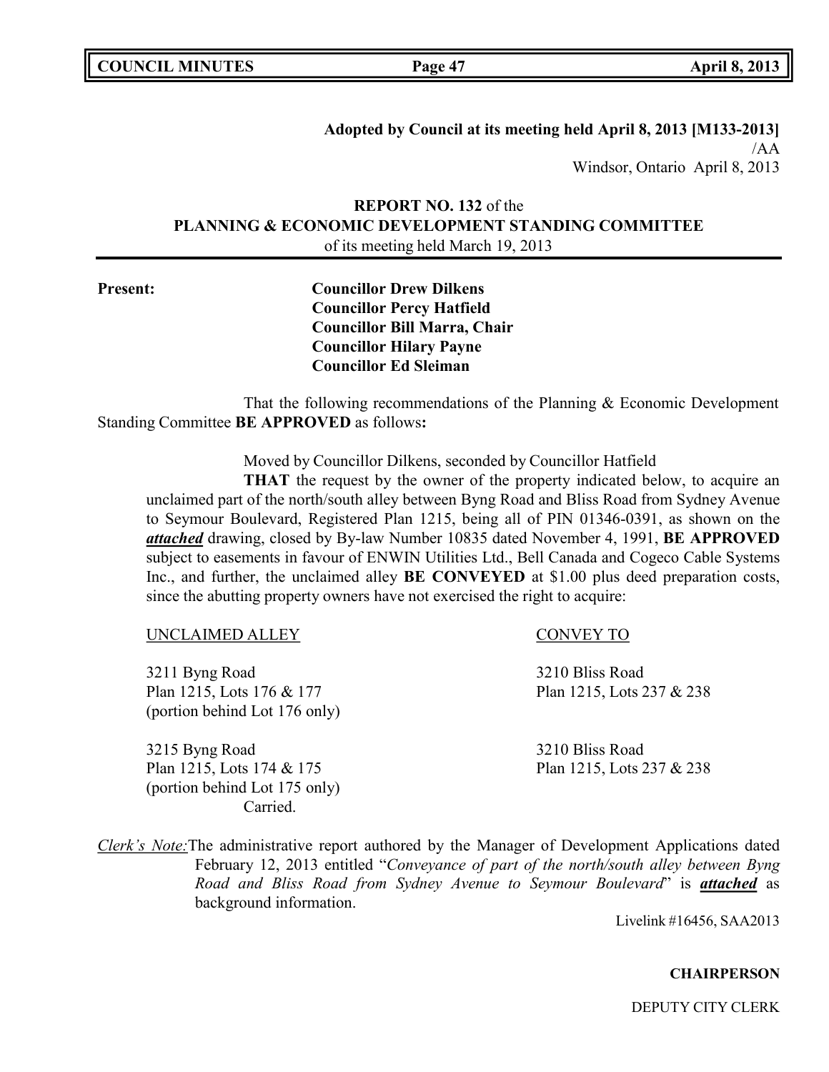**Adopted by Council at its meeting held April 8, 2013 [M133-2013]**
/AA
Windsor, Ontario April 8, 2013

**REPORT NO. 132** of the
**PLANNING & ECONOMIC DEVELOPMENT STANDING COMMITTEE**
of its meeting held March 19, 2013

**Present:**

**Councillor Drew Dilkens**
**Councillor Percy Hatfield**
**Councillor Bill Marra, Chair**
**Councillor Hilary Payne**
**Councillor Ed Sleiman**

That the following recommendations of the Planning & Economic Development Standing Committee **BE APPROVED** as follows**:**

Moved by Councillor Dilkens, seconded by Councillor Hatfield

**THAT** the request by the owner of the property indicated below, to acquire an unclaimed part of the north/south alley between Byng Road and Bliss Road from Sydney Avenue to Seymour Boulevard, Registered Plan 1215, being all of PIN 01346-0391, as shown on the ***attached*** drawing, closed by By-law Number 10835 dated November 4, 1991, **BE APPROVED** subject to easements in favour of ENWIN Utilities Ltd., Bell Canada and Cogeco Cable Systems Inc., and further, the unclaimed alley **BE CONVEYED** at $1.00 plus deed preparation costs, since the abutting property owners have not exercised the right to acquire:

| UNCLAIMED ALLEY | CONVEY TO |
|---|---|
| 3211 Byng Road<br>Plan 1215, Lots 176 & 177<br>(portion behind Lot 176 only) | 3210 Bliss Road<br>Plan 1215, Lots 237 & 238 |
| 3215 Byng Road<br>Plan 1215, Lots 174 & 175<br>(portion behind Lot 175 only) | 3210 Bliss Road<br>Plan 1215, Lots 237 & 238 |

Carried.

*Clerk's Note:* The administrative report authored by the Manager of Development Applications dated February 12, 2013 entitled "*Conveyance of part of the north/south alley between Byng Road and Bliss Road from Sydney Avenue to Seymour Boulevard*" is ***attached*** as background information.

Livelink #16456, SAA2013

**CHAIRPERSON**

DEPUTY CITY CLERK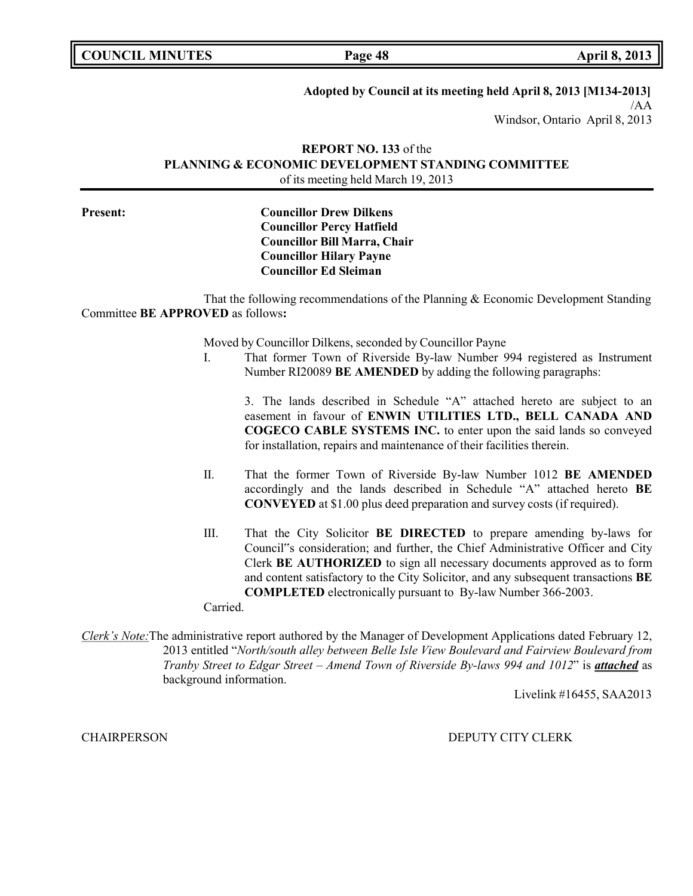**Adopted by Council at its meeting held April 8, 2013 [M134-2013]**
/AA
Windsor, Ontario April 8, 2013

**REPORT NO. 133** of the
**PLANNING & ECONOMIC DEVELOPMENT STANDING COMMITTEE**
of its meeting held March 19, 2013

**Present:**

**Councillor Drew Dilkens**
**Councillor Percy Hatfield**
**Councillor Bill Marra, Chair**
**Councillor Hilary Payne**
**Councillor Ed Sleiman**

That the following recommendations of the Planning & Economic Development Standing Committee **BE APPROVED** as follows**:**

Moved by Councillor Dilkens, seconded by Councillor Payne

I. That former Town of Riverside By-law Number 994 registered as Instrument Number RI20089 **BE AMENDED** by adding the following paragraphs:

3. The lands described in Schedule "A" attached hereto are subject to an easement in favour of **ENWIN UTILITIES LTD., BELL CANADA AND COGECO CABLE SYSTEMS INC.** to enter upon the said lands so conveyed for installation, repairs and maintenance of their facilities therein.

II. That the former Town of Riverside By-law Number 1012 **BE AMENDED** accordingly and the lands described in Schedule "A" attached hereto **BE CONVEYED** at $1.00 plus deed preparation and survey costs (if required).

III. That the City Solicitor **BE DIRECTED** to prepare amending by-laws for Council"s consideration; and further, the Chief Administrative Officer and City Clerk **BE AUTHORIZED** to sign all necessary documents approved as to form and content satisfactory to the City Solicitor, and any subsequent transactions **BE COMPLETED** electronically pursuant to By-law Number 366-2003.

Carried.

*Clerk's Note:* The administrative report authored by the Manager of Development Applications dated February 12, 2013 entitled "*North/south alley between Belle Isle View Boulevard and Fairview Boulevard from Tranby Street to Edgar Street – Amend Town of Riverside By-laws 994 and 1012*" is ***attached*** as background information.

Livelink #16455, SAA2013

CHAIRPERSON DEPUTY CITY CLERK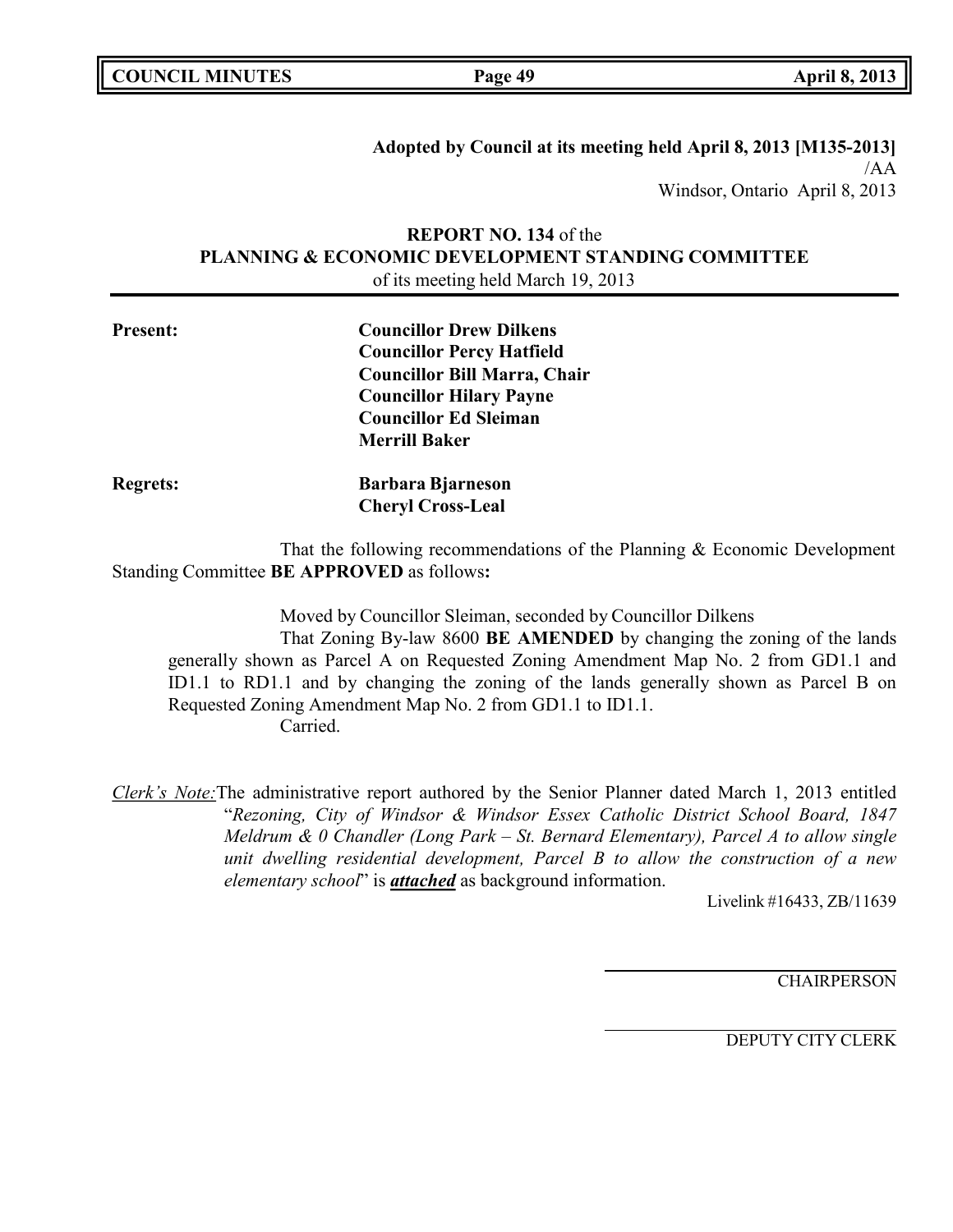**Adopted by Council at its meeting held April 8, 2013 [M135-2013]**
/AA
Windsor, Ontario April 8, 2013

**REPORT NO. 134** of the
**PLANNING & ECONOMIC DEVELOPMENT STANDING COMMITTEE**
of its meeting held March 19, 2013

**Present:** **Councillor Drew Dilkens**
**Councillor Percy Hatfield**
**Councillor Bill Marra, Chair**
**Councillor Hilary Payne**
**Councillor Ed Sleiman**
**Merrill Baker**

**Regrets:** **Barbara Bjarneson**
**Cheryl Cross-Leal**

That the following recommendations of the Planning & Economic Development Standing Committee **BE APPROVED** as follows**:**

Moved by Councillor Sleiman, seconded by Councillor Dilkens

That Zoning By-law 8600 **BE AMENDED** by changing the zoning of the lands generally shown as Parcel A on Requested Zoning Amendment Map No. 2 from GD1.1 and ID1.1 to RD1.1 and by changing the zoning of the lands generally shown as Parcel B on Requested Zoning Amendment Map No. 2 from GD1.1 to ID1.1.

Carried.

*Clerk's Note:* The administrative report authored by the Senior Planner dated March 1, 2013 entitled "*Rezoning, City of Windsor & Windsor Essex Catholic District School Board, 1847 Meldrum & 0 Chandler (Long Park – St. Bernard Elementary), Parcel A to allow single unit dwelling residential development, Parcel B to allow the construction of a new elementary school*" is ***attached*** as background information.

Livelink #16433, ZB/11639

CHAIRPERSON

DEPUTY CITY CLERK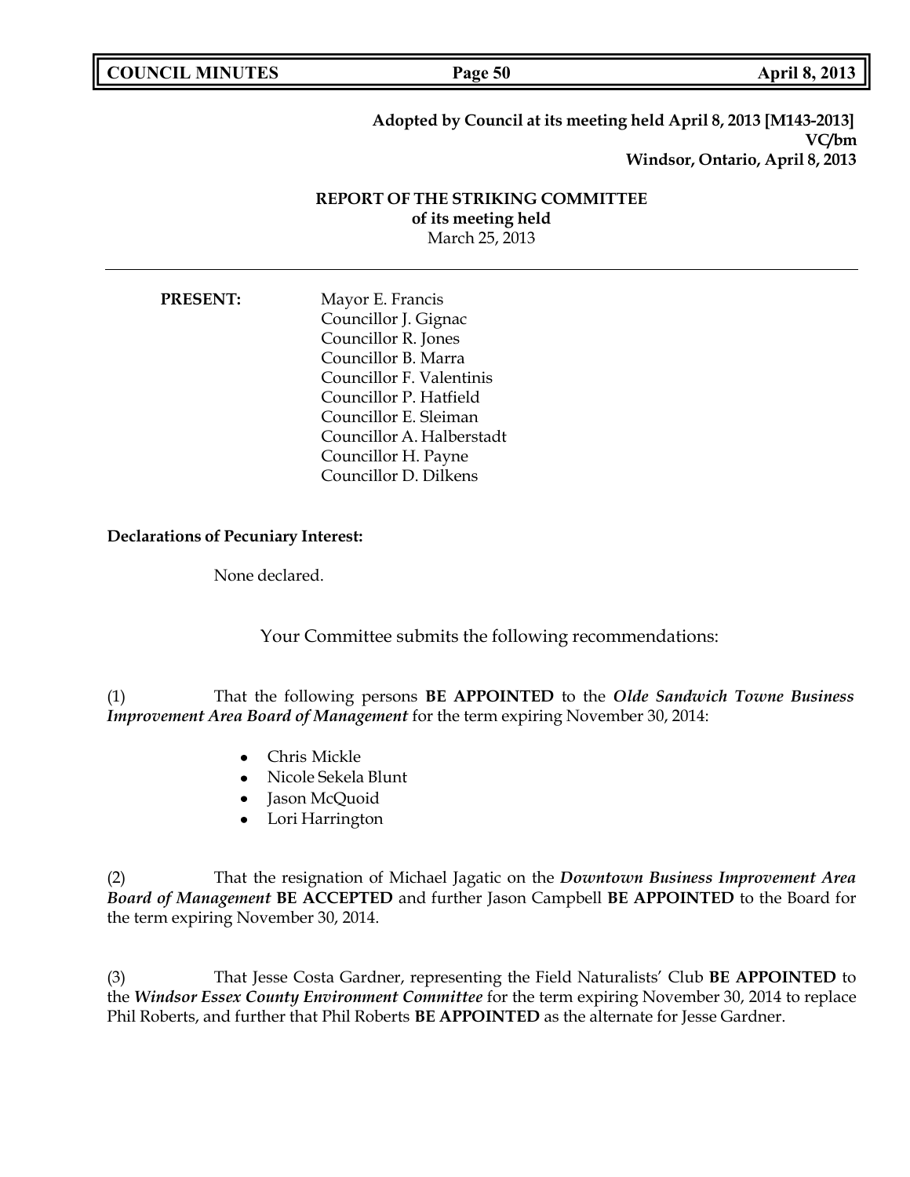**Adopted by Council at its meeting held April 8, 2013 [M143-2013]**
**VC/bm**
**Windsor, Ontario, April 8, 2013**

## REPORT OF THE STRIKING COMMITTEE
**of its meeting held**
March 25, 2013

---

**PRESENT:**

Mayor E. Francis
Councillor J. Gignac
Councillor R. Jones
Councillor B. Marra
Councillor F. Valentinis
Councillor P. Hatfield
Councillor E. Sleiman
Councillor A. Halberstadt
Councillor H. Payne
Councillor D. Dilkens

**Declarations of Pecuniary Interest:**

None declared.

Your Committee submits the following recommendations:

(1) That the following persons **BE APPOINTED** to the ***Olde Sandwich Towne Business Improvement Area Board of Management*** for the term expiring November 30, 2014:

- Chris Mickle
- Nicole Sekela Blunt
- Jason McQuoid
- Lori Harrington

(2) That the resignation of Michael Jagatic on the ***Downtown Business Improvement Area Board of Management*** **BE ACCEPTED** and further Jason Campbell **BE APPOINTED** to the Board for the term expiring November 30, 2014.

(3) That Jesse Costa Gardner, representing the Field Naturalists' Club **BE APPOINTED** to the ***Windsor Essex County Environment Committee*** for the term expiring November 30, 2014 to replace Phil Roberts, and further that Phil Roberts **BE APPOINTED** as the alternate for Jesse Gardner.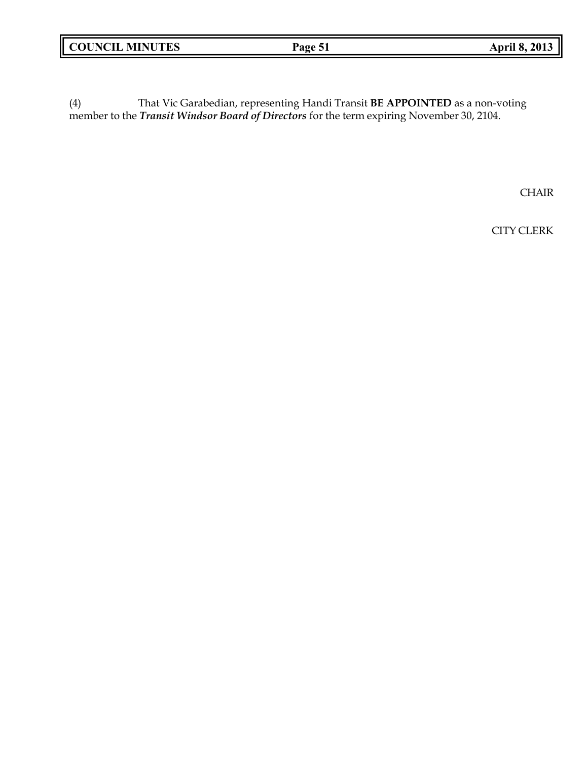(4) That Vic Garabedian, representing Handi Transit **BE APPOINTED** as a non-voting member to the ***Transit Windsor Board of Directors*** for the term expiring November 30, 2104.

CHAIR

CITY CLERK